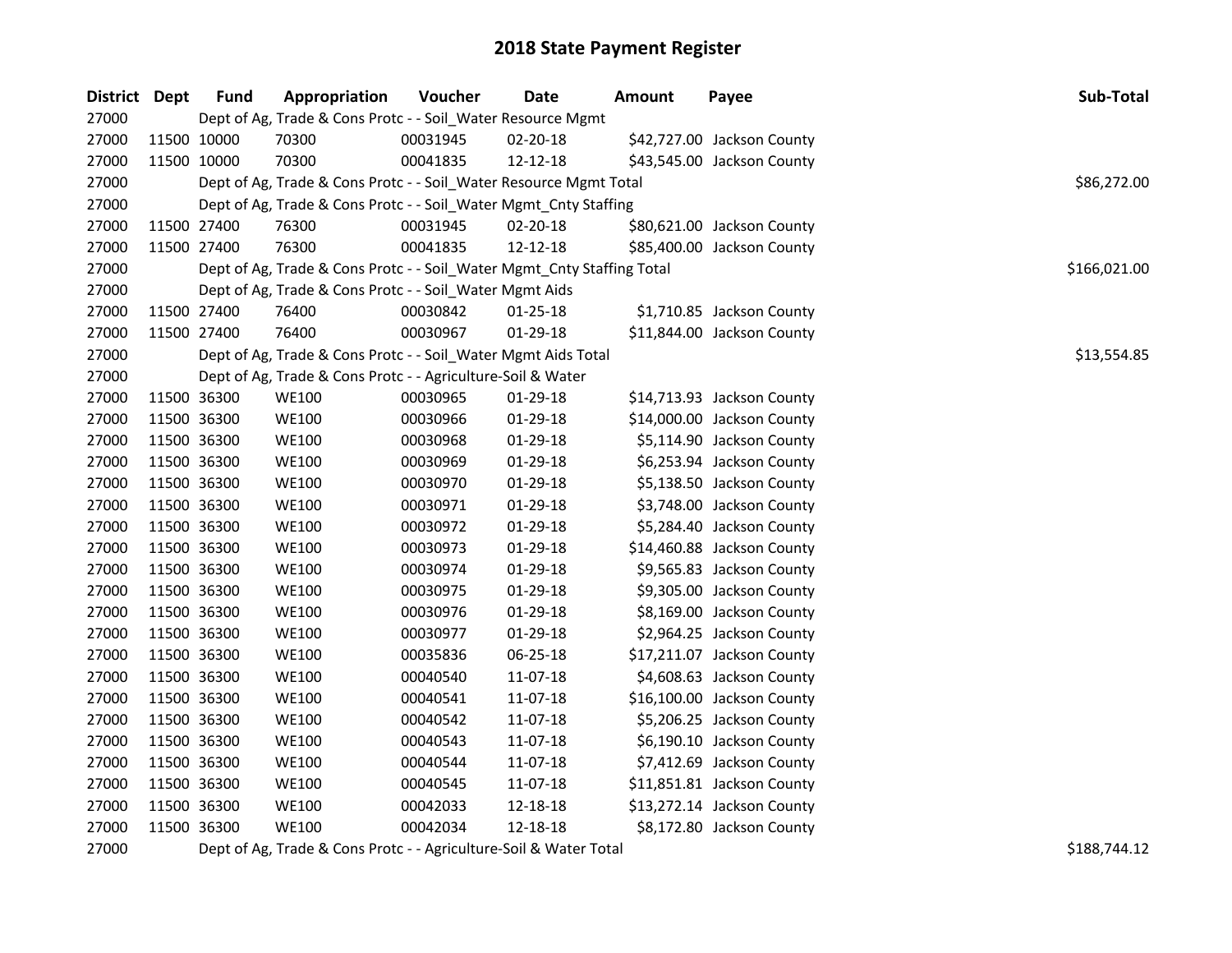# 2018 State Payment Register

| District | Dept | Fund | Appropriation | Voucher | Date | Amount | Payee | Sub-Total |
|---|---|---|---|---|---|---|---|---|
| 27000 | | Dept of Ag, Trade & Cons Protc - - Soil_Water Resource Mgmt | | | | | | |
| 27000 | 11500 | 10000 | 70300 | 00031945 | 02-20-18 | $42,727.00 | Jackson County | |
| 27000 | 11500 | 10000 | 70300 | 00041835 | 12-12-18 | $43,545.00 | Jackson County | |
| 27000 | | Dept of Ag, Trade & Cons Protc - - Soil_Water Resource Mgmt Total | | | | | | $86,272.00 |
| 27000 | | Dept of Ag, Trade & Cons Protc - - Soil_Water Mgmt_Cnty Staffing | | | | | | |
| 27000 | 11500 | 27400 | 76300 | 00031945 | 02-20-18 | $80,621.00 | Jackson County | |
| 27000 | 11500 | 27400 | 76300 | 00041835 | 12-12-18 | $85,400.00 | Jackson County | |
| 27000 | | Dept of Ag, Trade & Cons Protc - - Soil_Water Mgmt_Cnty Staffing Total | | | | | | $166,021.00 |
| 27000 | | Dept of Ag, Trade & Cons Protc - - Soil_Water Mgmt Aids | | | | | | |
| 27000 | 11500 | 27400 | 76400 | 00030842 | 01-25-18 | $1,710.85 | Jackson County | |
| 27000 | 11500 | 27400 | 76400 | 00030967 | 01-29-18 | $11,844.00 | Jackson County | |
| 27000 | | Dept of Ag, Trade & Cons Protc - - Soil_Water Mgmt Aids Total | | | | | | $13,554.85 |
| 27000 | | Dept of Ag, Trade & Cons Protc - - Agriculture-Soil & Water | | | | | | |
| 27000 | 11500 | 36300 | WE100 | 00030965 | 01-29-18 | $14,713.93 | Jackson County | |
| 27000 | 11500 | 36300 | WE100 | 00030966 | 01-29-18 | $14,000.00 | Jackson County | |
| 27000 | 11500 | 36300 | WE100 | 00030968 | 01-29-18 | $5,114.90 | Jackson County | |
| 27000 | 11500 | 36300 | WE100 | 00030969 | 01-29-18 | $6,253.94 | Jackson County | |
| 27000 | 11500 | 36300 | WE100 | 00030970 | 01-29-18 | $5,138.50 | Jackson County | |
| 27000 | 11500 | 36300 | WE100 | 00030971 | 01-29-18 | $3,748.00 | Jackson County | |
| 27000 | 11500 | 36300 | WE100 | 00030972 | 01-29-18 | $5,284.40 | Jackson County | |
| 27000 | 11500 | 36300 | WE100 | 00030973 | 01-29-18 | $14,460.88 | Jackson County | |
| 27000 | 11500 | 36300 | WE100 | 00030974 | 01-29-18 | $9,565.83 | Jackson County | |
| 27000 | 11500 | 36300 | WE100 | 00030975 | 01-29-18 | $9,305.00 | Jackson County | |
| 27000 | 11500 | 36300 | WE100 | 00030976 | 01-29-18 | $8,169.00 | Jackson County | |
| 27000 | 11500 | 36300 | WE100 | 00030977 | 01-29-18 | $2,964.25 | Jackson County | |
| 27000 | 11500 | 36300 | WE100 | 00035836 | 06-25-18 | $17,211.07 | Jackson County | |
| 27000 | 11500 | 36300 | WE100 | 00040540 | 11-07-18 | $4,608.63 | Jackson County | |
| 27000 | 11500 | 36300 | WE100 | 00040541 | 11-07-18 | $16,100.00 | Jackson County | |
| 27000 | 11500 | 36300 | WE100 | 00040542 | 11-07-18 | $5,206.25 | Jackson County | |
| 27000 | 11500 | 36300 | WE100 | 00040543 | 11-07-18 | $6,190.10 | Jackson County | |
| 27000 | 11500 | 36300 | WE100 | 00040544 | 11-07-18 | $7,412.69 | Jackson County | |
| 27000 | 11500 | 36300 | WE100 | 00040545 | 11-07-18 | $11,851.81 | Jackson County | |
| 27000 | 11500 | 36300 | WE100 | 00042033 | 12-18-18 | $13,272.14 | Jackson County | |
| 27000 | 11500 | 36300 | WE100 | 00042034 | 12-18-18 | $8,172.80 | Jackson County | |
| 27000 | | Dept of Ag, Trade & Cons Protc - - Agriculture-Soil & Water Total | | | | | | $188,744.12 |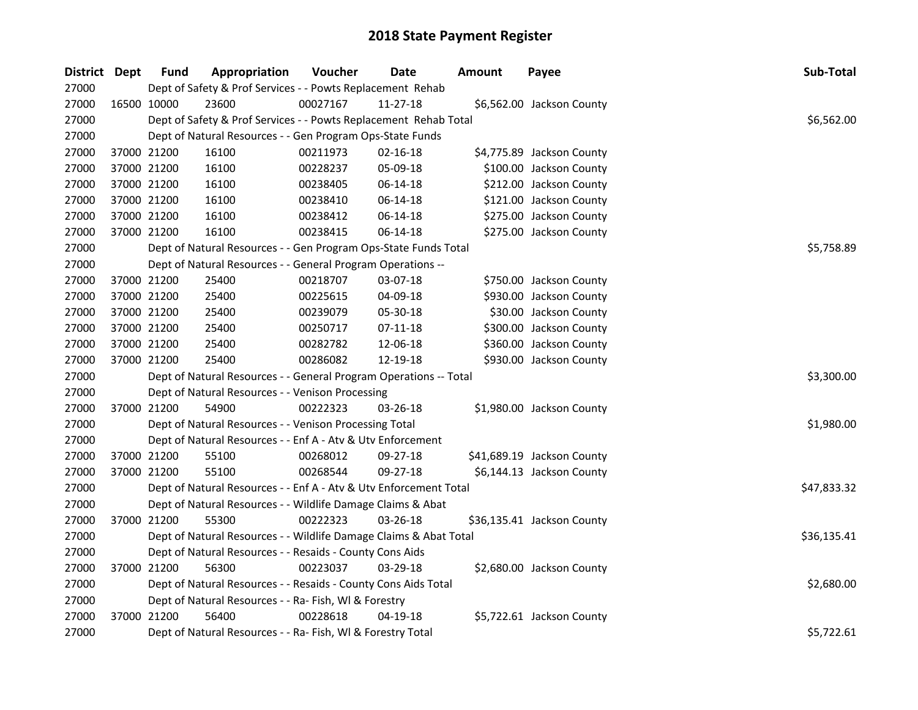# 2018 State Payment Register

| District | Dept | Fund | Appropriation | Voucher | Date | Amount | Payee | Sub-Total |
|---|---|---|---|---|---|---|---|---|
| 27000 | | Dept of Safety & Prof Services - - Powts Replacement Rehab | | | | | | |
| 27000 | 16500 | 10000 | 23600 | 00027167 | 11-27-18 | $6,562.00 | Jackson County | |
| 27000 | | Dept of Safety & Prof Services - - Powts Replacement Rehab Total | | | | | | $6,562.00 |
| 27000 | | Dept of Natural Resources - - Gen Program Ops-State Funds | | | | | | |
| 27000 | 37000 | 21200 | 16100 | 00211973 | 02-16-18 | $4,775.89 | Jackson County | |
| 27000 | 37000 | 21200 | 16100 | 00228237 | 05-09-18 | $100.00 | Jackson County | |
| 27000 | 37000 | 21200 | 16100 | 00238405 | 06-14-18 | $212.00 | Jackson County | |
| 27000 | 37000 | 21200 | 16100 | 00238410 | 06-14-18 | $121.00 | Jackson County | |
| 27000 | 37000 | 21200 | 16100 | 00238412 | 06-14-18 | $275.00 | Jackson County | |
| 27000 | 37000 | 21200 | 16100 | 00238415 | 06-14-18 | $275.00 | Jackson County | |
| 27000 | | Dept of Natural Resources - - Gen Program Ops-State Funds Total | | | | | | $5,758.89 |
| 27000 | | Dept of Natural Resources - - General Program Operations -- | | | | | | |
| 27000 | 37000 | 21200 | 25400 | 00218707 | 03-07-18 | $750.00 | Jackson County | |
| 27000 | 37000 | 21200 | 25400 | 00225615 | 04-09-18 | $930.00 | Jackson County | |
| 27000 | 37000 | 21200 | 25400 | 00239079 | 05-30-18 | $30.00 | Jackson County | |
| 27000 | 37000 | 21200 | 25400 | 00250717 | 07-11-18 | $300.00 | Jackson County | |
| 27000 | 37000 | 21200 | 25400 | 00282782 | 12-06-18 | $360.00 | Jackson County | |
| 27000 | 37000 | 21200 | 25400 | 00286082 | 12-19-18 | $930.00 | Jackson County | |
| 27000 | | Dept of Natural Resources - - General Program Operations -- Total | | | | | | $3,300.00 |
| 27000 | | Dept of Natural Resources - - Venison Processing | | | | | | |
| 27000 | 37000 | 21200 | 54900 | 00222323 | 03-26-18 | $1,980.00 | Jackson County | |
| 27000 | | Dept of Natural Resources - - Venison Processing Total | | | | | | $1,980.00 |
| 27000 | | Dept of Natural Resources - - Enf A - Atv & Utv Enforcement | | | | | | |
| 27000 | 37000 | 21200 | 55100 | 00268012 | 09-27-18 | $41,689.19 | Jackson County | |
| 27000 | 37000 | 21200 | 55100 | 00268544 | 09-27-18 | $6,144.13 | Jackson County | |
| 27000 | | Dept of Natural Resources - - Enf A - Atv & Utv Enforcement Total | | | | | | $47,833.32 |
| 27000 | | Dept of Natural Resources - - Wildlife Damage Claims & Abat | | | | | | |
| 27000 | 37000 | 21200 | 55300 | 00222323 | 03-26-18 | $36,135.41 | Jackson County | |
| 27000 | | Dept of Natural Resources - - Wildlife Damage Claims & Abat Total | | | | | | $36,135.41 |
| 27000 | | Dept of Natural Resources - - Resaids - County Cons Aids | | | | | | |
| 27000 | 37000 | 21200 | 56300 | 00223037 | 03-29-18 | $2,680.00 | Jackson County | |
| 27000 | | Dept of Natural Resources - - Resaids - County Cons Aids Total | | | | | | $2,680.00 |
| 27000 | | Dept of Natural Resources - - Ra- Fish, Wl & Forestry | | | | | | |
| 27000 | 37000 | 21200 | 56400 | 00228618 | 04-19-18 | $5,722.61 | Jackson County | |
| 27000 | | Dept of Natural Resources - - Ra- Fish, Wl & Forestry Total | | | | | | $5,722.61 |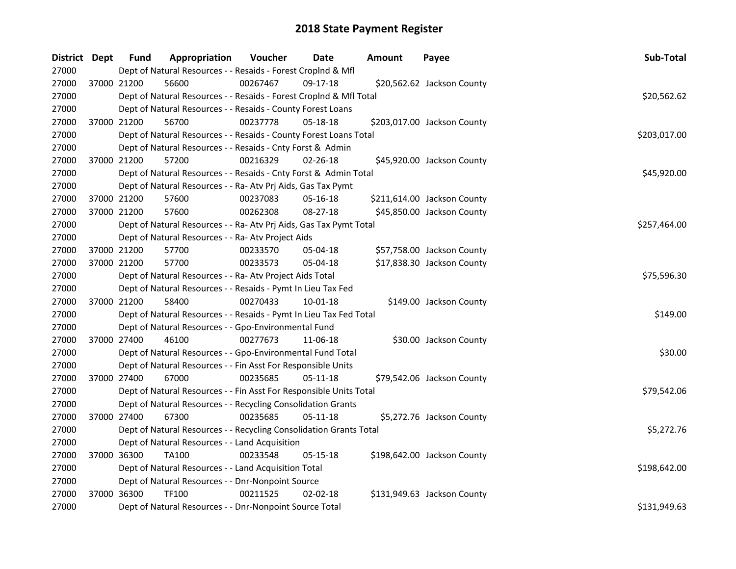# 2018 State Payment Register

| District | Dept | Fund | Appropriation | Voucher | Date | Amount | Payee | Sub-Total |
|---|---|---|---|---|---|---|---|---|
| 27000 | | Dept of Natural Resources - - Resaids - Forest Croplnd & Mfl | | | | | | |
| 27000 | 37000 | 21200 | 56600 | 00267467 | 09-17-18 | $20,562.62 | Jackson County | |
| 27000 | | Dept of Natural Resources - - Resaids - Forest Croplnd & Mfl Total | | | | | | $20,562.62 |
| 27000 | | Dept of Natural Resources - - Resaids - County Forest Loans | | | | | | |
| 27000 | 37000 | 21200 | 56700 | 00237778 | 05-18-18 | $203,017.00 | Jackson County | |
| 27000 | | Dept of Natural Resources - - Resaids - County Forest Loans Total | | | | | | $203,017.00 |
| 27000 | | Dept of Natural Resources - - Resaids - Cnty Forst & Admin | | | | | | |
| 27000 | 37000 | 21200 | 57200 | 00216329 | 02-26-18 | $45,920.00 | Jackson County | |
| 27000 | | Dept of Natural Resources - - Resaids - Cnty Forst & Admin Total | | | | | | $45,920.00 |
| 27000 | | Dept of Natural Resources - - Ra- Atv Prj Aids, Gas Tax Pymt | | | | | | |
| 27000 | 37000 | 21200 | 57600 | 00237083 | 05-16-18 | $211,614.00 | Jackson County | |
| 27000 | 37000 | 21200 | 57600 | 00262308 | 08-27-18 | $45,850.00 | Jackson County | |
| 27000 | | Dept of Natural Resources - - Ra- Atv Prj Aids, Gas Tax Pymt Total | | | | | | $257,464.00 |
| 27000 | | Dept of Natural Resources - - Ra- Atv Project Aids | | | | | | |
| 27000 | 37000 | 21200 | 57700 | 00233570 | 05-04-18 | $57,758.00 | Jackson County | |
| 27000 | 37000 | 21200 | 57700 | 00233573 | 05-04-18 | $17,838.30 | Jackson County | |
| 27000 | | Dept of Natural Resources - - Ra- Atv Project Aids Total | | | | | | $75,596.30 |
| 27000 | | Dept of Natural Resources - - Resaids - Pymt In Lieu Tax Fed | | | | | | |
| 27000 | 37000 | 21200 | 58400 | 00270433 | 10-01-18 | $149.00 | Jackson County | |
| 27000 | | Dept of Natural Resources - - Resaids - Pymt In Lieu Tax Fed Total | | | | | | $149.00 |
| 27000 | | Dept of Natural Resources - - Gpo-Environmental Fund | | | | | | |
| 27000 | 37000 | 27400 | 46100 | 00277673 | 11-06-18 | $30.00 | Jackson County | |
| 27000 | | Dept of Natural Resources - - Gpo-Environmental Fund Total | | | | | | $30.00 |
| 27000 | | Dept of Natural Resources - - Fin Asst For Responsible Units | | | | | | |
| 27000 | 37000 | 27400 | 67000 | 00235685 | 05-11-18 | $79,542.06 | Jackson County | |
| 27000 | | Dept of Natural Resources - - Fin Asst For Responsible Units Total | | | | | | $79,542.06 |
| 27000 | | Dept of Natural Resources - - Recycling Consolidation Grants | | | | | | |
| 27000 | 37000 | 27400 | 67300 | 00235685 | 05-11-18 | $5,272.76 | Jackson County | |
| 27000 | | Dept of Natural Resources - - Recycling Consolidation Grants Total | | | | | | $5,272.76 |
| 27000 | | Dept of Natural Resources - - Land Acquisition | | | | | | |
| 27000 | 37000 | 36300 | TA100 | 00233548 | 05-15-18 | $198,642.00 | Jackson County | |
| 27000 | | Dept of Natural Resources - - Land Acquisition Total | | | | | | $198,642.00 |
| 27000 | | Dept of Natural Resources - - Dnr-Nonpoint Source | | | | | | |
| 27000 | 37000 | 36300 | TF100 | 00211525 | 02-02-18 | $131,949.63 | Jackson County | |
| 27000 | | Dept of Natural Resources - - Dnr-Nonpoint Source Total | | | | | | $131,949.63 |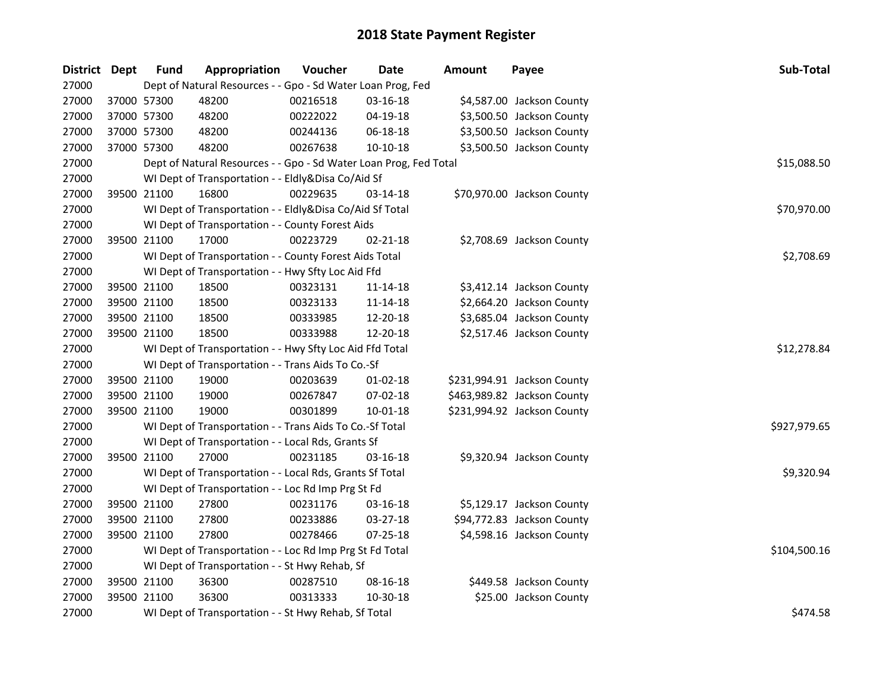# 2018 State Payment Register

| District | Dept | Fund | Appropriation | Voucher | Date | Amount | Payee | Sub-Total |
|---|---|---|---|---|---|---|---|---|
| 27000 | Dept of Natural Resources - - Gpo - Sd Water Loan Prog, Fed | | | | | | | |
| 27000 | 37000 | 57300 | 48200 | 00216518 | 03-16-18 | $4,587.00 | Jackson County | |
| 27000 | 37000 | 57300 | 48200 | 00222022 | 04-19-18 | $3,500.50 | Jackson County | |
| 27000 | 37000 | 57300 | 48200 | 00244136 | 06-18-18 | $3,500.50 | Jackson County | |
| 27000 | 37000 | 57300 | 48200 | 00267638 | 10-10-18 | $3,500.50 | Jackson County | |
| 27000 | Dept of Natural Resources - - Gpo - Sd Water Loan Prog, Fed Total | | | | | | | $15,088.50 |
| 27000 | WI Dept of Transportation - - Eldly&Disa Co/Aid Sf | | | | | | | |
| 27000 | 39500 | 21100 | 16800 | 00229635 | 03-14-18 | $70,970.00 | Jackson County | |
| 27000 | WI Dept of Transportation - - Eldly&Disa Co/Aid Sf Total | | | | | | | $70,970.00 |
| 27000 | WI Dept of Transportation - - County Forest Aids | | | | | | | |
| 27000 | 39500 | 21100 | 17000 | 00223729 | 02-21-18 | $2,708.69 | Jackson County | |
| 27000 | WI Dept of Transportation - - County Forest Aids Total | | | | | | | $2,708.69 |
| 27000 | WI Dept of Transportation - - Hwy Sfty Loc Aid Ffd | | | | | | | |
| 27000 | 39500 | 21100 | 18500 | 00323131 | 11-14-18 | $3,412.14 | Jackson County | |
| 27000 | 39500 | 21100 | 18500 | 00323133 | 11-14-18 | $2,664.20 | Jackson County | |
| 27000 | 39500 | 21100 | 18500 | 00333985 | 12-20-18 | $3,685.04 | Jackson County | |
| 27000 | 39500 | 21100 | 18500 | 00333988 | 12-20-18 | $2,517.46 | Jackson County | |
| 27000 | WI Dept of Transportation - - Hwy Sfty Loc Aid Ffd Total | | | | | | | $12,278.84 |
| 27000 | WI Dept of Transportation - - Trans Aids To Co.-Sf | | | | | | | |
| 27000 | 39500 | 21100 | 19000 | 00203639 | 01-02-18 | $231,994.91 | Jackson County | |
| 27000 | 39500 | 21100 | 19000 | 00267847 | 07-02-18 | $463,989.82 | Jackson County | |
| 27000 | 39500 | 21100 | 19000 | 00301899 | 10-01-18 | $231,994.92 | Jackson County | |
| 27000 | WI Dept of Transportation - - Trans Aids To Co.-Sf Total | | | | | | | $927,979.65 |
| 27000 | WI Dept of Transportation - - Local Rds, Grants Sf | | | | | | | |
| 27000 | 39500 | 21100 | 27000 | 00231185 | 03-16-18 | $9,320.94 | Jackson County | |
| 27000 | WI Dept of Transportation - - Local Rds, Grants Sf Total | | | | | | | $9,320.94 |
| 27000 | WI Dept of Transportation - - Loc Rd Imp Prg St Fd | | | | | | | |
| 27000 | 39500 | 21100 | 27800 | 00231176 | 03-16-18 | $5,129.17 | Jackson County | |
| 27000 | 39500 | 21100 | 27800 | 00233886 | 03-27-18 | $94,772.83 | Jackson County | |
| 27000 | 39500 | 21100 | 27800 | 00278466 | 07-25-18 | $4,598.16 | Jackson County | |
| 27000 | WI Dept of Transportation - - Loc Rd Imp Prg St Fd Total | | | | | | | $104,500.16 |
| 27000 | WI Dept of Transportation - - St Hwy Rehab, Sf | | | | | | | |
| 27000 | 39500 | 21100 | 36300 | 00287510 | 08-16-18 | $449.58 | Jackson County | |
| 27000 | 39500 | 21100 | 36300 | 00313333 | 10-30-18 | $25.00 | Jackson County | |
| 27000 | WI Dept of Transportation - - St Hwy Rehab, Sf Total | | | | | | | $474.58 |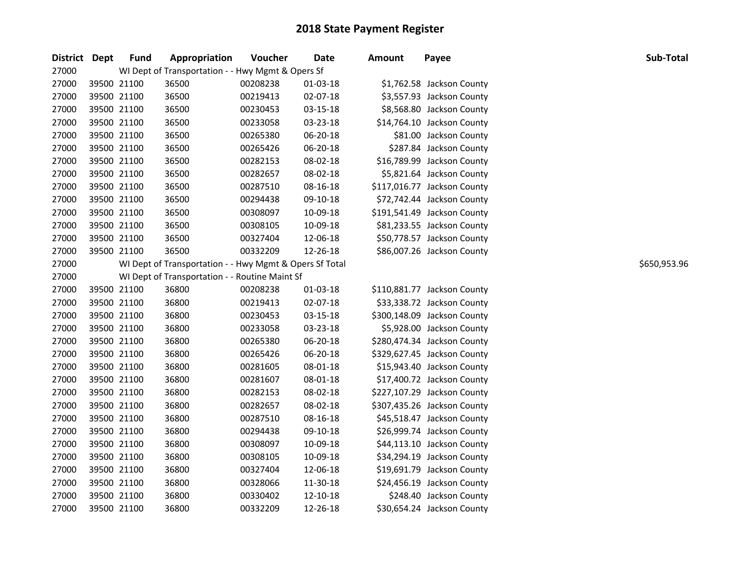# 2018 State Payment Register

| District | Dept | Fund | Appropriation | Voucher | Date | Amount | Payee | Sub-Total |
|---|---|---|---|---|---|---|---|---|
| 27000 | | WI Dept of Transportation - - Hwy Mgmt & Opers Sf | | | | | | |
| 27000 | 39500 | 21100 | 36500 | 00208238 | 01-03-18 | $1,762.58 | Jackson County | |
| 27000 | 39500 | 21100 | 36500 | 00219413 | 02-07-18 | $3,557.93 | Jackson County | |
| 27000 | 39500 | 21100 | 36500 | 00230453 | 03-15-18 | $8,568.80 | Jackson County | |
| 27000 | 39500 | 21100 | 36500 | 00233058 | 03-23-18 | $14,764.10 | Jackson County | |
| 27000 | 39500 | 21100 | 36500 | 00265380 | 06-20-18 | $81.00 | Jackson County | |
| 27000 | 39500 | 21100 | 36500 | 00265426 | 06-20-18 | $287.84 | Jackson County | |
| 27000 | 39500 | 21100 | 36500 | 00282153 | 08-02-18 | $16,789.99 | Jackson County | |
| 27000 | 39500 | 21100 | 36500 | 00282657 | 08-02-18 | $5,821.64 | Jackson County | |
| 27000 | 39500 | 21100 | 36500 | 00287510 | 08-16-18 | $117,016.77 | Jackson County | |
| 27000 | 39500 | 21100 | 36500 | 00294438 | 09-10-18 | $72,742.44 | Jackson County | |
| 27000 | 39500 | 21100 | 36500 | 00308097 | 10-09-18 | $191,541.49 | Jackson County | |
| 27000 | 39500 | 21100 | 36500 | 00308105 | 10-09-18 | $81,233.55 | Jackson County | |
| 27000 | 39500 | 21100 | 36500 | 00327404 | 12-06-18 | $50,778.57 | Jackson County | |
| 27000 | 39500 | 21100 | 36500 | 00332209 | 12-26-18 | $86,007.26 | Jackson County | |
| 27000 | | WI Dept of Transportation - - Hwy Mgmt & Opers Sf Total | | | | | | $650,953.96 |
| 27000 | | WI Dept of Transportation - - Routine Maint Sf | | | | | | |
| 27000 | 39500 | 21100 | 36800 | 00208238 | 01-03-18 | $110,881.77 | Jackson County | |
| 27000 | 39500 | 21100 | 36800 | 00219413 | 02-07-18 | $33,338.72 | Jackson County | |
| 27000 | 39500 | 21100 | 36800 | 00230453 | 03-15-18 | $300,148.09 | Jackson County | |
| 27000 | 39500 | 21100 | 36800 | 00233058 | 03-23-18 | $5,928.00 | Jackson County | |
| 27000 | 39500 | 21100 | 36800 | 00265380 | 06-20-18 | $280,474.34 | Jackson County | |
| 27000 | 39500 | 21100 | 36800 | 00265426 | 06-20-18 | $329,627.45 | Jackson County | |
| 27000 | 39500 | 21100 | 36800 | 00281605 | 08-01-18 | $15,943.40 | Jackson County | |
| 27000 | 39500 | 21100 | 36800 | 00281607 | 08-01-18 | $17,400.72 | Jackson County | |
| 27000 | 39500 | 21100 | 36800 | 00282153 | 08-02-18 | $227,107.29 | Jackson County | |
| 27000 | 39500 | 21100 | 36800 | 00282657 | 08-02-18 | $307,435.26 | Jackson County | |
| 27000 | 39500 | 21100 | 36800 | 00287510 | 08-16-18 | $45,518.47 | Jackson County | |
| 27000 | 39500 | 21100 | 36800 | 00294438 | 09-10-18 | $26,999.74 | Jackson County | |
| 27000 | 39500 | 21100 | 36800 | 00308097 | 10-09-18 | $44,113.10 | Jackson County | |
| 27000 | 39500 | 21100 | 36800 | 00308105 | 10-09-18 | $34,294.19 | Jackson County | |
| 27000 | 39500 | 21100 | 36800 | 00327404 | 12-06-18 | $19,691.79 | Jackson County | |
| 27000 | 39500 | 21100 | 36800 | 00328066 | 11-30-18 | $24,456.19 | Jackson County | |
| 27000 | 39500 | 21100 | 36800 | 00330402 | 12-10-18 | $248.40 | Jackson County | |
| 27000 | 39500 | 21100 | 36800 | 00332209 | 12-26-18 | $30,654.24 | Jackson County | |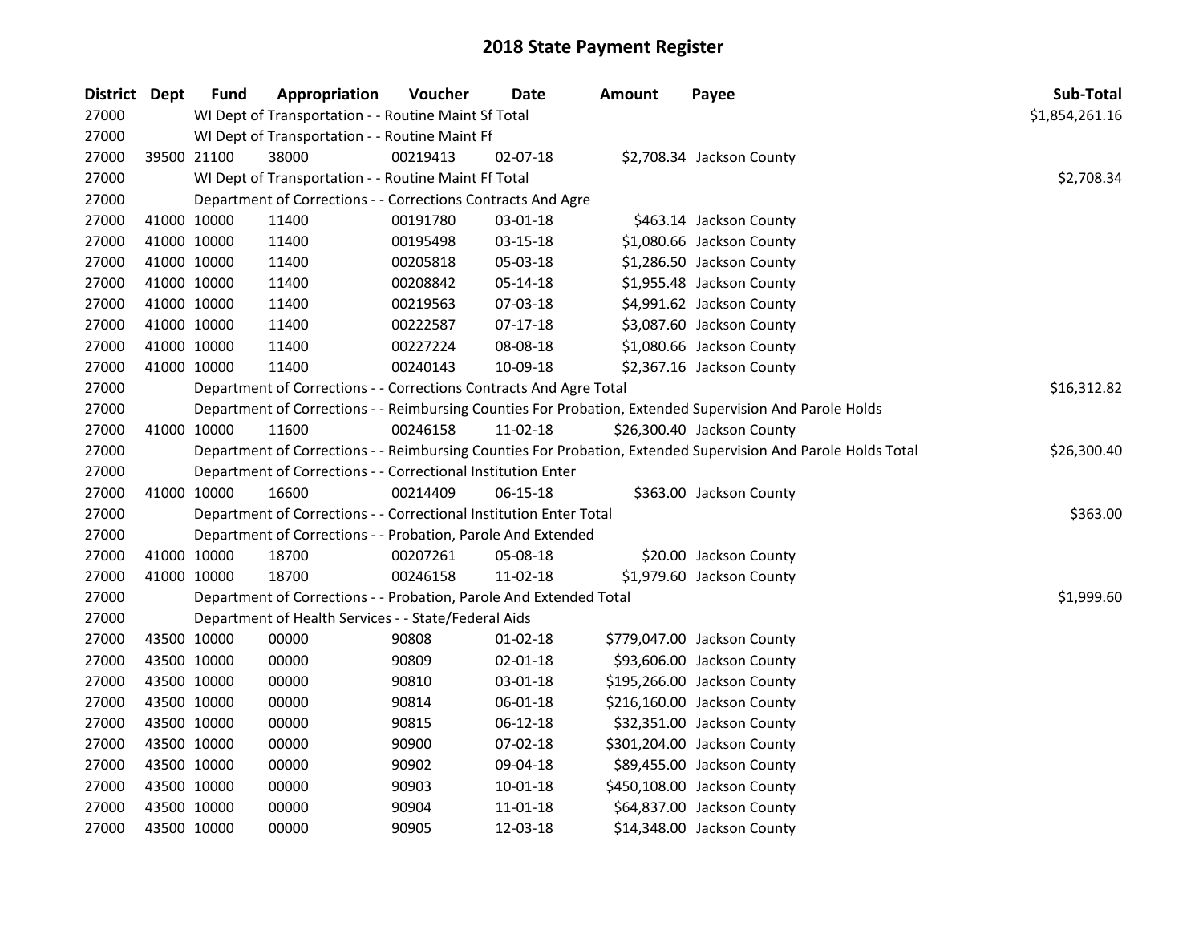# 2018 State Payment Register

| District | Dept | Fund | Appropriation | Voucher | Date | Amount | Payee | Sub-Total |
|---|---|---|---|---|---|---|---|---|
| 27000 | | WI Dept of Transportation - - Routine Maint Sf Total | | | | | | $1,854,261.16 |
| 27000 | | WI Dept of Transportation - - Routine Maint Ff | | | | | | |
| 27000 | 39500 | 21100 | 38000 | 00219413 | 02-07-18 | $2,708.34 | Jackson County | |
| 27000 | | WI Dept of Transportation - - Routine Maint Ff Total | | | | | | $2,708.34 |
| 27000 | | Department of Corrections - - Corrections Contracts And Agre | | | | | | |
| 27000 | 41000 | 10000 | 11400 | 00191780 | 03-01-18 | $463.14 | Jackson County | |
| 27000 | 41000 | 10000 | 11400 | 00195498 | 03-15-18 | $1,080.66 | Jackson County | |
| 27000 | 41000 | 10000 | 11400 | 00205818 | 05-03-18 | $1,286.50 | Jackson County | |
| 27000 | 41000 | 10000 | 11400 | 00208842 | 05-14-18 | $1,955.48 | Jackson County | |
| 27000 | 41000 | 10000 | 11400 | 00219563 | 07-03-18 | $4,991.62 | Jackson County | |
| 27000 | 41000 | 10000 | 11400 | 00222587 | 07-17-18 | $3,087.60 | Jackson County | |
| 27000 | 41000 | 10000 | 11400 | 00227224 | 08-08-18 | $1,080.66 | Jackson County | |
| 27000 | 41000 | 10000 | 11400 | 00240143 | 10-09-18 | $2,367.16 | Jackson County | |
| 27000 | | Department of Corrections - - Corrections Contracts And Agre Total | | | | | | $16,312.82 |
| 27000 | | Department of Corrections - - Reimbursing Counties For Probation, Extended Supervision And Parole Holds | | | | | | |
| 27000 | 41000 | 10000 | 11600 | 00246158 | 11-02-18 | $26,300.40 | Jackson County | |
| 27000 | | Department of Corrections - - Reimbursing Counties For Probation, Extended Supervision And Parole Holds Total | | | | | | $26,300.40 |
| 27000 | | Department of Corrections - - Correctional Institution Enter | | | | | | |
| 27000 | 41000 | 10000 | 16600 | 00214409 | 06-15-18 | $363.00 | Jackson County | |
| 27000 | | Department of Corrections - - Correctional Institution Enter Total | | | | | | $363.00 |
| 27000 | | Department of Corrections - - Probation, Parole And Extended | | | | | | |
| 27000 | 41000 | 10000 | 18700 | 00207261 | 05-08-18 | $20.00 | Jackson County | |
| 27000 | 41000 | 10000 | 18700 | 00246158 | 11-02-18 | $1,979.60 | Jackson County | |
| 27000 | | Department of Corrections - - Probation, Parole And Extended Total | | | | | | $1,999.60 |
| 27000 | | Department of Health Services - - State/Federal Aids | | | | | | |
| 27000 | 43500 | 10000 | 00000 | 90808 | 01-02-18 | $779,047.00 | Jackson County | |
| 27000 | 43500 | 10000 | 00000 | 90809 | 02-01-18 | $93,606.00 | Jackson County | |
| 27000 | 43500 | 10000 | 00000 | 90810 | 03-01-18 | $195,266.00 | Jackson County | |
| 27000 | 43500 | 10000 | 00000 | 90814 | 06-01-18 | $216,160.00 | Jackson County | |
| 27000 | 43500 | 10000 | 00000 | 90815 | 06-12-18 | $32,351.00 | Jackson County | |
| 27000 | 43500 | 10000 | 00000 | 90900 | 07-02-18 | $301,204.00 | Jackson County | |
| 27000 | 43500 | 10000 | 00000 | 90902 | 09-04-18 | $89,455.00 | Jackson County | |
| 27000 | 43500 | 10000 | 00000 | 90903 | 10-01-18 | $450,108.00 | Jackson County | |
| 27000 | 43500 | 10000 | 00000 | 90904 | 11-01-18 | $64,837.00 | Jackson County | |
| 27000 | 43500 | 10000 | 00000 | 90905 | 12-03-18 | $14,348.00 | Jackson County | |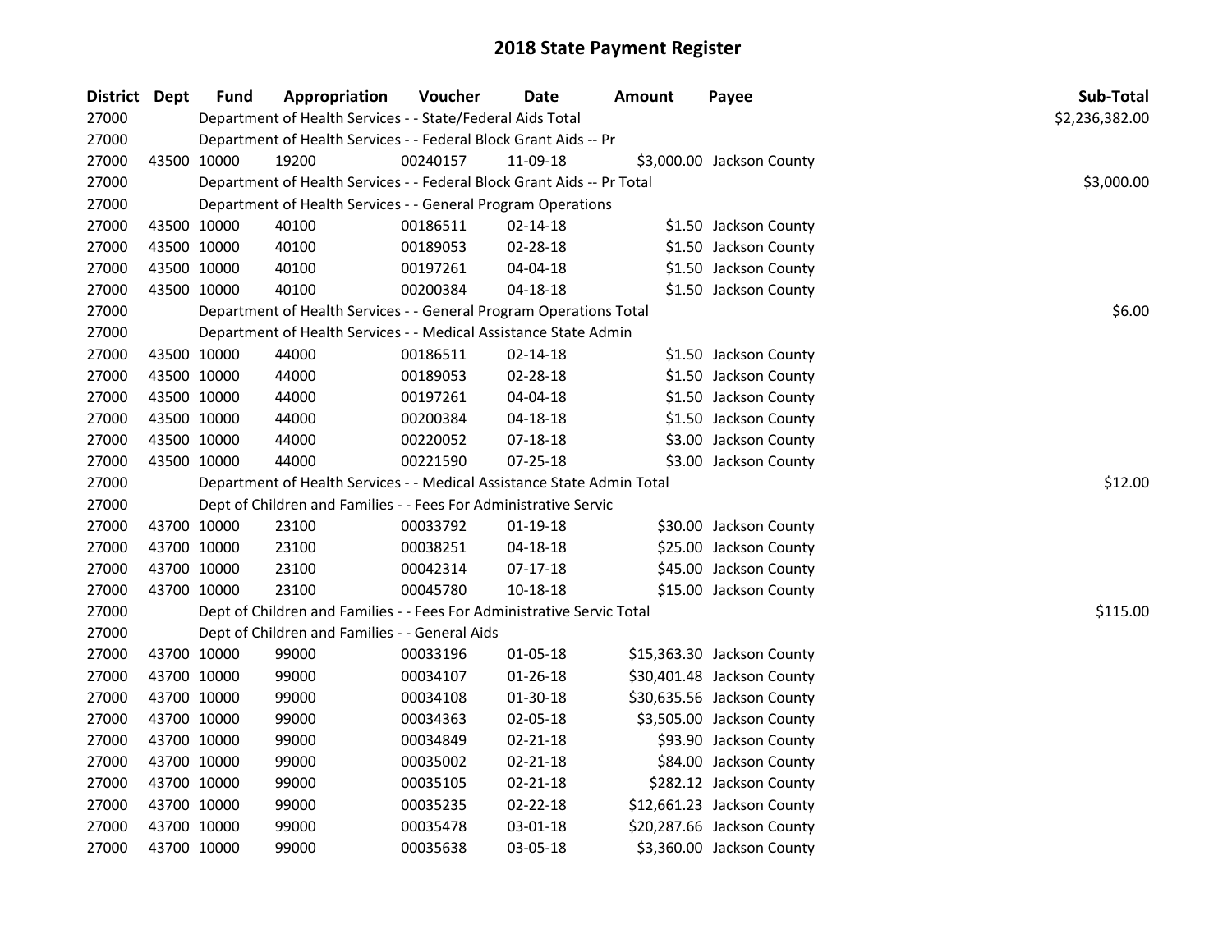# 2018 State Payment Register

| District | Dept | Fund | Appropriation | Voucher | Date | Amount | Payee | Sub-Total |
|---|---|---|---|---|---|---|---|---|
| 27000 | | Department of Health Services - - State/Federal Aids Total | | | | | | $2,236,382.00 |
| 27000 | | Department of Health Services - - Federal Block Grant Aids -- Pr | | | | | | |
| 27000 | 43500 | 10000 | 19200 | 00240157 | 11-09-18 | $3,000.00 | Jackson County | |
| 27000 | | Department of Health Services - - Federal Block Grant Aids -- Pr Total | | | | | | $3,000.00 |
| 27000 | | Department of Health Services - - General Program Operations | | | | | | |
| 27000 | 43500 | 10000 | 40100 | 00186511 | 02-14-18 | $1.50 | Jackson County | |
| 27000 | 43500 | 10000 | 40100 | 00189053 | 02-28-18 | $1.50 | Jackson County | |
| 27000 | 43500 | 10000 | 40100 | 00197261 | 04-04-18 | $1.50 | Jackson County | |
| 27000 | 43500 | 10000 | 40100 | 00200384 | 04-18-18 | $1.50 | Jackson County | |
| 27000 | | Department of Health Services - - General Program Operations Total | | | | | | $6.00 |
| 27000 | | Department of Health Services - - Medical Assistance State Admin | | | | | | |
| 27000 | 43500 | 10000 | 44000 | 00186511 | 02-14-18 | $1.50 | Jackson County | |
| 27000 | 43500 | 10000 | 44000 | 00189053 | 02-28-18 | $1.50 | Jackson County | |
| 27000 | 43500 | 10000 | 44000 | 00197261 | 04-04-18 | $1.50 | Jackson County | |
| 27000 | 43500 | 10000 | 44000 | 00200384 | 04-18-18 | $1.50 | Jackson County | |
| 27000 | 43500 | 10000 | 44000 | 00220052 | 07-18-18 | $3.00 | Jackson County | |
| 27000 | 43500 | 10000 | 44000 | 00221590 | 07-25-18 | $3.00 | Jackson County | |
| 27000 | | Department of Health Services - - Medical Assistance State Admin Total | | | | | | $12.00 |
| 27000 | | Dept of Children and Families - - Fees For Administrative Servic | | | | | | |
| 27000 | 43700 | 10000 | 23100 | 00033792 | 01-19-18 | $30.00 | Jackson County | |
| 27000 | 43700 | 10000 | 23100 | 00038251 | 04-18-18 | $25.00 | Jackson County | |
| 27000 | 43700 | 10000 | 23100 | 00042314 | 07-17-18 | $45.00 | Jackson County | |
| 27000 | 43700 | 10000 | 23100 | 00045780 | 10-18-18 | $15.00 | Jackson County | |
| 27000 | | Dept of Children and Families - - Fees For Administrative Servic Total | | | | | | $115.00 |
| 27000 | | Dept of Children and Families - - General Aids | | | | | | |
| 27000 | 43700 | 10000 | 99000 | 00033196 | 01-05-18 | $15,363.30 | Jackson County | |
| 27000 | 43700 | 10000 | 99000 | 00034107 | 01-26-18 | $30,401.48 | Jackson County | |
| 27000 | 43700 | 10000 | 99000 | 00034108 | 01-30-18 | $30,635.56 | Jackson County | |
| 27000 | 43700 | 10000 | 99000 | 00034363 | 02-05-18 | $3,505.00 | Jackson County | |
| 27000 | 43700 | 10000 | 99000 | 00034849 | 02-21-18 | $93.90 | Jackson County | |
| 27000 | 43700 | 10000 | 99000 | 00035002 | 02-21-18 | $84.00 | Jackson County | |
| 27000 | 43700 | 10000 | 99000 | 00035105 | 02-21-18 | $282.12 | Jackson County | |
| 27000 | 43700 | 10000 | 99000 | 00035235 | 02-22-18 | $12,661.23 | Jackson County | |
| 27000 | 43700 | 10000 | 99000 | 00035478 | 03-01-18 | $20,287.66 | Jackson County | |
| 27000 | 43700 | 10000 | 99000 | 00035638 | 03-05-18 | $3,360.00 | Jackson County | |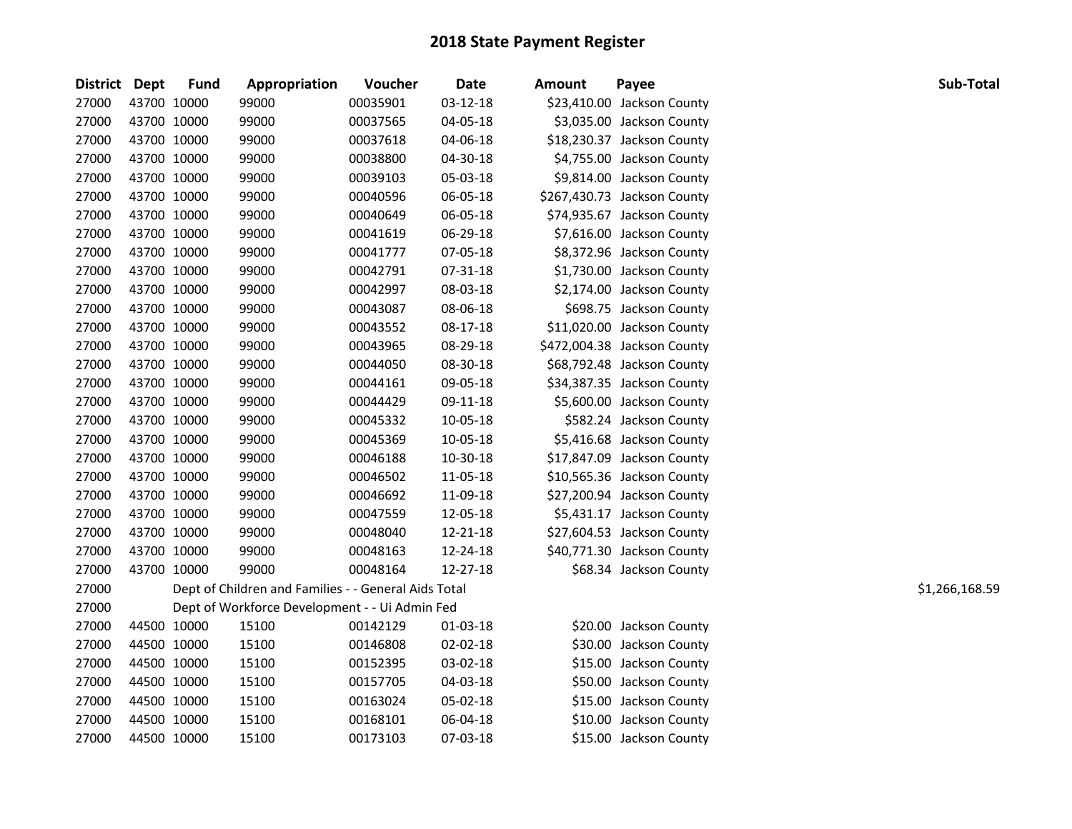# 2018 State Payment Register

| District | Dept | Fund | Appropriation | Voucher | Date | Amount | Payee | Sub-Total |
|---|---|---|---|---|---|---|---|---|
| 27000 | 43700 | 10000 | 99000 | 00035901 | 03-12-18 | $23,410.00 | Jackson County | |
| 27000 | 43700 | 10000 | 99000 | 00037565 | 04-05-18 | $3,035.00 | Jackson County | |
| 27000 | 43700 | 10000 | 99000 | 00037618 | 04-06-18 | $18,230.37 | Jackson County | |
| 27000 | 43700 | 10000 | 99000 | 00038800 | 04-30-18 | $4,755.00 | Jackson County | |
| 27000 | 43700 | 10000 | 99000 | 00039103 | 05-03-18 | $9,814.00 | Jackson County | |
| 27000 | 43700 | 10000 | 99000 | 00040596 | 06-05-18 | $267,430.73 | Jackson County | |
| 27000 | 43700 | 10000 | 99000 | 00040649 | 06-05-18 | $74,935.67 | Jackson County | |
| 27000 | 43700 | 10000 | 99000 | 00041619 | 06-29-18 | $7,616.00 | Jackson County | |
| 27000 | 43700 | 10000 | 99000 | 00041777 | 07-05-18 | $8,372.96 | Jackson County | |
| 27000 | 43700 | 10000 | 99000 | 00042791 | 07-31-18 | $1,730.00 | Jackson County | |
| 27000 | 43700 | 10000 | 99000 | 00042997 | 08-03-18 | $2,174.00 | Jackson County | |
| 27000 | 43700 | 10000 | 99000 | 00043087 | 08-06-18 | $698.75 | Jackson County | |
| 27000 | 43700 | 10000 | 99000 | 00043552 | 08-17-18 | $11,020.00 | Jackson County | |
| 27000 | 43700 | 10000 | 99000 | 00043965 | 08-29-18 | $472,004.38 | Jackson County | |
| 27000 | 43700 | 10000 | 99000 | 00044050 | 08-30-18 | $68,792.48 | Jackson County | |
| 27000 | 43700 | 10000 | 99000 | 00044161 | 09-05-18 | $34,387.35 | Jackson County | |
| 27000 | 43700 | 10000 | 99000 | 00044429 | 09-11-18 | $5,600.00 | Jackson County | |
| 27000 | 43700 | 10000 | 99000 | 00045332 | 10-05-18 | $582.24 | Jackson County | |
| 27000 | 43700 | 10000 | 99000 | 00045369 | 10-05-18 | $5,416.68 | Jackson County | |
| 27000 | 43700 | 10000 | 99000 | 00046188 | 10-30-18 | $17,847.09 | Jackson County | |
| 27000 | 43700 | 10000 | 99000 | 00046502 | 11-05-18 | $10,565.36 | Jackson County | |
| 27000 | 43700 | 10000 | 99000 | 00046692 | 11-09-18 | $27,200.94 | Jackson County | |
| 27000 | 43700 | 10000 | 99000 | 00047559 | 12-05-18 | $5,431.17 | Jackson County | |
| 27000 | 43700 | 10000 | 99000 | 00048040 | 12-21-18 | $27,604.53 | Jackson County | |
| 27000 | 43700 | 10000 | 99000 | 00048163 | 12-24-18 | $40,771.30 | Jackson County | |
| 27000 | 43700 | 10000 | 99000 | 00048164 | 12-27-18 | $68.34 | Jackson County | |
| 27000 | | Dept of Children and Families - - General Aids Total | | | | | | $1,266,168.59 |
| 27000 | | Dept of Workforce Development - - Ui Admin Fed | | | | | | |
| 27000 | 44500 | 10000 | 15100 | 00142129 | 01-03-18 | $20.00 | Jackson County | |
| 27000 | 44500 | 10000 | 15100 | 00146808 | 02-02-18 | $30.00 | Jackson County | |
| 27000 | 44500 | 10000 | 15100 | 00152395 | 03-02-18 | $15.00 | Jackson County | |
| 27000 | 44500 | 10000 | 15100 | 00157705 | 04-03-18 | $50.00 | Jackson County | |
| 27000 | 44500 | 10000 | 15100 | 00163024 | 05-02-18 | $15.00 | Jackson County | |
| 27000 | 44500 | 10000 | 15100 | 00168101 | 06-04-18 | $10.00 | Jackson County | |
| 27000 | 44500 | 10000 | 15100 | 00173103 | 07-03-18 | $15.00 | Jackson County | |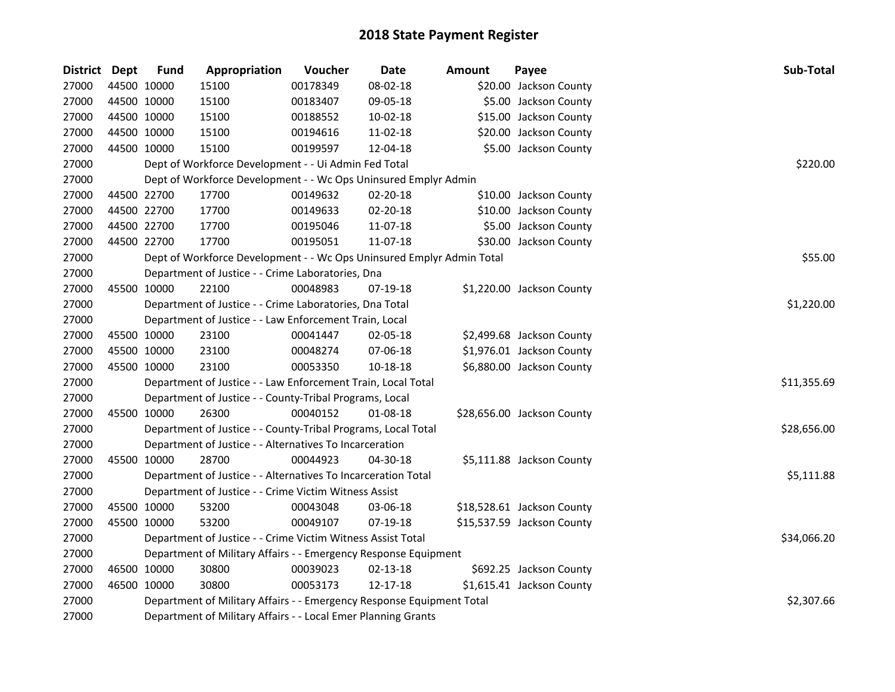# 2018 State Payment Register

| District | Dept | Fund | Appropriation | Voucher | Date | Amount | Payee | Sub-Total |
|---|---|---|---|---|---|---|---|---|
| 27000 | 44500 | 10000 | 15100 | 00178349 | 08-02-18 | $20.00 | Jackson County | |
| 27000 | 44500 | 10000 | 15100 | 00183407 | 09-05-18 | $5.00 | Jackson County | |
| 27000 | 44500 | 10000 | 15100 | 00188552 | 10-02-18 | $15.00 | Jackson County | |
| 27000 | 44500 | 10000 | 15100 | 00194616 | 11-02-18 | $20.00 | Jackson County | |
| 27000 | 44500 | 10000 | 15100 | 00199597 | 12-04-18 | $5.00 | Jackson County | |
| 27000 | | Dept of Workforce Development - - Ui Admin Fed Total | | | | | | $220.00 |
| 27000 | | Dept of Workforce Development - - Wc Ops Uninsured Emplyr Admin | | | | | | |
| 27000 | 44500 | 22700 | 17700 | 00149632 | 02-20-18 | $10.00 | Jackson County | |
| 27000 | 44500 | 22700 | 17700 | 00149633 | 02-20-18 | $10.00 | Jackson County | |
| 27000 | 44500 | 22700 | 17700 | 00195046 | 11-07-18 | $5.00 | Jackson County | |
| 27000 | 44500 | 22700 | 17700 | 00195051 | 11-07-18 | $30.00 | Jackson County | |
| 27000 | | Dept of Workforce Development - - Wc Ops Uninsured Emplyr Admin Total | | | | | | $55.00 |
| 27000 | | Department of Justice - - Crime Laboratories, Dna | | | | | | |
| 27000 | 45500 | 10000 | 22100 | 00048983 | 07-19-18 | $1,220.00 | Jackson County | |
| 27000 | | Department of Justice - - Crime Laboratories, Dna Total | | | | | | $1,220.00 |
| 27000 | | Department of Justice - - Law Enforcement Train, Local | | | | | | |
| 27000 | 45500 | 10000 | 23100 | 00041447 | 02-05-18 | $2,499.68 | Jackson County | |
| 27000 | 45500 | 10000 | 23100 | 00048274 | 07-06-18 | $1,976.01 | Jackson County | |
| 27000 | 45500 | 10000 | 23100 | 00053350 | 10-18-18 | $6,880.00 | Jackson County | |
| 27000 | | Department of Justice - - Law Enforcement Train, Local Total | | | | | | $11,355.69 |
| 27000 | | Department of Justice - - County-Tribal Programs, Local | | | | | | |
| 27000 | 45500 | 10000 | 26300 | 00040152 | 01-08-18 | $28,656.00 | Jackson County | |
| 27000 | | Department of Justice - - County-Tribal Programs, Local Total | | | | | | $28,656.00 |
| 27000 | | Department of Justice - - Alternatives To Incarceration | | | | | | |
| 27000 | 45500 | 10000 | 28700 | 00044923 | 04-30-18 | $5,111.88 | Jackson County | |
| 27000 | | Department of Justice - - Alternatives To Incarceration Total | | | | | | $5,111.88 |
| 27000 | | Department of Justice - - Crime Victim Witness Assist | | | | | | |
| 27000 | 45500 | 10000 | 53200 | 00043048 | 03-06-18 | $18,528.61 | Jackson County | |
| 27000 | 45500 | 10000 | 53200 | 00049107 | 07-19-18 | $15,537.59 | Jackson County | |
| 27000 | | Department of Justice - - Crime Victim Witness Assist Total | | | | | | $34,066.20 |
| 27000 | | Department of Military Affairs - - Emergency Response Equipment | | | | | | |
| 27000 | 46500 | 10000 | 30800 | 00039023 | 02-13-18 | $692.25 | Jackson County | |
| 27000 | 46500 | 10000 | 30800 | 00053173 | 12-17-18 | $1,615.41 | Jackson County | |
| 27000 | | Department of Military Affairs - - Emergency Response Equipment Total | | | | | | $2,307.66 |
| 27000 | | Department of Military Affairs - - Local Emer Planning Grants | | | | | | |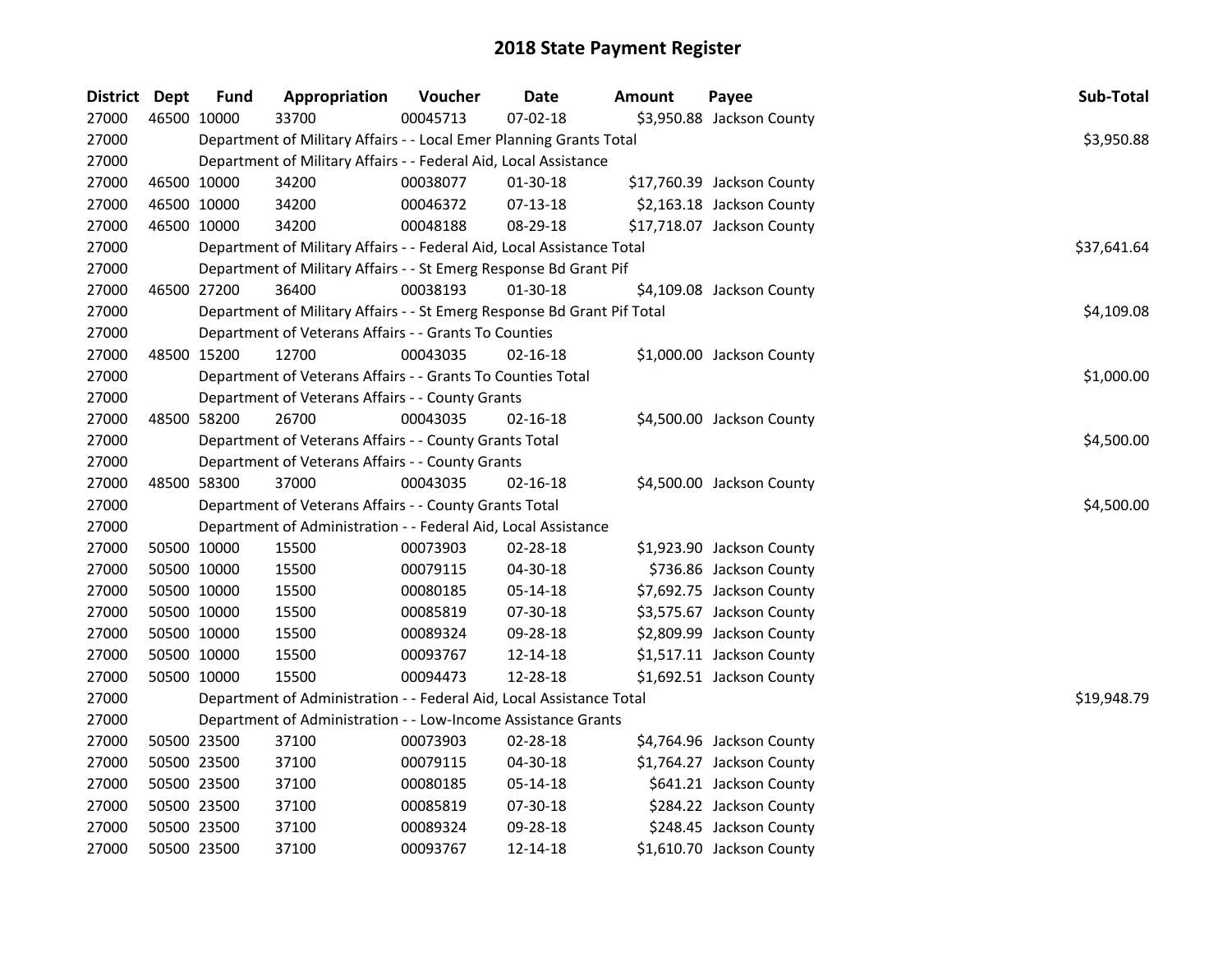# 2018 State Payment Register

| District | Dept | Fund | Appropriation | Voucher | Date | Amount | Payee | Sub-Total |
|---|---|---|---|---|---|---|---|---|
| 27000 | 46500 | 10000 | 33700 | 00045713 | 07-02-18 | $3,950.88 | Jackson County | |
| 27000 | | Department of Military Affairs - - Local Emer Planning Grants Total | | | | | | $3,950.88 |
| 27000 | | Department of Military Affairs - - Federal Aid, Local Assistance | | | | | | |
| 27000 | 46500 | 10000 | 34200 | 00038077 | 01-30-18 | $17,760.39 | Jackson County | |
| 27000 | 46500 | 10000 | 34200 | 00046372 | 07-13-18 | $2,163.18 | Jackson County | |
| 27000 | 46500 | 10000 | 34200 | 00048188 | 08-29-18 | $17,718.07 | Jackson County | |
| 27000 | | Department of Military Affairs - - Federal Aid, Local Assistance Total | | | | | | $37,641.64 |
| 27000 | | Department of Military Affairs - - St Emerg Response Bd Grant Pif | | | | | | |
| 27000 | 46500 | 27200 | 36400 | 00038193 | 01-30-18 | $4,109.08 | Jackson County | |
| 27000 | | Department of Military Affairs - - St Emerg Response Bd Grant Pif Total | | | | | | $4,109.08 |
| 27000 | | Department of Veterans Affairs - - Grants To Counties | | | | | | |
| 27000 | 48500 | 15200 | 12700 | 00043035 | 02-16-18 | $1,000.00 | Jackson County | |
| 27000 | | Department of Veterans Affairs - - Grants To Counties Total | | | | | | $1,000.00 |
| 27000 | | Department of Veterans Affairs - - County Grants | | | | | | |
| 27000 | 48500 | 58200 | 26700 | 00043035 | 02-16-18 | $4,500.00 | Jackson County | |
| 27000 | | Department of Veterans Affairs - - County Grants Total | | | | | | $4,500.00 |
| 27000 | | Department of Veterans Affairs - - County Grants | | | | | | |
| 27000 | 48500 | 58300 | 37000 | 00043035 | 02-16-18 | $4,500.00 | Jackson County | |
| 27000 | | Department of Veterans Affairs - - County Grants Total | | | | | | $4,500.00 |
| 27000 | | Department of Administration - - Federal Aid, Local Assistance | | | | | | |
| 27000 | 50500 | 10000 | 15500 | 00073903 | 02-28-18 | $1,923.90 | Jackson County | |
| 27000 | 50500 | 10000 | 15500 | 00079115 | 04-30-18 | $736.86 | Jackson County | |
| 27000 | 50500 | 10000 | 15500 | 00080185 | 05-14-18 | $7,692.75 | Jackson County | |
| 27000 | 50500 | 10000 | 15500 | 00085819 | 07-30-18 | $3,575.67 | Jackson County | |
| 27000 | 50500 | 10000 | 15500 | 00089324 | 09-28-18 | $2,809.99 | Jackson County | |
| 27000 | 50500 | 10000 | 15500 | 00093767 | 12-14-18 | $1,517.11 | Jackson County | |
| 27000 | 50500 | 10000 | 15500 | 00094473 | 12-28-18 | $1,692.51 | Jackson County | |
| 27000 | | Department of Administration - - Federal Aid, Local Assistance Total | | | | | | $19,948.79 |
| 27000 | | Department of Administration - - Low-Income Assistance Grants | | | | | | |
| 27000 | 50500 | 23500 | 37100 | 00073903 | 02-28-18 | $4,764.96 | Jackson County | |
| 27000 | 50500 | 23500 | 37100 | 00079115 | 04-30-18 | $1,764.27 | Jackson County | |
| 27000 | 50500 | 23500 | 37100 | 00080185 | 05-14-18 | $641.21 | Jackson County | |
| 27000 | 50500 | 23500 | 37100 | 00085819 | 07-30-18 | $284.22 | Jackson County | |
| 27000 | 50500 | 23500 | 37100 | 00089324 | 09-28-18 | $248.45 | Jackson County | |
| 27000 | 50500 | 23500 | 37100 | 00093767 | 12-14-18 | $1,610.70 | Jackson County | |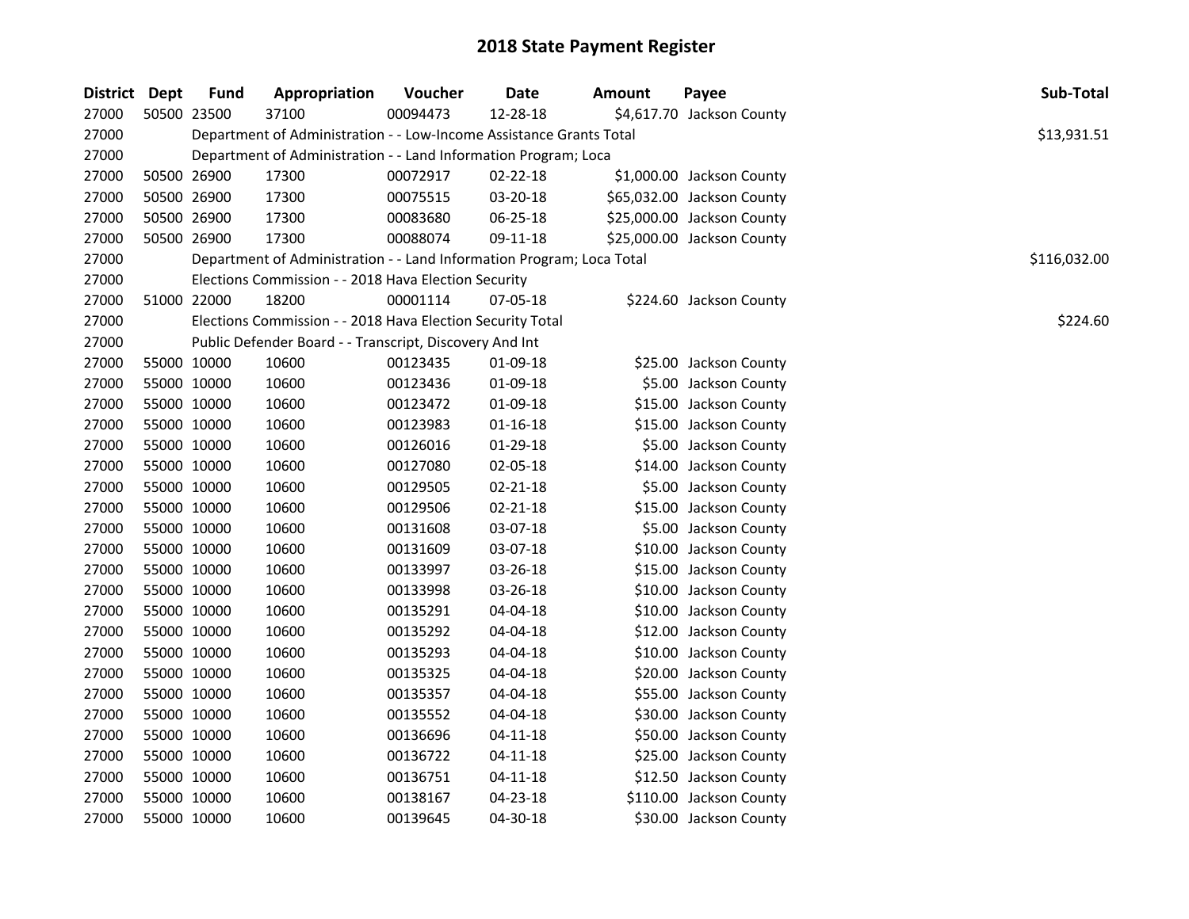# 2018 State Payment Register

| District | Dept | Fund | Appropriation | Voucher | Date | Amount | Payee | Sub-Total |
|---|---|---|---|---|---|---|---|---|
| 27000 | 50500 | 23500 | 37100 | 00094473 | 12-28-18 | $4,617.70 | Jackson County | |
| 27000 | | Department of Administration - - Low-Income Assistance Grants Total | | | | | | $13,931.51 |
| 27000 | | Department of Administration - - Land Information Program; Loca | | | | | | |
| 27000 | 50500 | 26900 | 17300 | 00072917 | 02-22-18 | $1,000.00 | Jackson County | |
| 27000 | 50500 | 26900 | 17300 | 00075515 | 03-20-18 | $65,032.00 | Jackson County | |
| 27000 | 50500 | 26900 | 17300 | 00083680 | 06-25-18 | $25,000.00 | Jackson County | |
| 27000 | 50500 | 26900 | 17300 | 00088074 | 09-11-18 | $25,000.00 | Jackson County | |
| 27000 | | Department of Administration - - Land Information Program; Loca Total | | | | | | $116,032.00 |
| 27000 | | Elections Commission - - 2018 Hava Election Security | | | | | | |
| 27000 | 51000 | 22000 | 18200 | 00001114 | 07-05-18 | $224.60 | Jackson County | |
| 27000 | | Elections Commission - - 2018 Hava Election Security Total | | | | | | $224.60 |
| 27000 | | Public Defender Board - - Transcript, Discovery And Int | | | | | | |
| 27000 | 55000 | 10000 | 10600 | 00123435 | 01-09-18 | $25.00 | Jackson County | |
| 27000 | 55000 | 10000 | 10600 | 00123436 | 01-09-18 | $5.00 | Jackson County | |
| 27000 | 55000 | 10000 | 10600 | 00123472 | 01-09-18 | $15.00 | Jackson County | |
| 27000 | 55000 | 10000 | 10600 | 00123983 | 01-16-18 | $15.00 | Jackson County | |
| 27000 | 55000 | 10000 | 10600 | 00126016 | 01-29-18 | $5.00 | Jackson County | |
| 27000 | 55000 | 10000 | 10600 | 00127080 | 02-05-18 | $14.00 | Jackson County | |
| 27000 | 55000 | 10000 | 10600 | 00129505 | 02-21-18 | $5.00 | Jackson County | |
| 27000 | 55000 | 10000 | 10600 | 00129506 | 02-21-18 | $15.00 | Jackson County | |
| 27000 | 55000 | 10000 | 10600 | 00131608 | 03-07-18 | $5.00 | Jackson County | |
| 27000 | 55000 | 10000 | 10600 | 00131609 | 03-07-18 | $10.00 | Jackson County | |
| 27000 | 55000 | 10000 | 10600 | 00133997 | 03-26-18 | $15.00 | Jackson County | |
| 27000 | 55000 | 10000 | 10600 | 00133998 | 03-26-18 | $10.00 | Jackson County | |
| 27000 | 55000 | 10000 | 10600 | 00135291 | 04-04-18 | $10.00 | Jackson County | |
| 27000 | 55000 | 10000 | 10600 | 00135292 | 04-04-18 | $12.00 | Jackson County | |
| 27000 | 55000 | 10000 | 10600 | 00135293 | 04-04-18 | $10.00 | Jackson County | |
| 27000 | 55000 | 10000 | 10600 | 00135325 | 04-04-18 | $20.00 | Jackson County | |
| 27000 | 55000 | 10000 | 10600 | 00135357 | 04-04-18 | $55.00 | Jackson County | |
| 27000 | 55000 | 10000 | 10600 | 00135552 | 04-04-18 | $30.00 | Jackson County | |
| 27000 | 55000 | 10000 | 10600 | 00136696 | 04-11-18 | $50.00 | Jackson County | |
| 27000 | 55000 | 10000 | 10600 | 00136722 | 04-11-18 | $25.00 | Jackson County | |
| 27000 | 55000 | 10000 | 10600 | 00136751 | 04-11-18 | $12.50 | Jackson County | |
| 27000 | 55000 | 10000 | 10600 | 00138167 | 04-23-18 | $110.00 | Jackson County | |
| 27000 | 55000 | 10000 | 10600 | 00139645 | 04-30-18 | $30.00 | Jackson County | |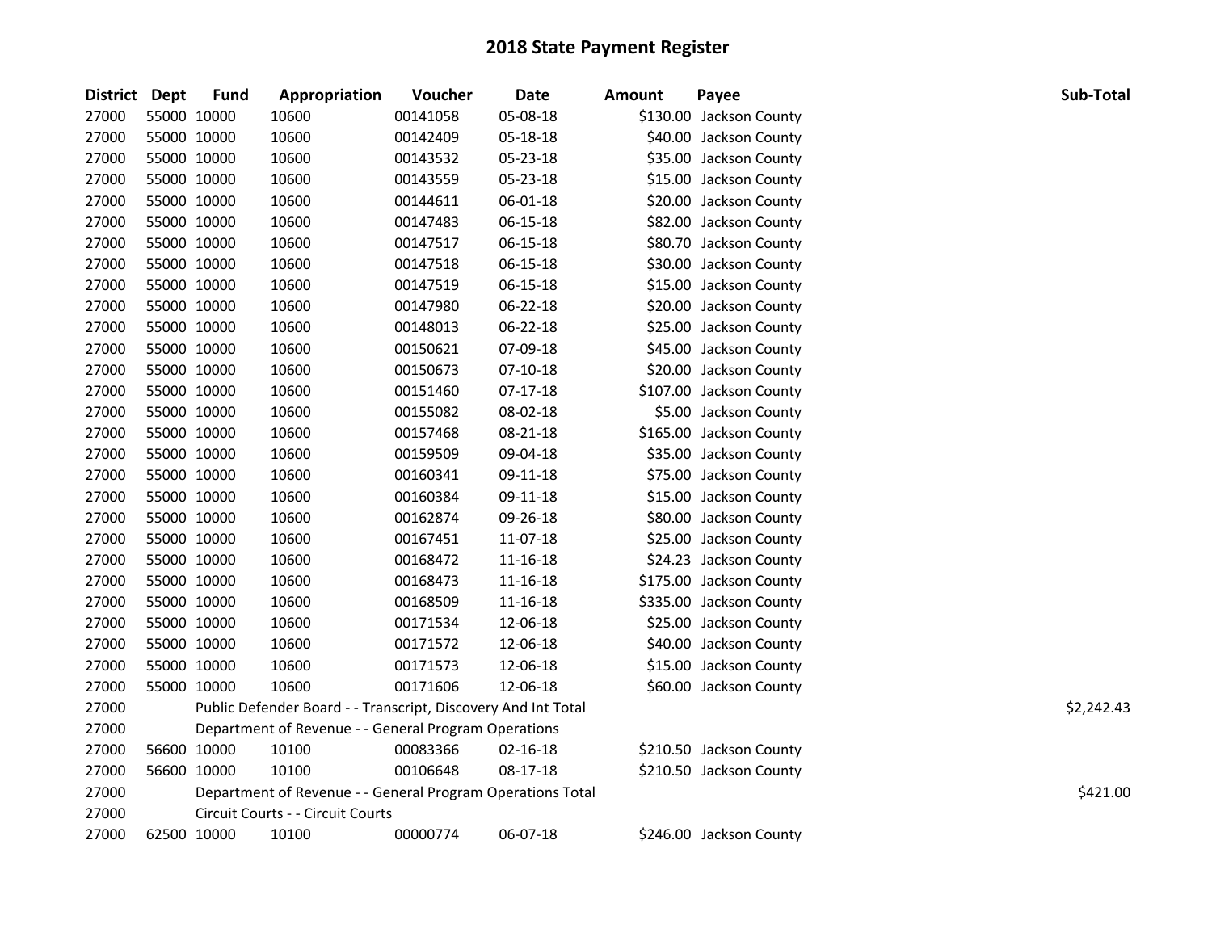# 2018 State Payment Register

| District | Dept | Fund | Appropriation | Voucher | Date | Amount | Payee | Sub-Total |
|---|---|---|---|---|---|---|---|---|
| 27000 | 55000 | 10000 | 10600 | 00141058 | 05-08-18 | $130.00 | Jackson County | |
| 27000 | 55000 | 10000 | 10600 | 00142409 | 05-18-18 | $40.00 | Jackson County | |
| 27000 | 55000 | 10000 | 10600 | 00143532 | 05-23-18 | $35.00 | Jackson County | |
| 27000 | 55000 | 10000 | 10600 | 00143559 | 05-23-18 | $15.00 | Jackson County | |
| 27000 | 55000 | 10000 | 10600 | 00144611 | 06-01-18 | $20.00 | Jackson County | |
| 27000 | 55000 | 10000 | 10600 | 00147483 | 06-15-18 | $82.00 | Jackson County | |
| 27000 | 55000 | 10000 | 10600 | 00147517 | 06-15-18 | $80.70 | Jackson County | |
| 27000 | 55000 | 10000 | 10600 | 00147518 | 06-15-18 | $30.00 | Jackson County | |
| 27000 | 55000 | 10000 | 10600 | 00147519 | 06-15-18 | $15.00 | Jackson County | |
| 27000 | 55000 | 10000 | 10600 | 00147980 | 06-22-18 | $20.00 | Jackson County | |
| 27000 | 55000 | 10000 | 10600 | 00148013 | 06-22-18 | $25.00 | Jackson County | |
| 27000 | 55000 | 10000 | 10600 | 00150621 | 07-09-18 | $45.00 | Jackson County | |
| 27000 | 55000 | 10000 | 10600 | 00150673 | 07-10-18 | $20.00 | Jackson County | |
| 27000 | 55000 | 10000 | 10600 | 00151460 | 07-17-18 | $107.00 | Jackson County | |
| 27000 | 55000 | 10000 | 10600 | 00155082 | 08-02-18 | $5.00 | Jackson County | |
| 27000 | 55000 | 10000 | 10600 | 00157468 | 08-21-18 | $165.00 | Jackson County | |
| 27000 | 55000 | 10000 | 10600 | 00159509 | 09-04-18 | $35.00 | Jackson County | |
| 27000 | 55000 | 10000 | 10600 | 00160341 | 09-11-18 | $75.00 | Jackson County | |
| 27000 | 55000 | 10000 | 10600 | 00160384 | 09-11-18 | $15.00 | Jackson County | |
| 27000 | 55000 | 10000 | 10600 | 00162874 | 09-26-18 | $80.00 | Jackson County | |
| 27000 | 55000 | 10000 | 10600 | 00167451 | 11-07-18 | $25.00 | Jackson County | |
| 27000 | 55000 | 10000 | 10600 | 00168472 | 11-16-18 | $24.23 | Jackson County | |
| 27000 | 55000 | 10000 | 10600 | 00168473 | 11-16-18 | $175.00 | Jackson County | |
| 27000 | 55000 | 10000 | 10600 | 00168509 | 11-16-18 | $335.00 | Jackson County | |
| 27000 | 55000 | 10000 | 10600 | 00171534 | 12-06-18 | $25.00 | Jackson County | |
| 27000 | 55000 | 10000 | 10600 | 00171572 | 12-06-18 | $40.00 | Jackson County | |
| 27000 | 55000 | 10000 | 10600 | 00171573 | 12-06-18 | $15.00 | Jackson County | |
| 27000 | 55000 | 10000 | 10600 | 00171606 | 12-06-18 | $60.00 | Jackson County | |
| 27000 | | Public Defender Board - - Transcript, Discovery And Int Total | | | | | | $2,242.43 |
| 27000 | | Department of Revenue - - General Program Operations | | | | | | |
| 27000 | 56600 | 10000 | 10100 | 00083366 | 02-16-18 | $210.50 | Jackson County | |
| 27000 | 56600 | 10000 | 10100 | 00106648 | 08-17-18 | $210.50 | Jackson County | |
| 27000 | | Department of Revenue - - General Program Operations Total | | | | | | $421.00 |
| 27000 | | Circuit Courts - - Circuit Courts | | | | | | |
| 27000 | 62500 | 10000 | 10100 | 00000774 | 06-07-18 | $246.00 | Jackson County | |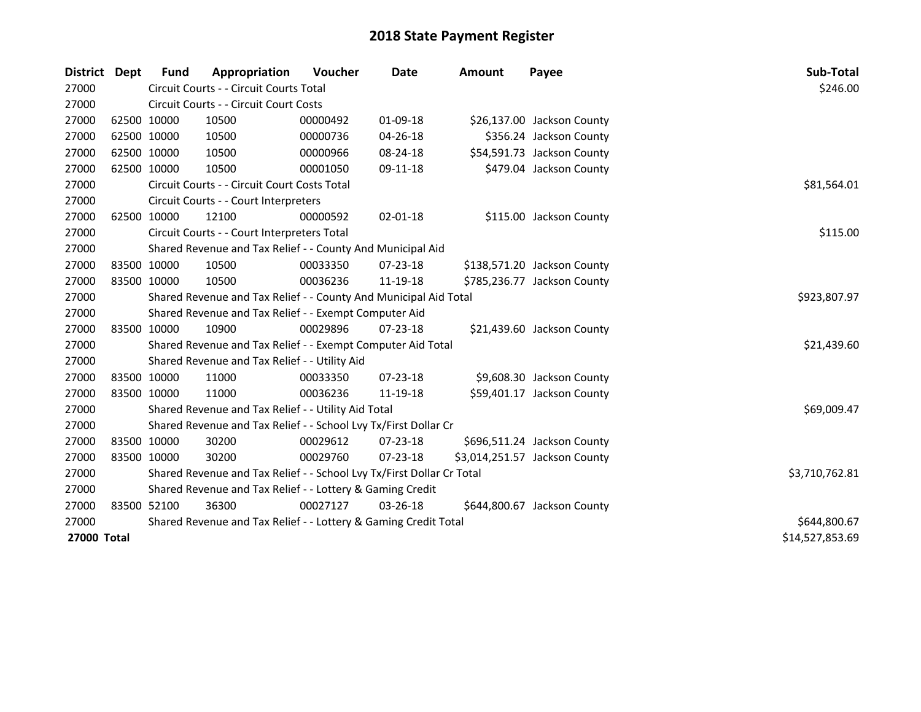# 2018 State Payment Register

| District | Dept | Fund | Appropriation | Voucher | Date | Amount | Payee | Sub-Total |
|---|---|---|---|---|---|---|---|---|
| 27000 | | Circuit Courts - - Circuit Courts Total | | | | | | $246.00 |
| 27000 | | Circuit Courts - - Circuit Court Costs | | | | | | |
| 27000 | 62500 | 10000 | 10500 | 00000492 | 01-09-18 | $26,137.00 | Jackson County | |
| 27000 | 62500 | 10000 | 10500 | 00000736 | 04-26-18 | $356.24 | Jackson County | |
| 27000 | 62500 | 10000 | 10500 | 00000966 | 08-24-18 | $54,591.73 | Jackson County | |
| 27000 | 62500 | 10000 | 10500 | 00001050 | 09-11-18 | $479.04 | Jackson County | |
| 27000 | | Circuit Courts - - Circuit Court Costs Total | | | | | | $81,564.01 |
| 27000 | | Circuit Courts - - Court Interpreters | | | | | | |
| 27000 | 62500 | 10000 | 12100 | 00000592 | 02-01-18 | $115.00 | Jackson County | |
| 27000 | | Circuit Courts - - Court Interpreters Total | | | | | | $115.00 |
| 27000 | | Shared Revenue and Tax Relief - - County And Municipal Aid | | | | | | |
| 27000 | 83500 | 10000 | 10500 | 00033350 | 07-23-18 | $138,571.20 | Jackson County | |
| 27000 | 83500 | 10000 | 10500 | 00036236 | 11-19-18 | $785,236.77 | Jackson County | |
| 27000 | | Shared Revenue and Tax Relief - - County And Municipal Aid Total | | | | | | $923,807.97 |
| 27000 | | Shared Revenue and Tax Relief - - Exempt Computer Aid | | | | | | |
| 27000 | 83500 | 10000 | 10900 | 00029896 | 07-23-18 | $21,439.60 | Jackson County | |
| 27000 | | Shared Revenue and Tax Relief - - Exempt Computer Aid Total | | | | | | $21,439.60 |
| 27000 | | Shared Revenue and Tax Relief - - Utility Aid | | | | | | |
| 27000 | 83500 | 10000 | 11000 | 00033350 | 07-23-18 | $9,608.30 | Jackson County | |
| 27000 | 83500 | 10000 | 11000 | 00036236 | 11-19-18 | $59,401.17 | Jackson County | |
| 27000 | | Shared Revenue and Tax Relief - - Utility Aid Total | | | | | | $69,009.47 |
| 27000 | | Shared Revenue and Tax Relief - - School Lvy Tx/First Dollar Cr | | | | | | |
| 27000 | 83500 | 10000 | 30200 | 00029612 | 07-23-18 | $696,511.24 | Jackson County | |
| 27000 | 83500 | 10000 | 30200 | 00029760 | 07-23-18 | $3,014,251.57 | Jackson County | |
| 27000 | | Shared Revenue and Tax Relief - - School Lvy Tx/First Dollar Cr Total | | | | | | $3,710,762.81 |
| 27000 | | Shared Revenue and Tax Relief - - Lottery & Gaming Credit | | | | | | |
| 27000 | 83500 | 52100 | 36300 | 00027127 | 03-26-18 | $644,800.67 | Jackson County | |
| 27000 | | Shared Revenue and Tax Relief - - Lottery & Gaming Credit Total | | | | | | $644,800.67 |
| **27000 Total** | | | | | | | | $14,527,853.69 |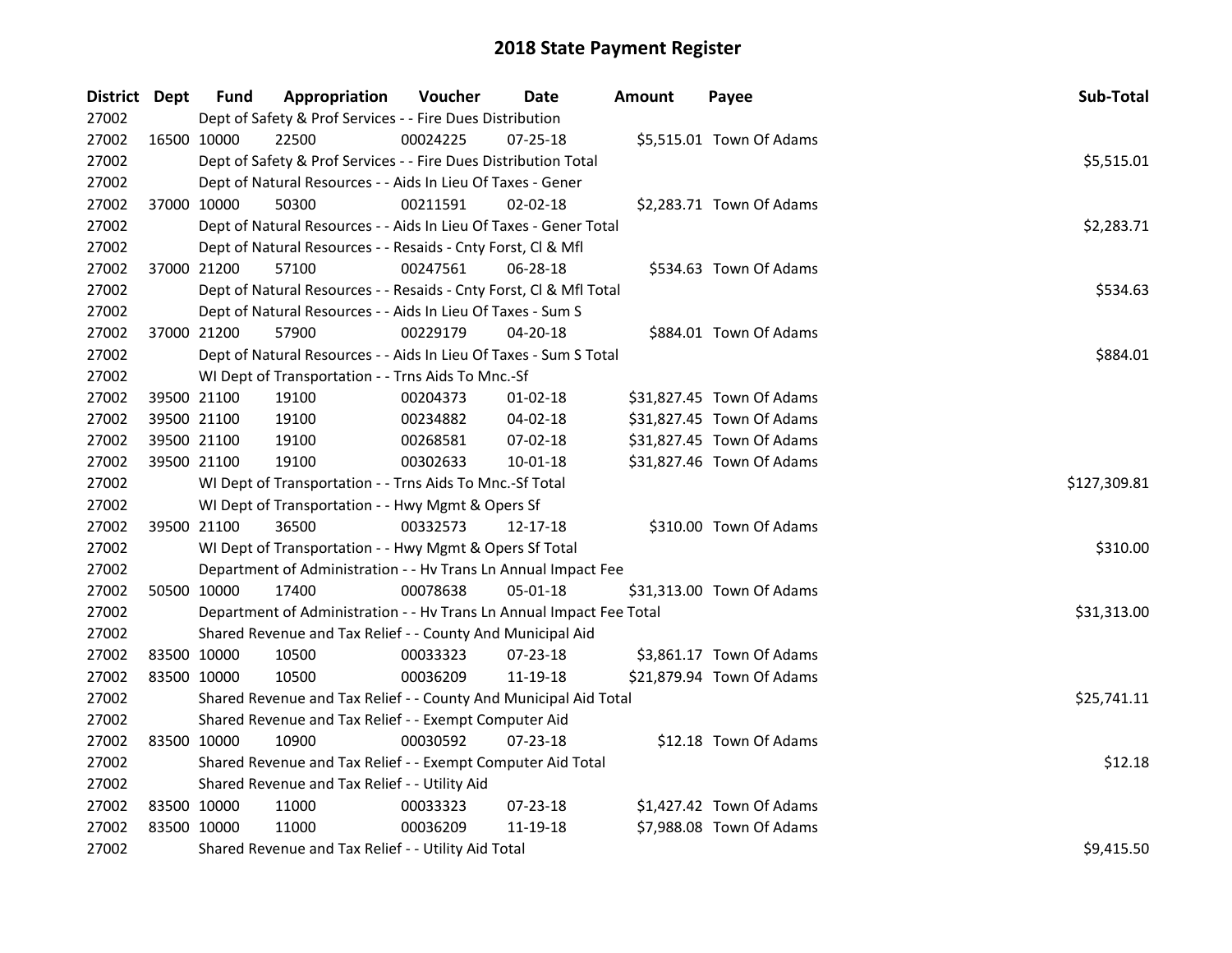# 2018 State Payment Register

| District | Dept | Fund | Appropriation | Voucher | Date | Amount | Payee | Sub-Total |
|---|---|---|---|---|---|---|---|---|
| 27002 | | | Dept of Safety & Prof Services - - Fire Dues Distribution | | | | | |
| 27002 | 16500 | 10000 | 22500 | 00024225 | 07-25-18 | $5,515.01 | Town Of Adams | |
| 27002 | | | Dept of Safety & Prof Services - - Fire Dues Distribution Total | | | | | $5,515.01 |
| 27002 | | | Dept of Natural Resources - - Aids In Lieu Of Taxes - Gener | | | | | |
| 27002 | 37000 | 10000 | 50300 | 00211591 | 02-02-18 | $2,283.71 | Town Of Adams | |
| 27002 | | | Dept of Natural Resources - - Aids In Lieu Of Taxes - Gener Total | | | | | $2,283.71 |
| 27002 | | | Dept of Natural Resources - - Resaids - Cnty Forst, Cl & Mfl | | | | | |
| 27002 | 37000 | 21200 | 57100 | 00247561 | 06-28-18 | $534.63 | Town Of Adams | |
| 27002 | | | Dept of Natural Resources - - Resaids - Cnty Forst, Cl & Mfl Total | | | | | $534.63 |
| 27002 | | | Dept of Natural Resources - - Aids In Lieu Of Taxes - Sum S | | | | | |
| 27002 | 37000 | 21200 | 57900 | 00229179 | 04-20-18 | $884.01 | Town Of Adams | |
| 27002 | | | Dept of Natural Resources - - Aids In Lieu Of Taxes - Sum S Total | | | | | $884.01 |
| 27002 | | | WI Dept of Transportation - - Trns Aids To Mnc.-Sf | | | | | |
| 27002 | 39500 | 21100 | 19100 | 00204373 | 01-02-18 | $31,827.45 | Town Of Adams | |
| 27002 | 39500 | 21100 | 19100 | 00234882 | 04-02-18 | $31,827.45 | Town Of Adams | |
| 27002 | 39500 | 21100 | 19100 | 00268581 | 07-02-18 | $31,827.45 | Town Of Adams | |
| 27002 | 39500 | 21100 | 19100 | 00302633 | 10-01-18 | $31,827.46 | Town Of Adams | |
| 27002 | | | WI Dept of Transportation - - Trns Aids To Mnc.-Sf Total | | | | | $127,309.81 |
| 27002 | | | WI Dept of Transportation - - Hwy Mgmt & Opers Sf | | | | | |
| 27002 | 39500 | 21100 | 36500 | 00332573 | 12-17-18 | $310.00 | Town Of Adams | |
| 27002 | | | WI Dept of Transportation - - Hwy Mgmt & Opers Sf Total | | | | | $310.00 |
| 27002 | | | Department of Administration - - Hv Trans Ln Annual Impact Fee | | | | | |
| 27002 | 50500 | 10000 | 17400 | 00078638 | 05-01-18 | $31,313.00 | Town Of Adams | |
| 27002 | | | Department of Administration - - Hv Trans Ln Annual Impact Fee Total | | | | | $31,313.00 |
| 27002 | | | Shared Revenue and Tax Relief - - County And Municipal Aid | | | | | |
| 27002 | 83500 | 10000 | 10500 | 00033323 | 07-23-18 | $3,861.17 | Town Of Adams | |
| 27002 | 83500 | 10000 | 10500 | 00036209 | 11-19-18 | $21,879.94 | Town Of Adams | |
| 27002 | | | Shared Revenue and Tax Relief - - County And Municipal Aid Total | | | | | $25,741.11 |
| 27002 | | | Shared Revenue and Tax Relief - - Exempt Computer Aid | | | | | |
| 27002 | 83500 | 10000 | 10900 | 00030592 | 07-23-18 | $12.18 | Town Of Adams | |
| 27002 | | | Shared Revenue and Tax Relief - - Exempt Computer Aid Total | | | | | $12.18 |
| 27002 | | | Shared Revenue and Tax Relief - - Utility Aid | | | | | |
| 27002 | 83500 | 10000 | 11000 | 00033323 | 07-23-18 | $1,427.42 | Town Of Adams | |
| 27002 | 83500 | 10000 | 11000 | 00036209 | 11-19-18 | $7,988.08 | Town Of Adams | |
| 27002 | | | Shared Revenue and Tax Relief - - Utility Aid Total | | | | | $9,415.50 |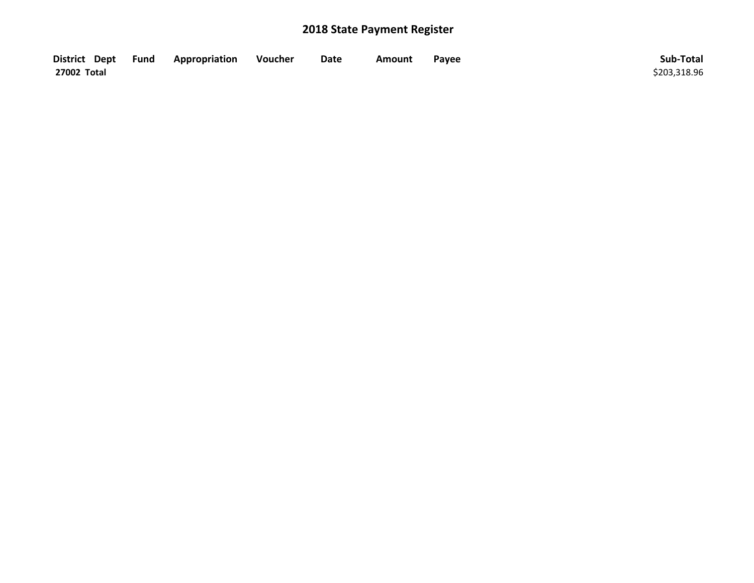# 2018 State Payment Register

| District | Dept | Fund | Appropriation | Voucher | Date | Amount | Payee | Sub-Total |
|---|---|---|---|---|---|---|---|---|
| **27002 Total** | | | | | | | | $203,318.96 |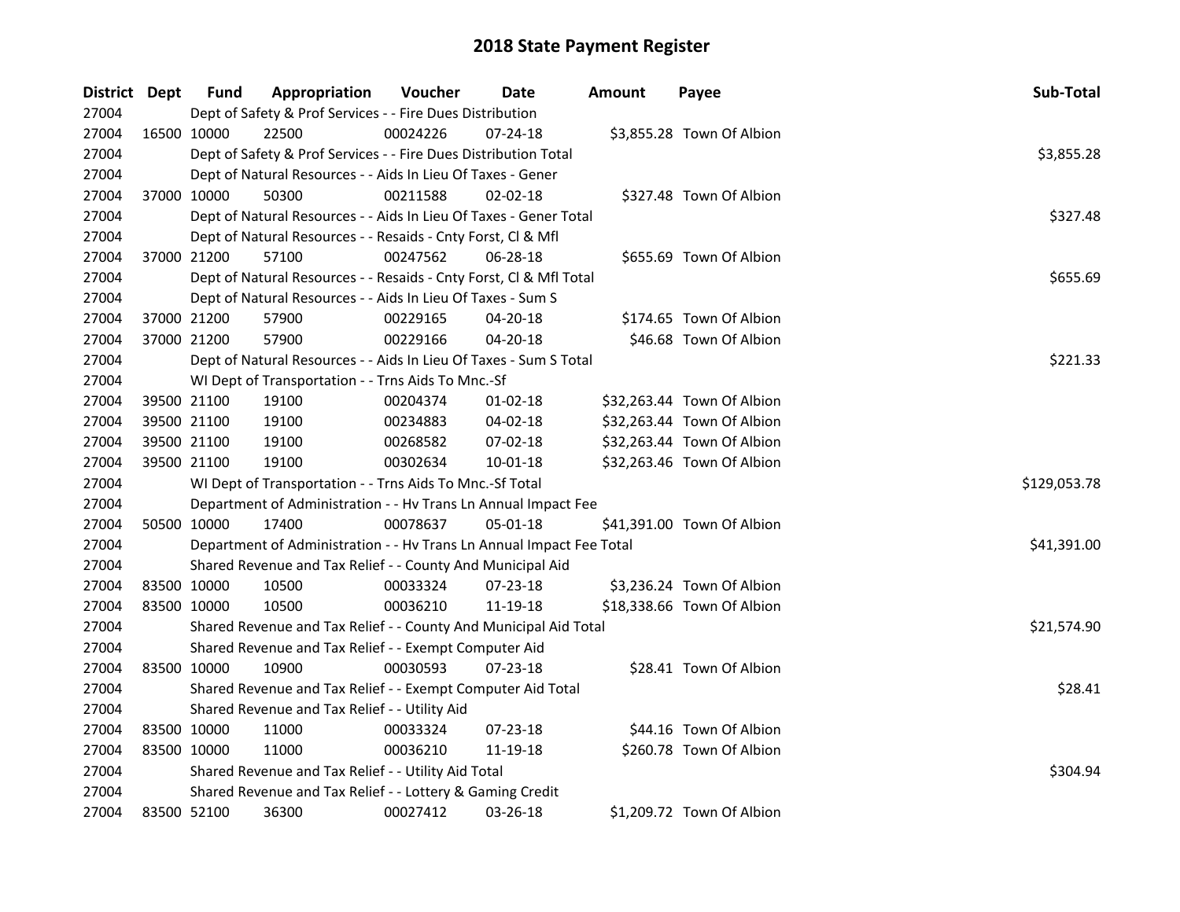# 2018 State Payment Register

| District | Dept | Fund | Appropriation | Voucher | Date | Amount | Payee | Sub-Total |
|---|---|---|---|---|---|---|---|---|
| 27004 | | Dept of Safety & Prof Services - - Fire Dues Distribution | | | | | | |
| 27004 | 16500 | 10000 | 22500 | 00024226 | 07-24-18 | $3,855.28 | Town Of Albion | |
| 27004 | | Dept of Safety & Prof Services - - Fire Dues Distribution Total | | | | | | $3,855.28 |
| 27004 | | Dept of Natural Resources - - Aids In Lieu Of Taxes - Gener | | | | | | |
| 27004 | 37000 | 10000 | 50300 | 00211588 | 02-02-18 | $327.48 | Town Of Albion | |
| 27004 | | Dept of Natural Resources - - Aids In Lieu Of Taxes - Gener Total | | | | | | $327.48 |
| 27004 | | Dept of Natural Resources - - Resaids - Cnty Forst, Cl & Mfl | | | | | | |
| 27004 | 37000 | 21200 | 57100 | 00247562 | 06-28-18 | $655.69 | Town Of Albion | |
| 27004 | | Dept of Natural Resources - - Resaids - Cnty Forst, Cl & Mfl Total | | | | | | $655.69 |
| 27004 | | Dept of Natural Resources - - Aids In Lieu Of Taxes - Sum S | | | | | | |
| 27004 | 37000 | 21200 | 57900 | 00229165 | 04-20-18 | $174.65 | Town Of Albion | |
| 27004 | 37000 | 21200 | 57900 | 00229166 | 04-20-18 | $46.68 | Town Of Albion | |
| 27004 | | Dept of Natural Resources - - Aids In Lieu Of Taxes - Sum S Total | | | | | | $221.33 |
| 27004 | | WI Dept of Transportation - - Trns Aids To Mnc.-Sf | | | | | | |
| 27004 | 39500 | 21100 | 19100 | 00204374 | 01-02-18 | $32,263.44 | Town Of Albion | |
| 27004 | 39500 | 21100 | 19100 | 00234883 | 04-02-18 | $32,263.44 | Town Of Albion | |
| 27004 | 39500 | 21100 | 19100 | 00268582 | 07-02-18 | $32,263.44 | Town Of Albion | |
| 27004 | 39500 | 21100 | 19100 | 00302634 | 10-01-18 | $32,263.46 | Town Of Albion | |
| 27004 | | WI Dept of Transportation - - Trns Aids To Mnc.-Sf Total | | | | | | $129,053.78 |
| 27004 | | Department of Administration - - Hv Trans Ln Annual Impact Fee | | | | | | |
| 27004 | 50500 | 10000 | 17400 | 00078637 | 05-01-18 | $41,391.00 | Town Of Albion | |
| 27004 | | Department of Administration - - Hv Trans Ln Annual Impact Fee Total | | | | | | $41,391.00 |
| 27004 | | Shared Revenue and Tax Relief - - County And Municipal Aid | | | | | | |
| 27004 | 83500 | 10000 | 10500 | 00033324 | 07-23-18 | $3,236.24 | Town Of Albion | |
| 27004 | 83500 | 10000 | 10500 | 00036210 | 11-19-18 | $18,338.66 | Town Of Albion | |
| 27004 | | Shared Revenue and Tax Relief - - County And Municipal Aid Total | | | | | | $21,574.90 |
| 27004 | | Shared Revenue and Tax Relief - - Exempt Computer Aid | | | | | | |
| 27004 | 83500 | 10000 | 10900 | 00030593 | 07-23-18 | $28.41 | Town Of Albion | |
| 27004 | | Shared Revenue and Tax Relief - - Exempt Computer Aid Total | | | | | | $28.41 |
| 27004 | | Shared Revenue and Tax Relief - - Utility Aid | | | | | | |
| 27004 | 83500 | 10000 | 11000 | 00033324 | 07-23-18 | $44.16 | Town Of Albion | |
| 27004 | 83500 | 10000 | 11000 | 00036210 | 11-19-18 | $260.78 | Town Of Albion | |
| 27004 | | Shared Revenue and Tax Relief - - Utility Aid Total | | | | | | $304.94 |
| 27004 | | Shared Revenue and Tax Relief - - Lottery & Gaming Credit | | | | | | |
| 27004 | 83500 | 52100 | 36300 | 00027412 | 03-26-18 | $1,209.72 | Town Of Albion | |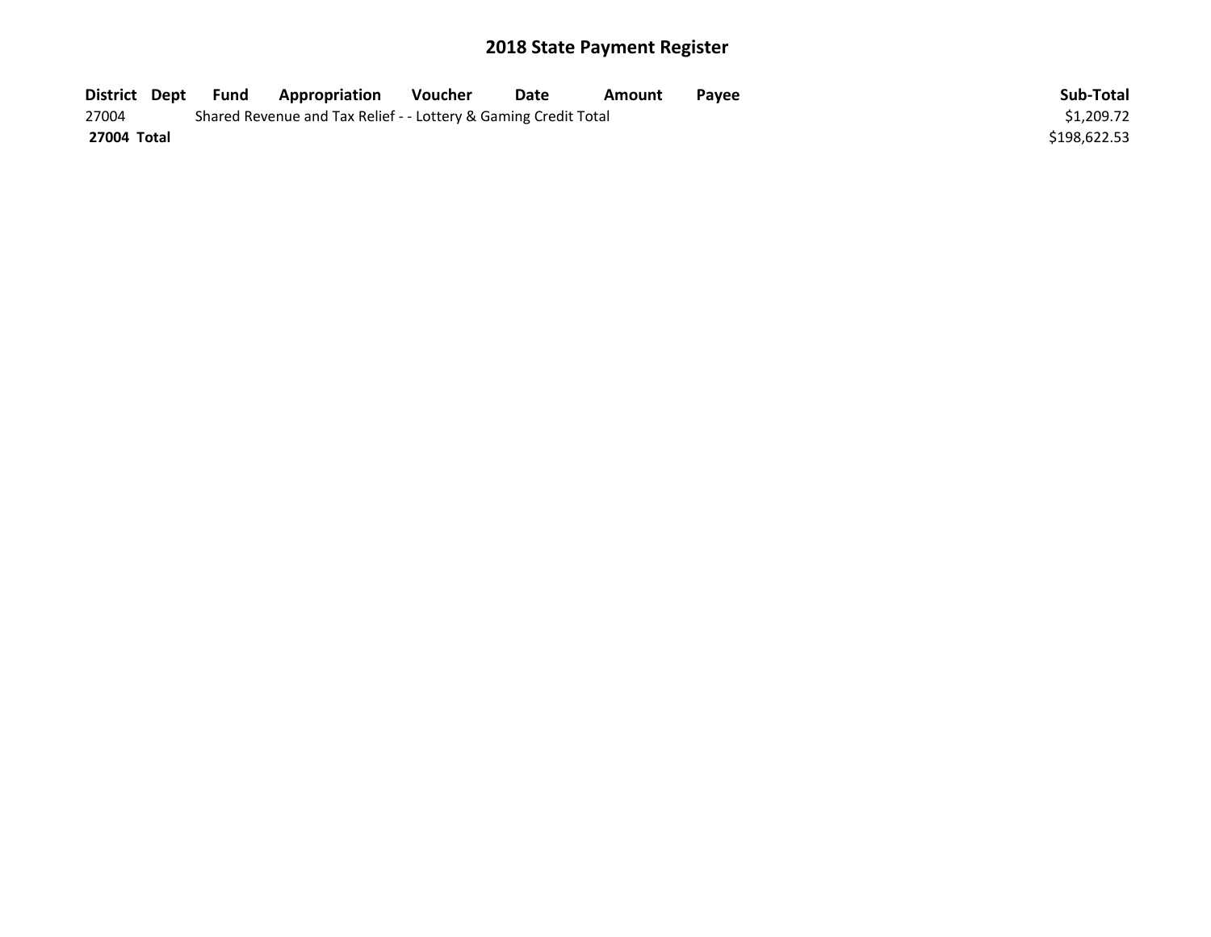# 2018 State Payment Register

| District | Dept | Fund | Appropriation | Voucher | Date | Amount | Payee | Sub-Total |
|---|---|---|---|---|---|---|---|---|
| 27004 | | Shared Revenue and Tax Relief - - Lottery & Gaming Credit Total | | | | | | $1,209.72 |
| **27004 Total** | | | | | | | | $198,622.53 |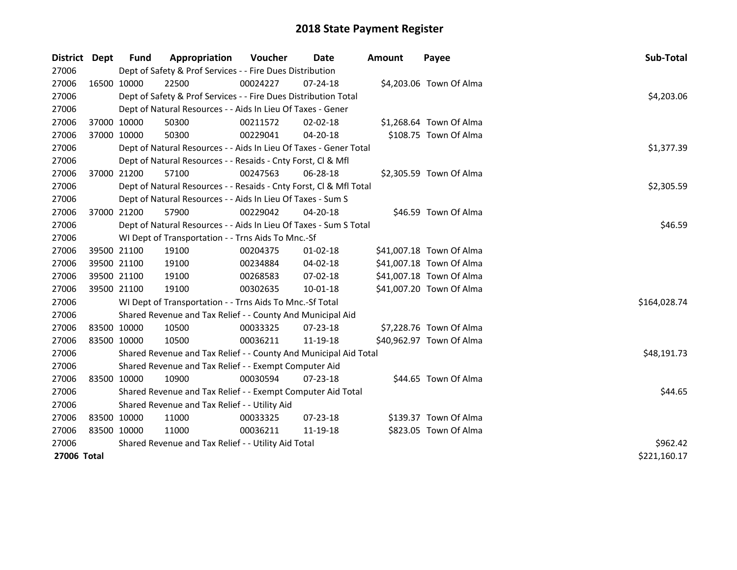# 2018 State Payment Register

| District | Dept | Fund | Appropriation | Voucher | Date | Amount | Payee | Sub-Total |
|---|---|---|---|---|---|---|---|---|
| 27006 | | Dept of Safety & Prof Services - - Fire Dues Distribution | | | | | | |
| 27006 | 16500 | 10000 | 22500 | 00024227 | 07-24-18 | $4,203.06 | Town Of Alma | |
| 27006 | | Dept of Safety & Prof Services - - Fire Dues Distribution Total | | | | | | $4,203.06 |
| 27006 | | Dept of Natural Resources - - Aids In Lieu Of Taxes - Gener | | | | | | |
| 27006 | 37000 | 10000 | 50300 | 00211572 | 02-02-18 | $1,268.64 | Town Of Alma | |
| 27006 | 37000 | 10000 | 50300 | 00229041 | 04-20-18 | $108.75 | Town Of Alma | |
| 27006 | | Dept of Natural Resources - - Aids In Lieu Of Taxes - Gener Total | | | | | | $1,377.39 |
| 27006 | | Dept of Natural Resources - - Resaids - Cnty Forst, Cl & Mfl | | | | | | |
| 27006 | 37000 | 21200 | 57100 | 00247563 | 06-28-18 | $2,305.59 | Town Of Alma | |
| 27006 | | Dept of Natural Resources - - Resaids - Cnty Forst, Cl & Mfl Total | | | | | | $2,305.59 |
| 27006 | | Dept of Natural Resources - - Aids In Lieu Of Taxes - Sum S | | | | | | |
| 27006 | 37000 | 21200 | 57900 | 00229042 | 04-20-18 | $46.59 | Town Of Alma | |
| 27006 | | Dept of Natural Resources - - Aids In Lieu Of Taxes - Sum S Total | | | | | | $46.59 |
| 27006 | | WI Dept of Transportation - - Trns Aids To Mnc.-Sf | | | | | | |
| 27006 | 39500 | 21100 | 19100 | 00204375 | 01-02-18 | $41,007.18 | Town Of Alma | |
| 27006 | 39500 | 21100 | 19100 | 00234884 | 04-02-18 | $41,007.18 | Town Of Alma | |
| 27006 | 39500 | 21100 | 19100 | 00268583 | 07-02-18 | $41,007.18 | Town Of Alma | |
| 27006 | 39500 | 21100 | 19100 | 00302635 | 10-01-18 | $41,007.20 | Town Of Alma | |
| 27006 | | WI Dept of Transportation - - Trns Aids To Mnc.-Sf Total | | | | | | $164,028.74 |
| 27006 | | Shared Revenue and Tax Relief - - County And Municipal Aid | | | | | | |
| 27006 | 83500 | 10000 | 10500 | 00033325 | 07-23-18 | $7,228.76 | Town Of Alma | |
| 27006 | 83500 | 10000 | 10500 | 00036211 | 11-19-18 | $40,962.97 | Town Of Alma | |
| 27006 | | Shared Revenue and Tax Relief - - County And Municipal Aid Total | | | | | | $48,191.73 |
| 27006 | | Shared Revenue and Tax Relief - - Exempt Computer Aid | | | | | | |
| 27006 | 83500 | 10000 | 10900 | 00030594 | 07-23-18 | $44.65 | Town Of Alma | |
| 27006 | | Shared Revenue and Tax Relief - - Exempt Computer Aid Total | | | | | | $44.65 |
| 27006 | | Shared Revenue and Tax Relief - - Utility Aid | | | | | | |
| 27006 | 83500 | 10000 | 11000 | 00033325 | 07-23-18 | $139.37 | Town Of Alma | |
| 27006 | 83500 | 10000 | 11000 | 00036211 | 11-19-18 | $823.05 | Town Of Alma | |
| 27006 | | Shared Revenue and Tax Relief - - Utility Aid Total | | | | | | $962.42 |
| **27006 Total** | | | | | | | | $221,160.17 |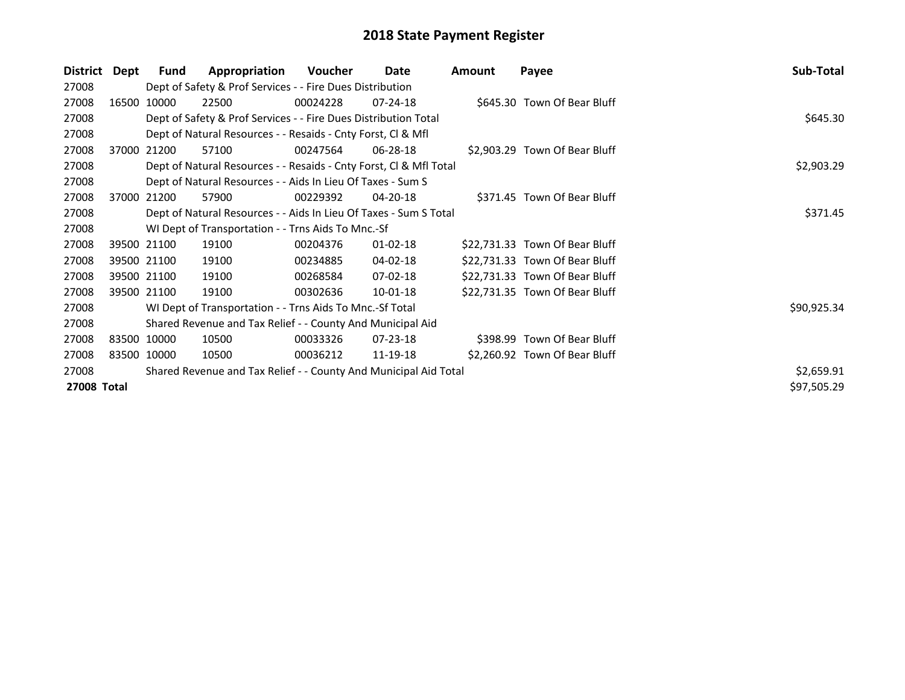# 2018 State Payment Register

| District | Dept | Fund | Appropriation | Voucher | Date | Amount | Payee | Sub-Total |
|---|---|---|---|---|---|---|---|---|
| 27008 | | Dept of Safety & Prof Services - - Fire Dues Distribution | | | | | | |
| 27008 | 16500 | 10000 | 22500 | 00024228 | 07-24-18 | $645.30 | Town Of Bear Bluff | |
| 27008 | | Dept of Safety & Prof Services - - Fire Dues Distribution Total | | | | | | $645.30 |
| 27008 | | Dept of Natural Resources - - Resaids - Cnty Forst, Cl & Mfl | | | | | | |
| 27008 | 37000 | 21200 | 57100 | 00247564 | 06-28-18 | $2,903.29 | Town Of Bear Bluff | |
| 27008 | | Dept of Natural Resources - - Resaids - Cnty Forst, Cl & Mfl Total | | | | | | $2,903.29 |
| 27008 | | Dept of Natural Resources - - Aids In Lieu Of Taxes - Sum S | | | | | | |
| 27008 | 37000 | 21200 | 57900 | 00229392 | 04-20-18 | $371.45 | Town Of Bear Bluff | |
| 27008 | | Dept of Natural Resources - - Aids In Lieu Of Taxes - Sum S Total | | | | | | $371.45 |
| 27008 | | WI Dept of Transportation - - Trns Aids To Mnc.-Sf | | | | | | |
| 27008 | 39500 | 21100 | 19100 | 00204376 | 01-02-18 | $22,731.33 | Town Of Bear Bluff | |
| 27008 | 39500 | 21100 | 19100 | 00234885 | 04-02-18 | $22,731.33 | Town Of Bear Bluff | |
| 27008 | 39500 | 21100 | 19100 | 00268584 | 07-02-18 | $22,731.33 | Town Of Bear Bluff | |
| 27008 | 39500 | 21100 | 19100 | 00302636 | 10-01-18 | $22,731.35 | Town Of Bear Bluff | |
| 27008 | | WI Dept of Transportation - - Trns Aids To Mnc.-Sf Total | | | | | | $90,925.34 |
| 27008 | | Shared Revenue and Tax Relief - - County And Municipal Aid | | | | | | |
| 27008 | 83500 | 10000 | 10500 | 00033326 | 07-23-18 | $398.99 | Town Of Bear Bluff | |
| 27008 | 83500 | 10000 | 10500 | 00036212 | 11-19-18 | $2,260.92 | Town Of Bear Bluff | |
| 27008 | | Shared Revenue and Tax Relief - - County And Municipal Aid Total | | | | | | $2,659.91 |
| **27008 Total** | | | | | | | | $97,505.29 |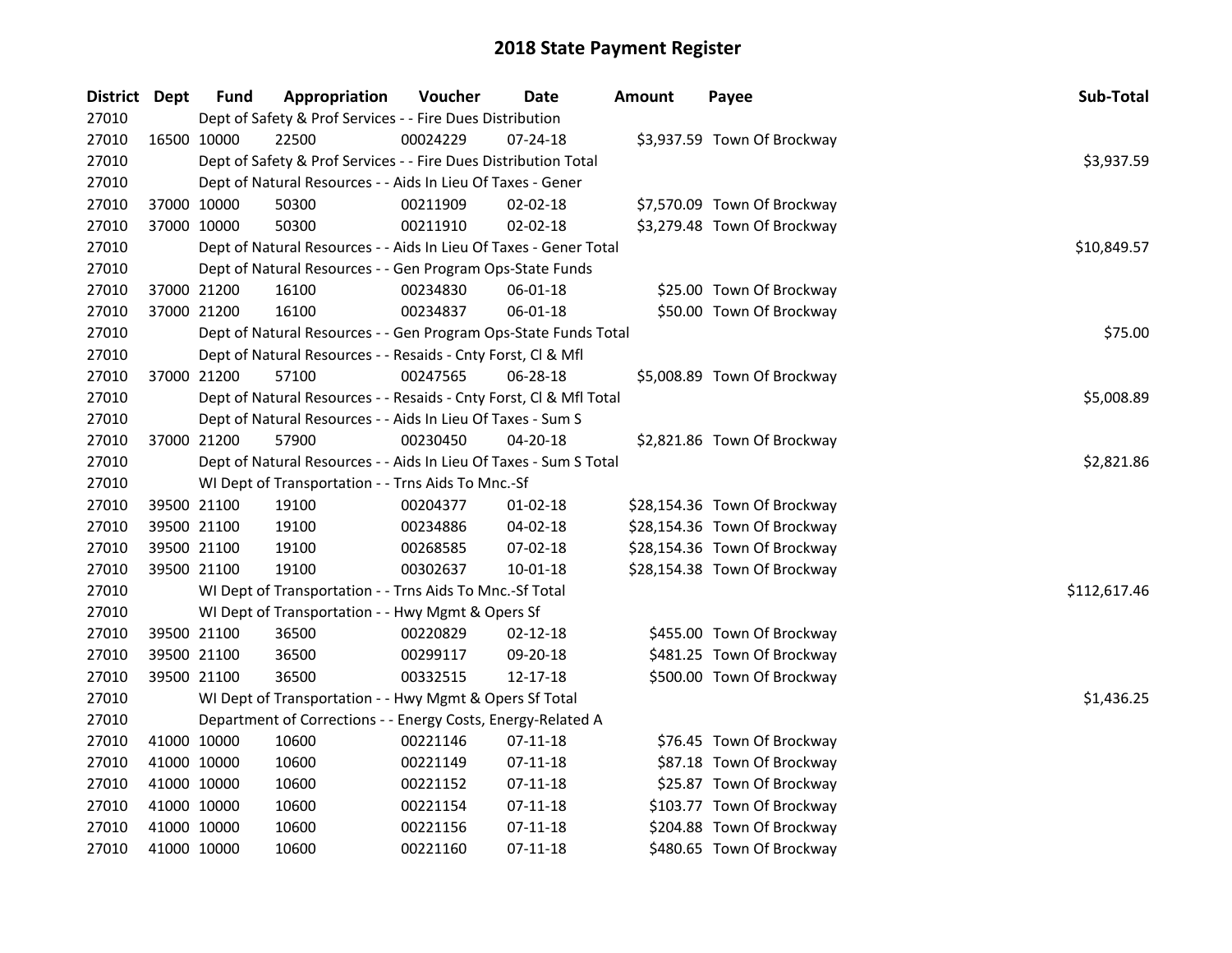# 2018 State Payment Register

| District | Dept | Fund | Appropriation | Voucher | Date | Amount | Payee | Sub-Total |
|---|---|---|---|---|---|---|---|---|
| 27010 | | Dept of Safety & Prof Services - - Fire Dues Distribution | | | | | | |
| 27010 | 16500 | 10000 | 22500 | 00024229 | 07-24-18 | $3,937.59 | Town Of Brockway | |
| 27010 | | Dept of Safety & Prof Services - - Fire Dues Distribution Total | | | | | | $3,937.59 |
| 27010 | | Dept of Natural Resources - - Aids In Lieu Of Taxes - Gener | | | | | | |
| 27010 | 37000 | 10000 | 50300 | 00211909 | 02-02-18 | $7,570.09 | Town Of Brockway | |
| 27010 | 37000 | 10000 | 50300 | 00211910 | 02-02-18 | $3,279.48 | Town Of Brockway | |
| 27010 | | Dept of Natural Resources - - Aids In Lieu Of Taxes - Gener Total | | | | | | $10,849.57 |
| 27010 | | Dept of Natural Resources - - Gen Program Ops-State Funds | | | | | | |
| 27010 | 37000 | 21200 | 16100 | 00234830 | 06-01-18 | $25.00 | Town Of Brockway | |
| 27010 | 37000 | 21200 | 16100 | 00234837 | 06-01-18 | $50.00 | Town Of Brockway | |
| 27010 | | Dept of Natural Resources - - Gen Program Ops-State Funds Total | | | | | | $75.00 |
| 27010 | | Dept of Natural Resources - - Resaids - Cnty Forst, Cl & Mfl | | | | | | |
| 27010 | 37000 | 21200 | 57100 | 00247565 | 06-28-18 | $5,008.89 | Town Of Brockway | |
| 27010 | | Dept of Natural Resources - - Resaids - Cnty Forst, Cl & Mfl Total | | | | | | $5,008.89 |
| 27010 | | Dept of Natural Resources - - Aids In Lieu Of Taxes - Sum S | | | | | | |
| 27010 | 37000 | 21200 | 57900 | 00230450 | 04-20-18 | $2,821.86 | Town Of Brockway | |
| 27010 | | Dept of Natural Resources - - Aids In Lieu Of Taxes - Sum S Total | | | | | | $2,821.86 |
| 27010 | | WI Dept of Transportation - - Trns Aids To Mnc.-Sf | | | | | | |
| 27010 | 39500 | 21100 | 19100 | 00204377 | 01-02-18 | $28,154.36 | Town Of Brockway | |
| 27010 | 39500 | 21100 | 19100 | 00234886 | 04-02-18 | $28,154.36 | Town Of Brockway | |
| 27010 | 39500 | 21100 | 19100 | 00268585 | 07-02-18 | $28,154.36 | Town Of Brockway | |
| 27010 | 39500 | 21100 | 19100 | 00302637 | 10-01-18 | $28,154.38 | Town Of Brockway | |
| 27010 | | WI Dept of Transportation - - Trns Aids To Mnc.-Sf Total | | | | | | $112,617.46 |
| 27010 | | WI Dept of Transportation - - Hwy Mgmt & Opers Sf | | | | | | |
| 27010 | 39500 | 21100 | 36500 | 00220829 | 02-12-18 | $455.00 | Town Of Brockway | |
| 27010 | 39500 | 21100 | 36500 | 00299117 | 09-20-18 | $481.25 | Town Of Brockway | |
| 27010 | 39500 | 21100 | 36500 | 00332515 | 12-17-18 | $500.00 | Town Of Brockway | |
| 27010 | | WI Dept of Transportation - - Hwy Mgmt & Opers Sf Total | | | | | | $1,436.25 |
| 27010 | | Department of Corrections - - Energy Costs, Energy-Related A | | | | | | |
| 27010 | 41000 | 10000 | 10600 | 00221146 | 07-11-18 | $76.45 | Town Of Brockway | |
| 27010 | 41000 | 10000 | 10600 | 00221149 | 07-11-18 | $87.18 | Town Of Brockway | |
| 27010 | 41000 | 10000 | 10600 | 00221152 | 07-11-18 | $25.87 | Town Of Brockway | |
| 27010 | 41000 | 10000 | 10600 | 00221154 | 07-11-18 | $103.77 | Town Of Brockway | |
| 27010 | 41000 | 10000 | 10600 | 00221156 | 07-11-18 | $204.88 | Town Of Brockway | |
| 27010 | 41000 | 10000 | 10600 | 00221160 | 07-11-18 | $480.65 | Town Of Brockway | |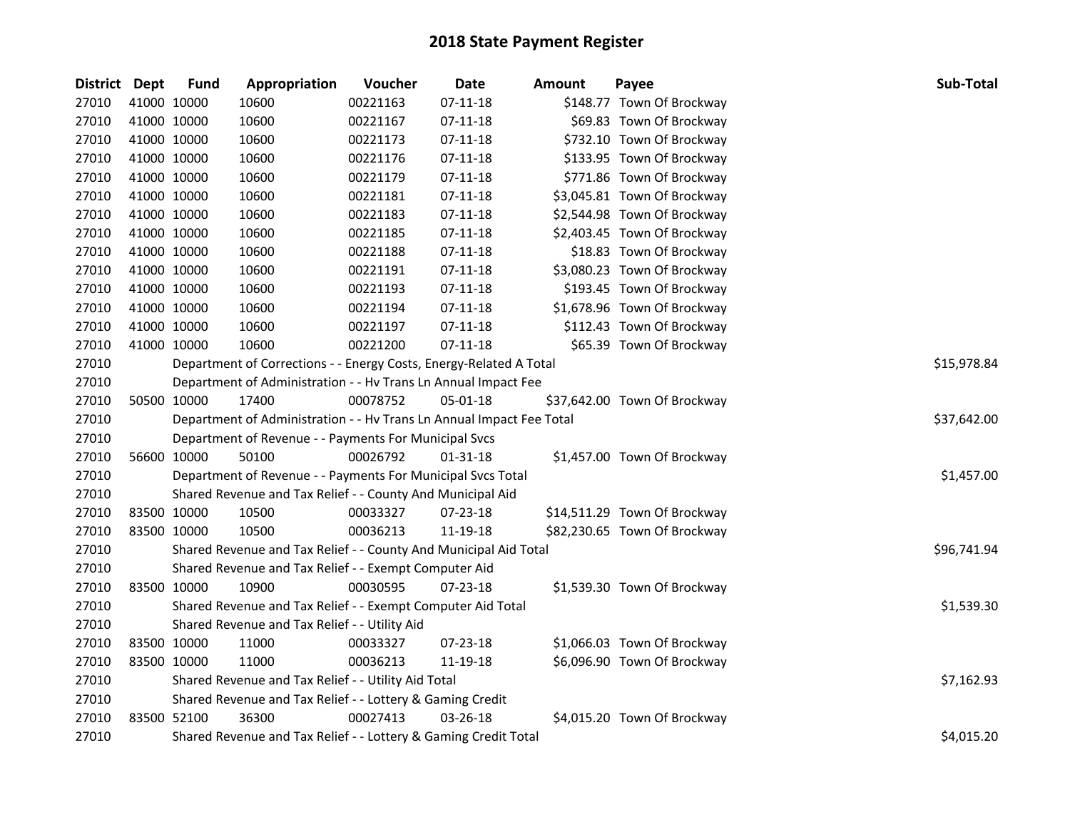# 2018 State Payment Register

| District | Dept | Fund | Appropriation | Voucher | Date | Amount | Payee | Sub-Total |
|---|---|---|---|---|---|---|---|---|
| 27010 | 41000 | 10000 | 10600 | 00221163 | 07-11-18 | $148.77 | Town Of Brockway | |
| 27010 | 41000 | 10000 | 10600 | 00221167 | 07-11-18 | $69.83 | Town Of Brockway | |
| 27010 | 41000 | 10000 | 10600 | 00221173 | 07-11-18 | $732.10 | Town Of Brockway | |
| 27010 | 41000 | 10000 | 10600 | 00221176 | 07-11-18 | $133.95 | Town Of Brockway | |
| 27010 | 41000 | 10000 | 10600 | 00221179 | 07-11-18 | $771.86 | Town Of Brockway | |
| 27010 | 41000 | 10000 | 10600 | 00221181 | 07-11-18 | $3,045.81 | Town Of Brockway | |
| 27010 | 41000 | 10000 | 10600 | 00221183 | 07-11-18 | $2,544.98 | Town Of Brockway | |
| 27010 | 41000 | 10000 | 10600 | 00221185 | 07-11-18 | $2,403.45 | Town Of Brockway | |
| 27010 | 41000 | 10000 | 10600 | 00221188 | 07-11-18 | $18.83 | Town Of Brockway | |
| 27010 | 41000 | 10000 | 10600 | 00221191 | 07-11-18 | $3,080.23 | Town Of Brockway | |
| 27010 | 41000 | 10000 | 10600 | 00221193 | 07-11-18 | $193.45 | Town Of Brockway | |
| 27010 | 41000 | 10000 | 10600 | 00221194 | 07-11-18 | $1,678.96 | Town Of Brockway | |
| 27010 | 41000 | 10000 | 10600 | 00221197 | 07-11-18 | $112.43 | Town Of Brockway | |
| 27010 | 41000 | 10000 | 10600 | 00221200 | 07-11-18 | $65.39 | Town Of Brockway | |
| 27010 | | | Department of Corrections - - Energy Costs, Energy-Related A Total | | | | | $15,978.84 |
| 27010 | | | Department of Administration - - Hv Trans Ln Annual Impact Fee | | | | | |
| 27010 | 50500 | 10000 | 17400 | 00078752 | 05-01-18 | $37,642.00 | Town Of Brockway | |
| 27010 | | | Department of Administration - - Hv Trans Ln Annual Impact Fee Total | | | | | $37,642.00 |
| 27010 | | | Department of Revenue - - Payments For Municipal Svcs | | | | | |
| 27010 | 56600 | 10000 | 50100 | 00026792 | 01-31-18 | $1,457.00 | Town Of Brockway | |
| 27010 | | | Department of Revenue - - Payments For Municipal Svcs Total | | | | | $1,457.00 |
| 27010 | | | Shared Revenue and Tax Relief - - County And Municipal Aid | | | | | |
| 27010 | 83500 | 10000 | 10500 | 00033327 | 07-23-18 | $14,511.29 | Town Of Brockway | |
| 27010 | 83500 | 10000 | 10500 | 00036213 | 11-19-18 | $82,230.65 | Town Of Brockway | |
| 27010 | | | Shared Revenue and Tax Relief - - County And Municipal Aid Total | | | | | $96,741.94 |
| 27010 | | | Shared Revenue and Tax Relief - - Exempt Computer Aid | | | | | |
| 27010 | 83500 | 10000 | 10900 | 00030595 | 07-23-18 | $1,539.30 | Town Of Brockway | |
| 27010 | | | Shared Revenue and Tax Relief - - Exempt Computer Aid Total | | | | | $1,539.30 |
| 27010 | | | Shared Revenue and Tax Relief - - Utility Aid | | | | | |
| 27010 | 83500 | 10000 | 11000 | 00033327 | 07-23-18 | $1,066.03 | Town Of Brockway | |
| 27010 | 83500 | 10000 | 11000 | 00036213 | 11-19-18 | $6,096.90 | Town Of Brockway | |
| 27010 | | | Shared Revenue and Tax Relief - - Utility Aid Total | | | | | $7,162.93 |
| 27010 | | | Shared Revenue and Tax Relief - - Lottery & Gaming Credit | | | | | |
| 27010 | 83500 | 52100 | 36300 | 00027413 | 03-26-18 | $4,015.20 | Town Of Brockway | |
| 27010 | | | Shared Revenue and Tax Relief - - Lottery & Gaming Credit Total | | | | | $4,015.20 |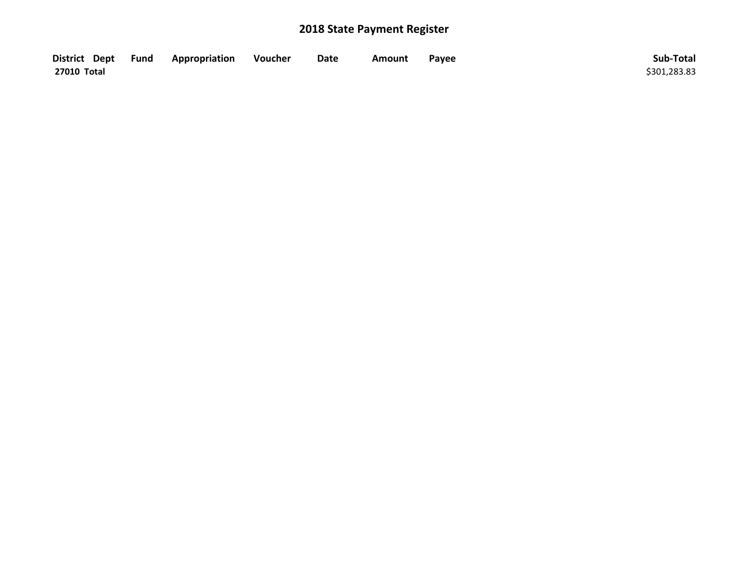# 2018 State Payment Register

| District | Dept | Fund | Appropriation | Voucher | Date | Amount | Payee | Sub-Total |
|---|---|---|---|---|---|---|---|---|
| **27010 Total** | | | | | | | | $301,283.83 |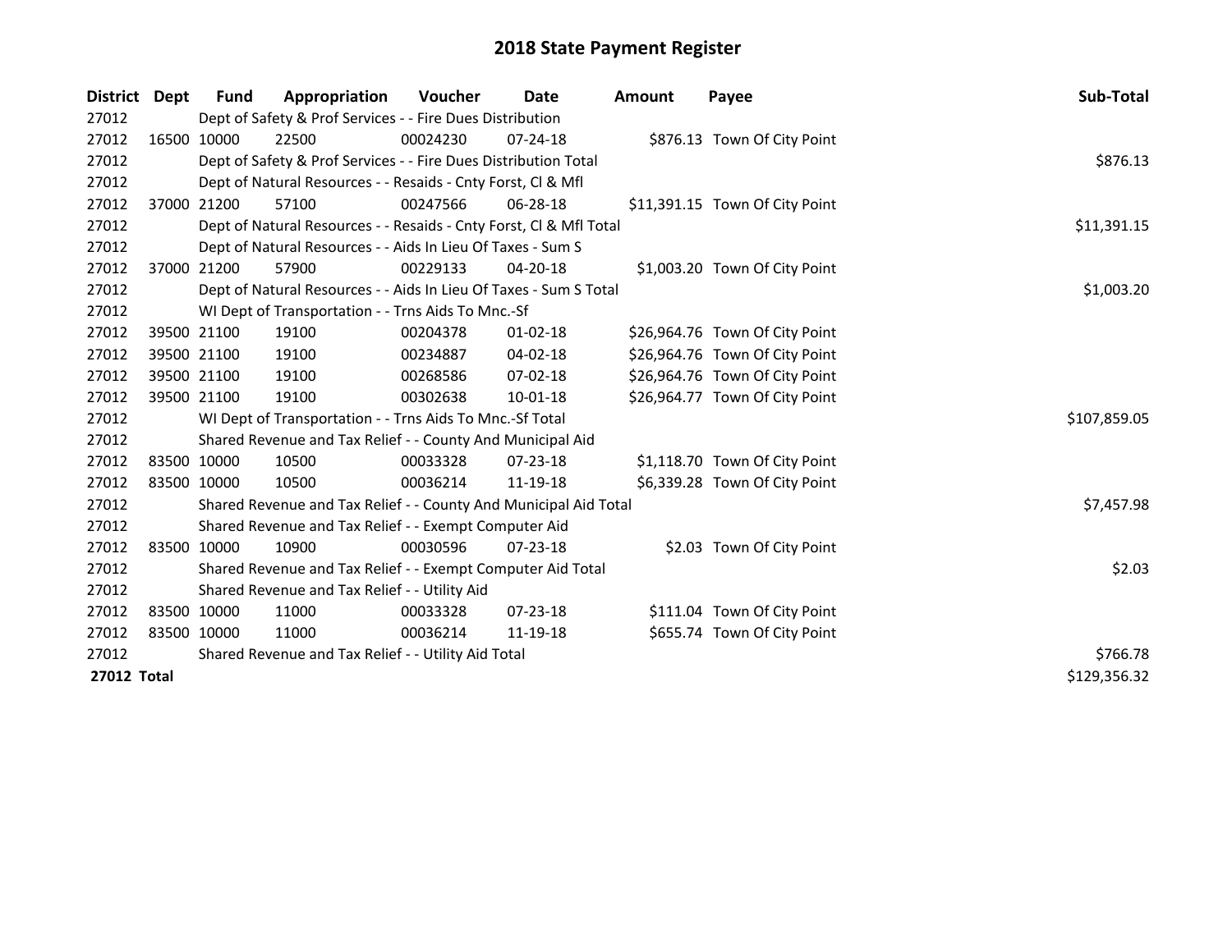# 2018 State Payment Register

| District | Dept | Fund | Appropriation | Voucher | Date | Amount | Payee | Sub-Total |
|---|---|---|---|---|---|---|---|---|
| 27012 | | Dept of Safety & Prof Services - - Fire Dues Distribution | | | | | | |
| 27012 | 16500 | 10000 | 22500 | 00024230 | 07-24-18 | $876.13 | Town Of City Point | |
| 27012 | | Dept of Safety & Prof Services - - Fire Dues Distribution Total | | | | | | $876.13 |
| 27012 | | Dept of Natural Resources - - Resaids - Cnty Forst, Cl & Mfl | | | | | | |
| 27012 | 37000 | 21200 | 57100 | 00247566 | 06-28-18 | $11,391.15 | Town Of City Point | |
| 27012 | | Dept of Natural Resources - - Resaids - Cnty Forst, Cl & Mfl Total | | | | | | $11,391.15 |
| 27012 | | Dept of Natural Resources - - Aids In Lieu Of Taxes - Sum S | | | | | | |
| 27012 | 37000 | 21200 | 57900 | 00229133 | 04-20-18 | $1,003.20 | Town Of City Point | |
| 27012 | | Dept of Natural Resources - - Aids In Lieu Of Taxes - Sum S Total | | | | | | $1,003.20 |
| 27012 | | WI Dept of Transportation - - Trns Aids To Mnc.-Sf | | | | | | |
| 27012 | 39500 | 21100 | 19100 | 00204378 | 01-02-18 | $26,964.76 | Town Of City Point | |
| 27012 | 39500 | 21100 | 19100 | 00234887 | 04-02-18 | $26,964.76 | Town Of City Point | |
| 27012 | 39500 | 21100 | 19100 | 00268586 | 07-02-18 | $26,964.76 | Town Of City Point | |
| 27012 | 39500 | 21100 | 19100 | 00302638 | 10-01-18 | $26,964.77 | Town Of City Point | |
| 27012 | | WI Dept of Transportation - - Trns Aids To Mnc.-Sf Total | | | | | | $107,859.05 |
| 27012 | | Shared Revenue and Tax Relief - - County And Municipal Aid | | | | | | |
| 27012 | 83500 | 10000 | 10500 | 00033328 | 07-23-18 | $1,118.70 | Town Of City Point | |
| 27012 | 83500 | 10000 | 10500 | 00036214 | 11-19-18 | $6,339.28 | Town Of City Point | |
| 27012 | | Shared Revenue and Tax Relief - - County And Municipal Aid Total | | | | | | $7,457.98 |
| 27012 | | Shared Revenue and Tax Relief - - Exempt Computer Aid | | | | | | |
| 27012 | 83500 | 10000 | 10900 | 00030596 | 07-23-18 | $2.03 | Town Of City Point | |
| 27012 | | Shared Revenue and Tax Relief - - Exempt Computer Aid Total | | | | | | $2.03 |
| 27012 | | Shared Revenue and Tax Relief - - Utility Aid | | | | | | |
| 27012 | 83500 | 10000 | 11000 | 00033328 | 07-23-18 | $111.04 | Town Of City Point | |
| 27012 | 83500 | 10000 | 11000 | 00036214 | 11-19-18 | $655.74 | Town Of City Point | |
| 27012 | | Shared Revenue and Tax Relief - - Utility Aid Total | | | | | | $766.78 |
| **27012 Total** | | | | | | | | $129,356.32 |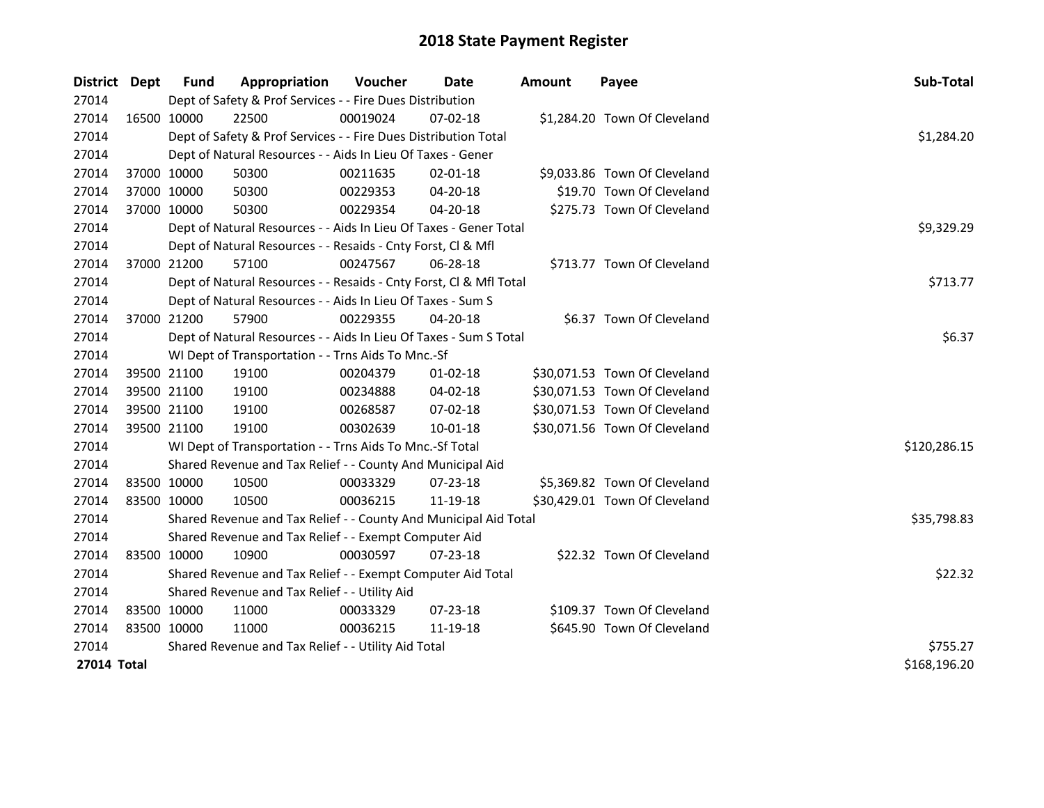# 2018 State Payment Register

| District | Dept | Fund | Appropriation | Voucher | Date | Amount | Payee | Sub-Total |
|---|---|---|---|---|---|---|---|---|
| 27014 | | Dept of Safety & Prof Services - - Fire Dues Distribution | | | | | | |
| 27014 | 16500 | 10000 | 22500 | 00019024 | 07-02-18 | $1,284.20 | Town Of Cleveland | |
| 27014 | | Dept of Safety & Prof Services - - Fire Dues Distribution Total | | | | | | $1,284.20 |
| 27014 | | Dept of Natural Resources - - Aids In Lieu Of Taxes - Gener | | | | | | |
| 27014 | 37000 | 10000 | 50300 | 00211635 | 02-01-18 | $9,033.86 | Town Of Cleveland | |
| 27014 | 37000 | 10000 | 50300 | 00229353 | 04-20-18 | $19.70 | Town Of Cleveland | |
| 27014 | 37000 | 10000 | 50300 | 00229354 | 04-20-18 | $275.73 | Town Of Cleveland | |
| 27014 | | Dept of Natural Resources - - Aids In Lieu Of Taxes - Gener Total | | | | | | $9,329.29 |
| 27014 | | Dept of Natural Resources - - Resaids - Cnty Forst, Cl & Mfl | | | | | | |
| 27014 | 37000 | 21200 | 57100 | 00247567 | 06-28-18 | $713.77 | Town Of Cleveland | |
| 27014 | | Dept of Natural Resources - - Resaids - Cnty Forst, Cl & Mfl Total | | | | | | $713.77 |
| 27014 | | Dept of Natural Resources - - Aids In Lieu Of Taxes - Sum S | | | | | | |
| 27014 | 37000 | 21200 | 57900 | 00229355 | 04-20-18 | $6.37 | Town Of Cleveland | |
| 27014 | | Dept of Natural Resources - - Aids In Lieu Of Taxes - Sum S Total | | | | | | $6.37 |
| 27014 | | WI Dept of Transportation - - Trns Aids To Mnc.-Sf | | | | | | |
| 27014 | 39500 | 21100 | 19100 | 00204379 | 01-02-18 | $30,071.53 | Town Of Cleveland | |
| 27014 | 39500 | 21100 | 19100 | 00234888 | 04-02-18 | $30,071.53 | Town Of Cleveland | |
| 27014 | 39500 | 21100 | 19100 | 00268587 | 07-02-18 | $30,071.53 | Town Of Cleveland | |
| 27014 | 39500 | 21100 | 19100 | 00302639 | 10-01-18 | $30,071.56 | Town Of Cleveland | |
| 27014 | | WI Dept of Transportation - - Trns Aids To Mnc.-Sf Total | | | | | | $120,286.15 |
| 27014 | | Shared Revenue and Tax Relief - - County And Municipal Aid | | | | | | |
| 27014 | 83500 | 10000 | 10500 | 00033329 | 07-23-18 | $5,369.82 | Town Of Cleveland | |
| 27014 | 83500 | 10000 | 10500 | 00036215 | 11-19-18 | $30,429.01 | Town Of Cleveland | |
| 27014 | | Shared Revenue and Tax Relief - - County And Municipal Aid Total | | | | | | $35,798.83 |
| 27014 | | Shared Revenue and Tax Relief - - Exempt Computer Aid | | | | | | |
| 27014 | 83500 | 10000 | 10900 | 00030597 | 07-23-18 | $22.32 | Town Of Cleveland | |
| 27014 | | Shared Revenue and Tax Relief - - Exempt Computer Aid Total | | | | | | $22.32 |
| 27014 | | Shared Revenue and Tax Relief - - Utility Aid | | | | | | |
| 27014 | 83500 | 10000 | 11000 | 00033329 | 07-23-18 | $109.37 | Town Of Cleveland | |
| 27014 | 83500 | 10000 | 11000 | 00036215 | 11-19-18 | $645.90 | Town Of Cleveland | |
| 27014 | | Shared Revenue and Tax Relief - - Utility Aid Total | | | | | | $755.27 |
| **27014 Total** | | | | | | | | $168,196.20 |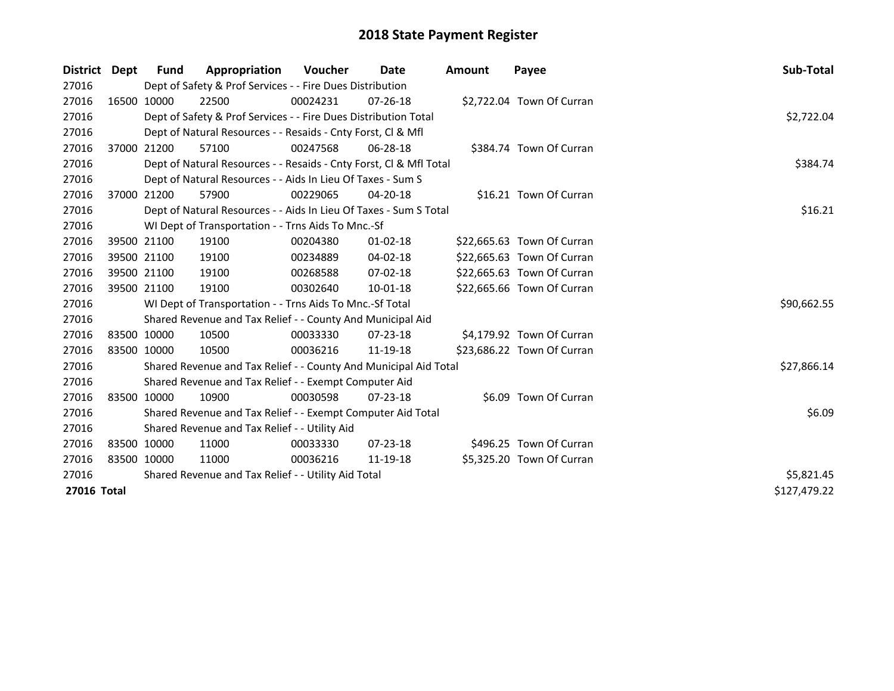# 2018 State Payment Register

| District | Dept | Fund | Appropriation | Voucher | Date | Amount | Payee | Sub-Total |
|---|---|---|---|---|---|---|---|---|
| 27016 | | Dept of Safety & Prof Services - - Fire Dues Distribution | | | | | | |
| 27016 | 16500 | 10000 | 22500 | 00024231 | 07-26-18 | $2,722.04 | Town Of Curran | |
| 27016 | | Dept of Safety & Prof Services - - Fire Dues Distribution Total | | | | | | $2,722.04 |
| 27016 | | Dept of Natural Resources - - Resaids - Cnty Forst, Cl & Mfl | | | | | | |
| 27016 | 37000 | 21200 | 57100 | 00247568 | 06-28-18 | $384.74 | Town Of Curran | |
| 27016 | | Dept of Natural Resources - - Resaids - Cnty Forst, Cl & Mfl Total | | | | | | $384.74 |
| 27016 | | Dept of Natural Resources - - Aids In Lieu Of Taxes - Sum S | | | | | | |
| 27016 | 37000 | 21200 | 57900 | 00229065 | 04-20-18 | $16.21 | Town Of Curran | |
| 27016 | | Dept of Natural Resources - - Aids In Lieu Of Taxes - Sum S Total | | | | | | $16.21 |
| 27016 | | WI Dept of Transportation - - Trns Aids To Mnc.-Sf | | | | | | |
| 27016 | 39500 | 21100 | 19100 | 00204380 | 01-02-18 | $22,665.63 | Town Of Curran | |
| 27016 | 39500 | 21100 | 19100 | 00234889 | 04-02-18 | $22,665.63 | Town Of Curran | |
| 27016 | 39500 | 21100 | 19100 | 00268588 | 07-02-18 | $22,665.63 | Town Of Curran | |
| 27016 | 39500 | 21100 | 19100 | 00302640 | 10-01-18 | $22,665.66 | Town Of Curran | |
| 27016 | | WI Dept of Transportation - - Trns Aids To Mnc.-Sf Total | | | | | | $90,662.55 |
| 27016 | | Shared Revenue and Tax Relief - - County And Municipal Aid | | | | | | |
| 27016 | 83500 | 10000 | 10500 | 00033330 | 07-23-18 | $4,179.92 | Town Of Curran | |
| 27016 | 83500 | 10000 | 10500 | 00036216 | 11-19-18 | $23,686.22 | Town Of Curran | |
| 27016 | | Shared Revenue and Tax Relief - - County And Municipal Aid Total | | | | | | $27,866.14 |
| 27016 | | Shared Revenue and Tax Relief - - Exempt Computer Aid | | | | | | |
| 27016 | 83500 | 10000 | 10900 | 00030598 | 07-23-18 | $6.09 | Town Of Curran | |
| 27016 | | Shared Revenue and Tax Relief - - Exempt Computer Aid Total | | | | | | $6.09 |
| 27016 | | Shared Revenue and Tax Relief - - Utility Aid | | | | | | |
| 27016 | 83500 | 10000 | 11000 | 00033330 | 07-23-18 | $496.25 | Town Of Curran | |
| 27016 | 83500 | 10000 | 11000 | 00036216 | 11-19-18 | $5,325.20 | Town Of Curran | |
| 27016 | | Shared Revenue and Tax Relief - - Utility Aid Total | | | | | | $5,821.45 |
| **27016 Total** | | | | | | | | $127,479.22 |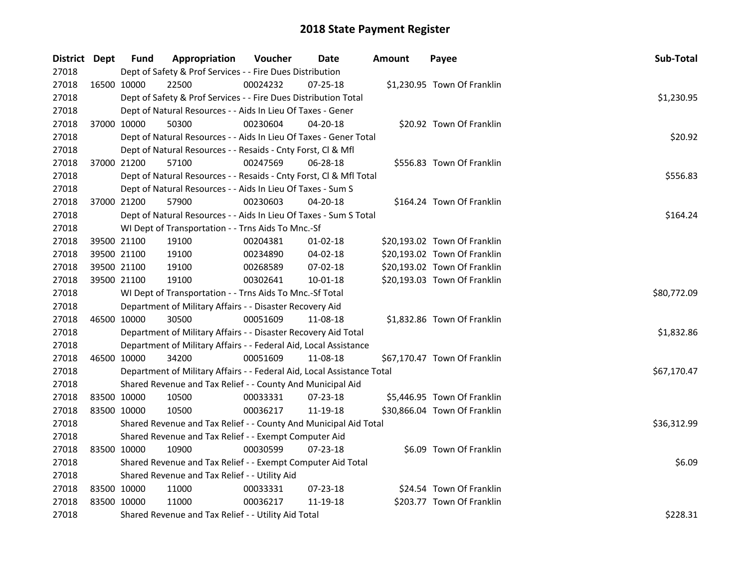# 2018 State Payment Register

| District | Dept | Fund | Appropriation | Voucher | Date | Amount | Payee | Sub-Total |
|---|---|---|---|---|---|---|---|---|
| 27018 | | Dept of Safety & Prof Services - - Fire Dues Distribution | | | | | | |
| 27018 | 16500 | 10000 | 22500 | 00024232 | 07-25-18 | $1,230.95 | Town Of Franklin | |
| 27018 | | Dept of Safety & Prof Services - - Fire Dues Distribution Total | | | | | | $1,230.95 |
| 27018 | | Dept of Natural Resources - - Aids In Lieu Of Taxes - Gener | | | | | | |
| 27018 | 37000 | 10000 | 50300 | 00230604 | 04-20-18 | $20.92 | Town Of Franklin | |
| 27018 | | Dept of Natural Resources - - Aids In Lieu Of Taxes - Gener Total | | | | | | $20.92 |
| 27018 | | Dept of Natural Resources - - Resaids - Cnty Forst, Cl & Mfl | | | | | | |
| 27018 | 37000 | 21200 | 57100 | 00247569 | 06-28-18 | $556.83 | Town Of Franklin | |
| 27018 | | Dept of Natural Resources - - Resaids - Cnty Forst, Cl & Mfl Total | | | | | | $556.83 |
| 27018 | | Dept of Natural Resources - - Aids In Lieu Of Taxes - Sum S | | | | | | |
| 27018 | 37000 | 21200 | 57900 | 00230603 | 04-20-18 | $164.24 | Town Of Franklin | |
| 27018 | | Dept of Natural Resources - - Aids In Lieu Of Taxes - Sum S Total | | | | | | $164.24 |
| 27018 | | WI Dept of Transportation - - Trns Aids To Mnc.-Sf | | | | | | |
| 27018 | 39500 | 21100 | 19100 | 00204381 | 01-02-18 | $20,193.02 | Town Of Franklin | |
| 27018 | 39500 | 21100 | 19100 | 00234890 | 04-02-18 | $20,193.02 | Town Of Franklin | |
| 27018 | 39500 | 21100 | 19100 | 00268589 | 07-02-18 | $20,193.02 | Town Of Franklin | |
| 27018 | 39500 | 21100 | 19100 | 00302641 | 10-01-18 | $20,193.03 | Town Of Franklin | |
| 27018 | | WI Dept of Transportation - - Trns Aids To Mnc.-Sf Total | | | | | | $80,772.09 |
| 27018 | | Department of Military Affairs - - Disaster Recovery Aid | | | | | | |
| 27018 | 46500 | 10000 | 30500 | 00051609 | 11-08-18 | $1,832.86 | Town Of Franklin | |
| 27018 | | Department of Military Affairs - - Disaster Recovery Aid Total | | | | | | $1,832.86 |
| 27018 | | Department of Military Affairs - - Federal Aid, Local Assistance | | | | | | |
| 27018 | 46500 | 10000 | 34200 | 00051609 | 11-08-18 | $67,170.47 | Town Of Franklin | |
| 27018 | | Department of Military Affairs - - Federal Aid, Local Assistance Total | | | | | | $67,170.47 |
| 27018 | | Shared Revenue and Tax Relief - - County And Municipal Aid | | | | | | |
| 27018 | 83500 | 10000 | 10500 | 00033331 | 07-23-18 | $5,446.95 | Town Of Franklin | |
| 27018 | 83500 | 10000 | 10500 | 00036217 | 11-19-18 | $30,866.04 | Town Of Franklin | |
| 27018 | | Shared Revenue and Tax Relief - - County And Municipal Aid Total | | | | | | $36,312.99 |
| 27018 | | Shared Revenue and Tax Relief - - Exempt Computer Aid | | | | | | |
| 27018 | 83500 | 10000 | 10900 | 00030599 | 07-23-18 | $6.09 | Town Of Franklin | |
| 27018 | | Shared Revenue and Tax Relief - - Exempt Computer Aid Total | | | | | | $6.09 |
| 27018 | | Shared Revenue and Tax Relief - - Utility Aid | | | | | | |
| 27018 | 83500 | 10000 | 11000 | 00033331 | 07-23-18 | $24.54 | Town Of Franklin | |
| 27018 | 83500 | 10000 | 11000 | 00036217 | 11-19-18 | $203.77 | Town Of Franklin | |
| 27018 | | Shared Revenue and Tax Relief - - Utility Aid Total | | | | | | $228.31 |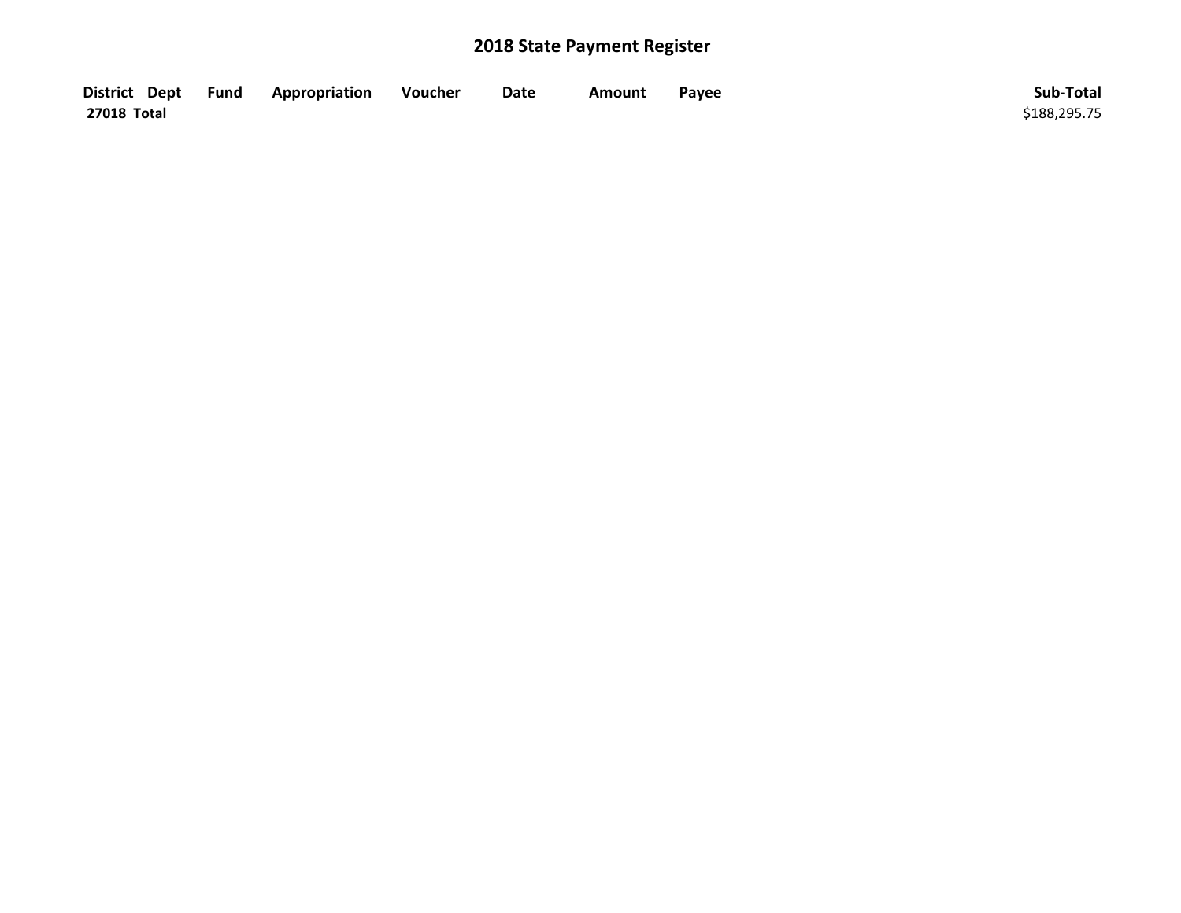# 2018 State Payment Register

| District | Dept | Fund | Appropriation | Voucher | Date | Amount | Payee | Sub-Total |
|---|---|---|---|---|---|---|---|---|
| **27018 Total** | | | | | | | | $188,295.75 |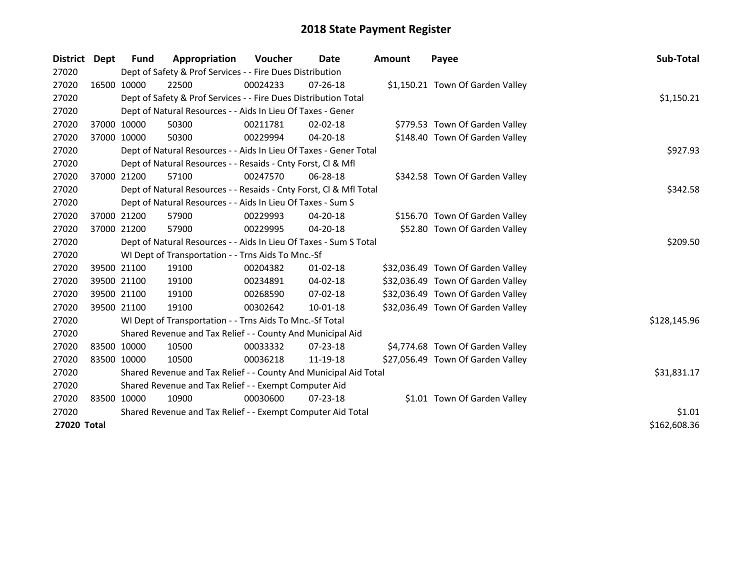# 2018 State Payment Register

| District | Dept | Fund | Appropriation | Voucher | Date | Amount | Payee | Sub-Total |
|---|---|---|---|---|---|---|---|---|
| 27020 | | Dept of Safety & Prof Services - - Fire Dues Distribution | | | | | | |
| 27020 | 16500 | 10000 | 22500 | 00024233 | 07-26-18 | $1,150.21 | Town Of Garden Valley | |
| 27020 | | Dept of Safety & Prof Services - - Fire Dues Distribution Total | | | | | | $1,150.21 |
| 27020 | | Dept of Natural Resources - - Aids In Lieu Of Taxes - Gener | | | | | | |
| 27020 | 37000 | 10000 | 50300 | 00211781 | 02-02-18 | $779.53 | Town Of Garden Valley | |
| 27020 | 37000 | 10000 | 50300 | 00229994 | 04-20-18 | $148.40 | Town Of Garden Valley | |
| 27020 | | Dept of Natural Resources - - Aids In Lieu Of Taxes - Gener Total | | | | | | $927.93 |
| 27020 | | Dept of Natural Resources - - Resaids - Cnty Forst, Cl & Mfl | | | | | | |
| 27020 | 37000 | 21200 | 57100 | 00247570 | 06-28-18 | $342.58 | Town Of Garden Valley | |
| 27020 | | Dept of Natural Resources - - Resaids - Cnty Forst, Cl & Mfl Total | | | | | | $342.58 |
| 27020 | | Dept of Natural Resources - - Aids In Lieu Of Taxes - Sum S | | | | | | |
| 27020 | 37000 | 21200 | 57900 | 00229993 | 04-20-18 | $156.70 | Town Of Garden Valley | |
| 27020 | 37000 | 21200 | 57900 | 00229995 | 04-20-18 | $52.80 | Town Of Garden Valley | |
| 27020 | | Dept of Natural Resources - - Aids In Lieu Of Taxes - Sum S Total | | | | | | $209.50 |
| 27020 | | WI Dept of Transportation - - Trns Aids To Mnc.-Sf | | | | | | |
| 27020 | 39500 | 21100 | 19100 | 00204382 | 01-02-18 | $32,036.49 | Town Of Garden Valley | |
| 27020 | 39500 | 21100 | 19100 | 00234891 | 04-02-18 | $32,036.49 | Town Of Garden Valley | |
| 27020 | 39500 | 21100 | 19100 | 00268590 | 07-02-18 | $32,036.49 | Town Of Garden Valley | |
| 27020 | 39500 | 21100 | 19100 | 00302642 | 10-01-18 | $32,036.49 | Town Of Garden Valley | |
| 27020 | | WI Dept of Transportation - - Trns Aids To Mnc.-Sf Total | | | | | | $128,145.96 |
| 27020 | | Shared Revenue and Tax Relief - - County And Municipal Aid | | | | | | |
| 27020 | 83500 | 10000 | 10500 | 00033332 | 07-23-18 | $4,774.68 | Town Of Garden Valley | |
| 27020 | 83500 | 10000 | 10500 | 00036218 | 11-19-18 | $27,056.49 | Town Of Garden Valley | |
| 27020 | | Shared Revenue and Tax Relief - - County And Municipal Aid Total | | | | | | $31,831.17 |
| 27020 | | Shared Revenue and Tax Relief - - Exempt Computer Aid | | | | | | |
| 27020 | 83500 | 10000 | 10900 | 00030600 | 07-23-18 | $1.01 | Town Of Garden Valley | |
| 27020 | | Shared Revenue and Tax Relief - - Exempt Computer Aid Total | | | | | | $1.01 |
| **27020 Total** | | | | | | | | $162,608.36 |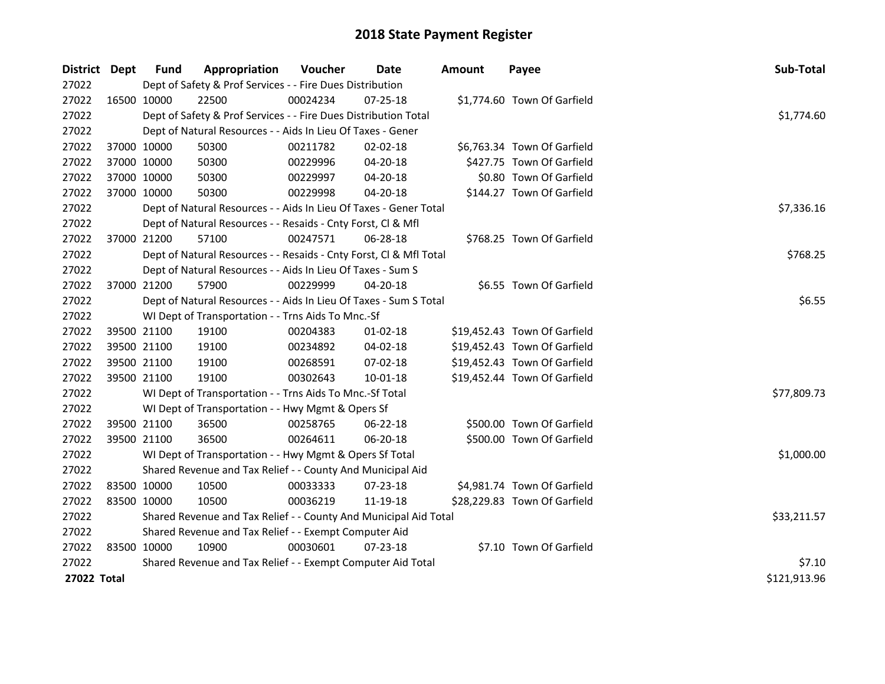# 2018 State Payment Register

| District | Dept | Fund | Appropriation | Voucher | Date | Amount | Payee | Sub-Total |
|---|---|---|---|---|---|---|---|---|
| 27022 | | Dept of Safety & Prof Services - - Fire Dues Distribution | | | | | | |
| 27022 | 16500 | 10000 | 22500 | 00024234 | 07-25-18 | $1,774.60 | Town Of Garfield | |
| 27022 | | Dept of Safety & Prof Services - - Fire Dues Distribution Total | | | | | | $1,774.60 |
| 27022 | | Dept of Natural Resources - - Aids In Lieu Of Taxes - Gener | | | | | | |
| 27022 | 37000 | 10000 | 50300 | 00211782 | 02-02-18 | $6,763.34 | Town Of Garfield | |
| 27022 | 37000 | 10000 | 50300 | 00229996 | 04-20-18 | $427.75 | Town Of Garfield | |
| 27022 | 37000 | 10000 | 50300 | 00229997 | 04-20-18 | $0.80 | Town Of Garfield | |
| 27022 | 37000 | 10000 | 50300 | 00229998 | 04-20-18 | $144.27 | Town Of Garfield | |
| 27022 | | Dept of Natural Resources - - Aids In Lieu Of Taxes - Gener Total | | | | | | $7,336.16 |
| 27022 | | Dept of Natural Resources - - Resaids - Cnty Forst, Cl & Mfl | | | | | | |
| 27022 | 37000 | 21200 | 57100 | 00247571 | 06-28-18 | $768.25 | Town Of Garfield | |
| 27022 | | Dept of Natural Resources - - Resaids - Cnty Forst, Cl & Mfl Total | | | | | | $768.25 |
| 27022 | | Dept of Natural Resources - - Aids In Lieu Of Taxes - Sum S | | | | | | |
| 27022 | 37000 | 21200 | 57900 | 00229999 | 04-20-18 | $6.55 | Town Of Garfield | |
| 27022 | | Dept of Natural Resources - - Aids In Lieu Of Taxes - Sum S Total | | | | | | $6.55 |
| 27022 | | WI Dept of Transportation - - Trns Aids To Mnc.-Sf | | | | | | |
| 27022 | 39500 | 21100 | 19100 | 00204383 | 01-02-18 | $19,452.43 | Town Of Garfield | |
| 27022 | 39500 | 21100 | 19100 | 00234892 | 04-02-18 | $19,452.43 | Town Of Garfield | |
| 27022 | 39500 | 21100 | 19100 | 00268591 | 07-02-18 | $19,452.43 | Town Of Garfield | |
| 27022 | 39500 | 21100 | 19100 | 00302643 | 10-01-18 | $19,452.44 | Town Of Garfield | |
| 27022 | | WI Dept of Transportation - - Trns Aids To Mnc.-Sf Total | | | | | | $77,809.73 |
| 27022 | | WI Dept of Transportation - - Hwy Mgmt & Opers Sf | | | | | | |
| 27022 | 39500 | 21100 | 36500 | 00258765 | 06-22-18 | $500.00 | Town Of Garfield | |
| 27022 | 39500 | 21100 | 36500 | 00264611 | 06-20-18 | $500.00 | Town Of Garfield | |
| 27022 | | WI Dept of Transportation - - Hwy Mgmt & Opers Sf Total | | | | | | $1,000.00 |
| 27022 | | Shared Revenue and Tax Relief - - County And Municipal Aid | | | | | | |
| 27022 | 83500 | 10000 | 10500 | 00033333 | 07-23-18 | $4,981.74 | Town Of Garfield | |
| 27022 | 83500 | 10000 | 10500 | 00036219 | 11-19-18 | $28,229.83 | Town Of Garfield | |
| 27022 | | Shared Revenue and Tax Relief - - County And Municipal Aid Total | | | | | | $33,211.57 |
| 27022 | | Shared Revenue and Tax Relief - - Exempt Computer Aid | | | | | | |
| 27022 | 83500 | 10000 | 10900 | 00030601 | 07-23-18 | $7.10 | Town Of Garfield | |
| 27022 | | Shared Revenue and Tax Relief - - Exempt Computer Aid Total | | | | | | $7.10 |
| **27022 Total** | | | | | | | | $121,913.96 |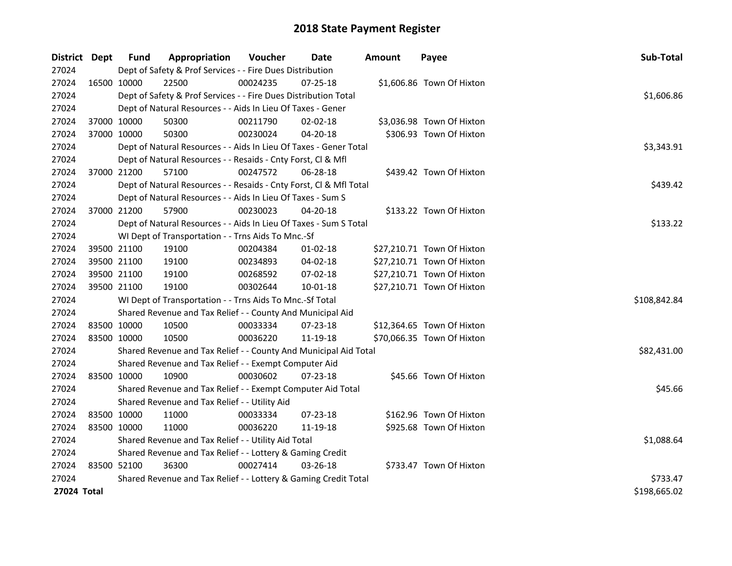# 2018 State Payment Register

| District | Dept | Fund | Appropriation | Voucher | Date | Amount | Payee | Sub-Total |
|---|---|---|---|---|---|---|---|---|
| 27024 | | Dept of Safety & Prof Services - - Fire Dues Distribution | | | | | | |
| 27024 | 16500 | 10000 | 22500 | 00024235 | 07-25-18 | $1,606.86 | Town Of Hixton | |
| 27024 | | Dept of Safety & Prof Services - - Fire Dues Distribution Total | | | | | | $1,606.86 |
| 27024 | | Dept of Natural Resources - - Aids In Lieu Of Taxes - Gener | | | | | | |
| 27024 | 37000 | 10000 | 50300 | 00211790 | 02-02-18 | $3,036.98 | Town Of Hixton | |
| 27024 | 37000 | 10000 | 50300 | 00230024 | 04-20-18 | $306.93 | Town Of Hixton | |
| 27024 | | Dept of Natural Resources - - Aids In Lieu Of Taxes - Gener Total | | | | | | $3,343.91 |
| 27024 | | Dept of Natural Resources - - Resaids - Cnty Forst, Cl & Mfl | | | | | | |
| 27024 | 37000 | 21200 | 57100 | 00247572 | 06-28-18 | $439.42 | Town Of Hixton | |
| 27024 | | Dept of Natural Resources - - Resaids - Cnty Forst, Cl & Mfl Total | | | | | | $439.42 |
| 27024 | | Dept of Natural Resources - - Aids In Lieu Of Taxes - Sum S | | | | | | |
| 27024 | 37000 | 21200 | 57900 | 00230023 | 04-20-18 | $133.22 | Town Of Hixton | |
| 27024 | | Dept of Natural Resources - - Aids In Lieu Of Taxes - Sum S Total | | | | | | $133.22 |
| 27024 | | WI Dept of Transportation - - Trns Aids To Mnc.-Sf | | | | | | |
| 27024 | 39500 | 21100 | 19100 | 00204384 | 01-02-18 | $27,210.71 | Town Of Hixton | |
| 27024 | 39500 | 21100 | 19100 | 00234893 | 04-02-18 | $27,210.71 | Town Of Hixton | |
| 27024 | 39500 | 21100 | 19100 | 00268592 | 07-02-18 | $27,210.71 | Town Of Hixton | |
| 27024 | 39500 | 21100 | 19100 | 00302644 | 10-01-18 | $27,210.71 | Town Of Hixton | |
| 27024 | | WI Dept of Transportation - - Trns Aids To Mnc.-Sf Total | | | | | | $108,842.84 |
| 27024 | | Shared Revenue and Tax Relief - - County And Municipal Aid | | | | | | |
| 27024 | 83500 | 10000 | 10500 | 00033334 | 07-23-18 | $12,364.65 | Town Of Hixton | |
| 27024 | 83500 | 10000 | 10500 | 00036220 | 11-19-18 | $70,066.35 | Town Of Hixton | |
| 27024 | | Shared Revenue and Tax Relief - - County And Municipal Aid Total | | | | | | $82,431.00 |
| 27024 | | Shared Revenue and Tax Relief - - Exempt Computer Aid | | | | | | |
| 27024 | 83500 | 10000 | 10900 | 00030602 | 07-23-18 | $45.66 | Town Of Hixton | |
| 27024 | | Shared Revenue and Tax Relief - - Exempt Computer Aid Total | | | | | | $45.66 |
| 27024 | | Shared Revenue and Tax Relief - - Utility Aid | | | | | | |
| 27024 | 83500 | 10000 | 11000 | 00033334 | 07-23-18 | $162.96 | Town Of Hixton | |
| 27024 | 83500 | 10000 | 11000 | 00036220 | 11-19-18 | $925.68 | Town Of Hixton | |
| 27024 | | Shared Revenue and Tax Relief - - Utility Aid Total | | | | | | $1,088.64 |
| 27024 | | Shared Revenue and Tax Relief - - Lottery & Gaming Credit | | | | | | |
| 27024 | 83500 | 52100 | 36300 | 00027414 | 03-26-18 | $733.47 | Town Of Hixton | |
| 27024 | | Shared Revenue and Tax Relief - - Lottery & Gaming Credit Total | | | | | | $733.47 |
| **27024 Total** | | | | | | | | $198,665.02 |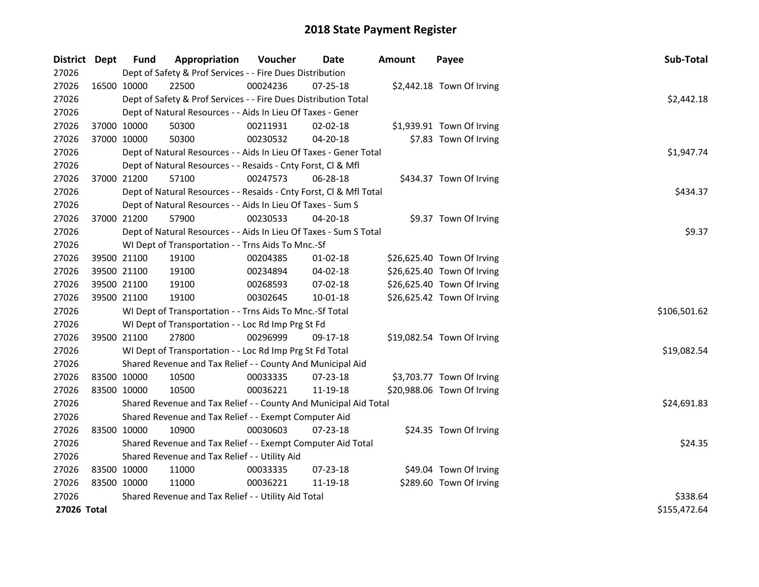# 2018 State Payment Register

| District | Dept | Fund | Appropriation | Voucher | Date | Amount | Payee | Sub-Total |
|---|---|---|---|---|---|---|---|---|
| 27026 | Dept of Safety & Prof Services - - Fire Dues Distribution | | | | | | | |
| 27026 | 16500 | 10000 | 22500 | 00024236 | 07-25-18 | $2,442.18 | Town Of Irving | |
| 27026 | Dept of Safety & Prof Services - - Fire Dues Distribution Total | | | | | | | $2,442.18 |
| 27026 | Dept of Natural Resources - - Aids In Lieu Of Taxes - Gener | | | | | | | |
| 27026 | 37000 | 10000 | 50300 | 00211931 | 02-02-18 | $1,939.91 | Town Of Irving | |
| 27026 | 37000 | 10000 | 50300 | 00230532 | 04-20-18 | $7.83 | Town Of Irving | |
| 27026 | Dept of Natural Resources - - Aids In Lieu Of Taxes - Gener Total | | | | | | | $1,947.74 |
| 27026 | Dept of Natural Resources - - Resaids - Cnty Forst, Cl & Mfl | | | | | | | |
| 27026 | 37000 | 21200 | 57100 | 00247573 | 06-28-18 | $434.37 | Town Of Irving | |
| 27026 | Dept of Natural Resources - - Resaids - Cnty Forst, Cl & Mfl Total | | | | | | | $434.37 |
| 27026 | Dept of Natural Resources - - Aids In Lieu Of Taxes - Sum S | | | | | | | |
| 27026 | 37000 | 21200 | 57900 | 00230533 | 04-20-18 | $9.37 | Town Of Irving | |
| 27026 | Dept of Natural Resources - - Aids In Lieu Of Taxes - Sum S Total | | | | | | | $9.37 |
| 27026 | WI Dept of Transportation - - Trns Aids To Mnc.-Sf | | | | | | | |
| 27026 | 39500 | 21100 | 19100 | 00204385 | 01-02-18 | $26,625.40 | Town Of Irving | |
| 27026 | 39500 | 21100 | 19100 | 00234894 | 04-02-18 | $26,625.40 | Town Of Irving | |
| 27026 | 39500 | 21100 | 19100 | 00268593 | 07-02-18 | $26,625.40 | Town Of Irving | |
| 27026 | 39500 | 21100 | 19100 | 00302645 | 10-01-18 | $26,625.42 | Town Of Irving | |
| 27026 | WI Dept of Transportation - - Trns Aids To Mnc.-Sf Total | | | | | | | $106,501.62 |
| 27026 | WI Dept of Transportation - - Loc Rd Imp Prg St Fd | | | | | | | |
| 27026 | 39500 | 21100 | 27800 | 00296999 | 09-17-18 | $19,082.54 | Town Of Irving | |
| 27026 | WI Dept of Transportation - - Loc Rd Imp Prg St Fd Total | | | | | | | $19,082.54 |
| 27026 | Shared Revenue and Tax Relief - - County And Municipal Aid | | | | | | | |
| 27026 | 83500 | 10000 | 10500 | 00033335 | 07-23-18 | $3,703.77 | Town Of Irving | |
| 27026 | 83500 | 10000 | 10500 | 00036221 | 11-19-18 | $20,988.06 | Town Of Irving | |
| 27026 | Shared Revenue and Tax Relief - - County And Municipal Aid Total | | | | | | | $24,691.83 |
| 27026 | Shared Revenue and Tax Relief - - Exempt Computer Aid | | | | | | | |
| 27026 | 83500 | 10000 | 10900 | 00030603 | 07-23-18 | $24.35 | Town Of Irving | |
| 27026 | Shared Revenue and Tax Relief - - Exempt Computer Aid Total | | | | | | | $24.35 |
| 27026 | Shared Revenue and Tax Relief - - Utility Aid | | | | | | | |
| 27026 | 83500 | 10000 | 11000 | 00033335 | 07-23-18 | $49.04 | Town Of Irving | |
| 27026 | 83500 | 10000 | 11000 | 00036221 | 11-19-18 | $289.60 | Town Of Irving | |
| 27026 | Shared Revenue and Tax Relief - - Utility Aid Total | | | | | | | $338.64 |
| **27026 Total** | | | | | | | | $155,472.64 |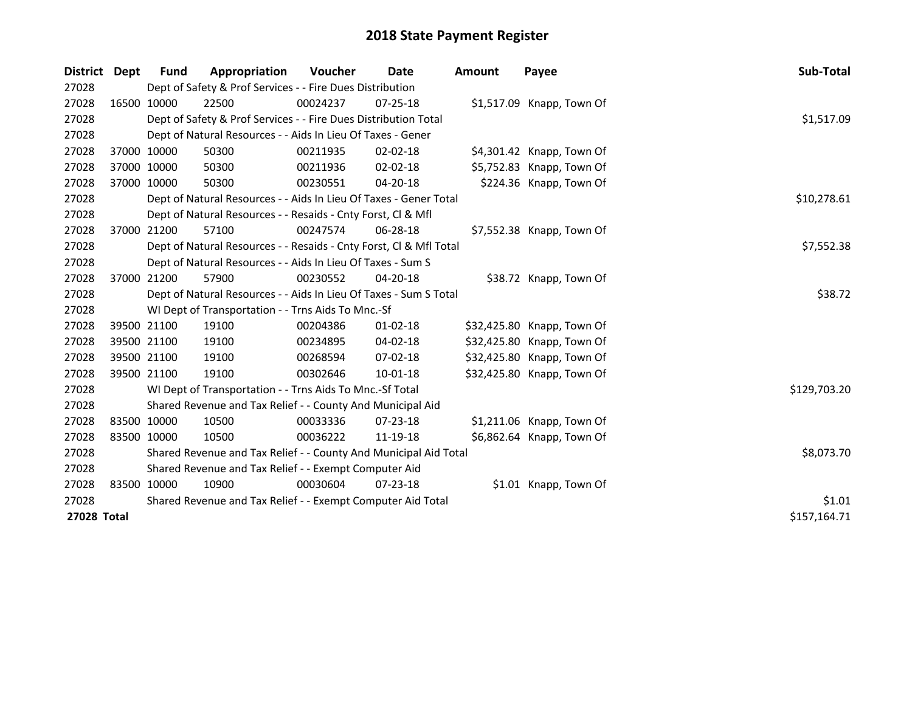# 2018 State Payment Register

| District | Dept | Fund | Appropriation | Voucher | Date | Amount | Payee | Sub-Total |
|---|---|---|---|---|---|---|---|---|
| 27028 | Dept of Safety & Prof Services - - Fire Dues Distribution | | | | | | | |
| 27028 | 16500 | 10000 | 22500 | 00024237 | 07-25-18 | $1,517.09 | Knapp, Town Of | |
| 27028 | Dept of Safety & Prof Services - - Fire Dues Distribution Total | | | | | | | $1,517.09 |
| 27028 | Dept of Natural Resources - - Aids In Lieu Of Taxes - Gener | | | | | | | |
| 27028 | 37000 | 10000 | 50300 | 00211935 | 02-02-18 | $4,301.42 | Knapp, Town Of | |
| 27028 | 37000 | 10000 | 50300 | 00211936 | 02-02-18 | $5,752.83 | Knapp, Town Of | |
| 27028 | 37000 | 10000 | 50300 | 00230551 | 04-20-18 | $224.36 | Knapp, Town Of | |
| 27028 | Dept of Natural Resources - - Aids In Lieu Of Taxes - Gener Total | | | | | | | $10,278.61 |
| 27028 | Dept of Natural Resources - - Resaids - Cnty Forst, Cl & Mfl | | | | | | | |
| 27028 | 37000 | 21200 | 57100 | 00247574 | 06-28-18 | $7,552.38 | Knapp, Town Of | |
| 27028 | Dept of Natural Resources - - Resaids - Cnty Forst, Cl & Mfl Total | | | | | | | $7,552.38 |
| 27028 | Dept of Natural Resources - - Aids In Lieu Of Taxes - Sum S | | | | | | | |
| 27028 | 37000 | 21200 | 57900 | 00230552 | 04-20-18 | $38.72 | Knapp, Town Of | |
| 27028 | Dept of Natural Resources - - Aids In Lieu Of Taxes - Sum S Total | | | | | | | $38.72 |
| 27028 | WI Dept of Transportation - - Trns Aids To Mnc.-Sf | | | | | | | |
| 27028 | 39500 | 21100 | 19100 | 00204386 | 01-02-18 | $32,425.80 | Knapp, Town Of | |
| 27028 | 39500 | 21100 | 19100 | 00234895 | 04-02-18 | $32,425.80 | Knapp, Town Of | |
| 27028 | 39500 | 21100 | 19100 | 00268594 | 07-02-18 | $32,425.80 | Knapp, Town Of | |
| 27028 | 39500 | 21100 | 19100 | 00302646 | 10-01-18 | $32,425.80 | Knapp, Town Of | |
| 27028 | WI Dept of Transportation - - Trns Aids To Mnc.-Sf Total | | | | | | | $129,703.20 |
| 27028 | Shared Revenue and Tax Relief - - County And Municipal Aid | | | | | | | |
| 27028 | 83500 | 10000 | 10500 | 00033336 | 07-23-18 | $1,211.06 | Knapp, Town Of | |
| 27028 | 83500 | 10000 | 10500 | 00036222 | 11-19-18 | $6,862.64 | Knapp, Town Of | |
| 27028 | Shared Revenue and Tax Relief - - County And Municipal Aid Total | | | | | | | $8,073.70 |
| 27028 | Shared Revenue and Tax Relief - - Exempt Computer Aid | | | | | | | |
| 27028 | 83500 | 10000 | 10900 | 00030604 | 07-23-18 | $1.01 | Knapp, Town Of | |
| 27028 | Shared Revenue and Tax Relief - - Exempt Computer Aid Total | | | | | | | $1.01 |
| **27028 Total** | | | | | | | | $157,164.71 |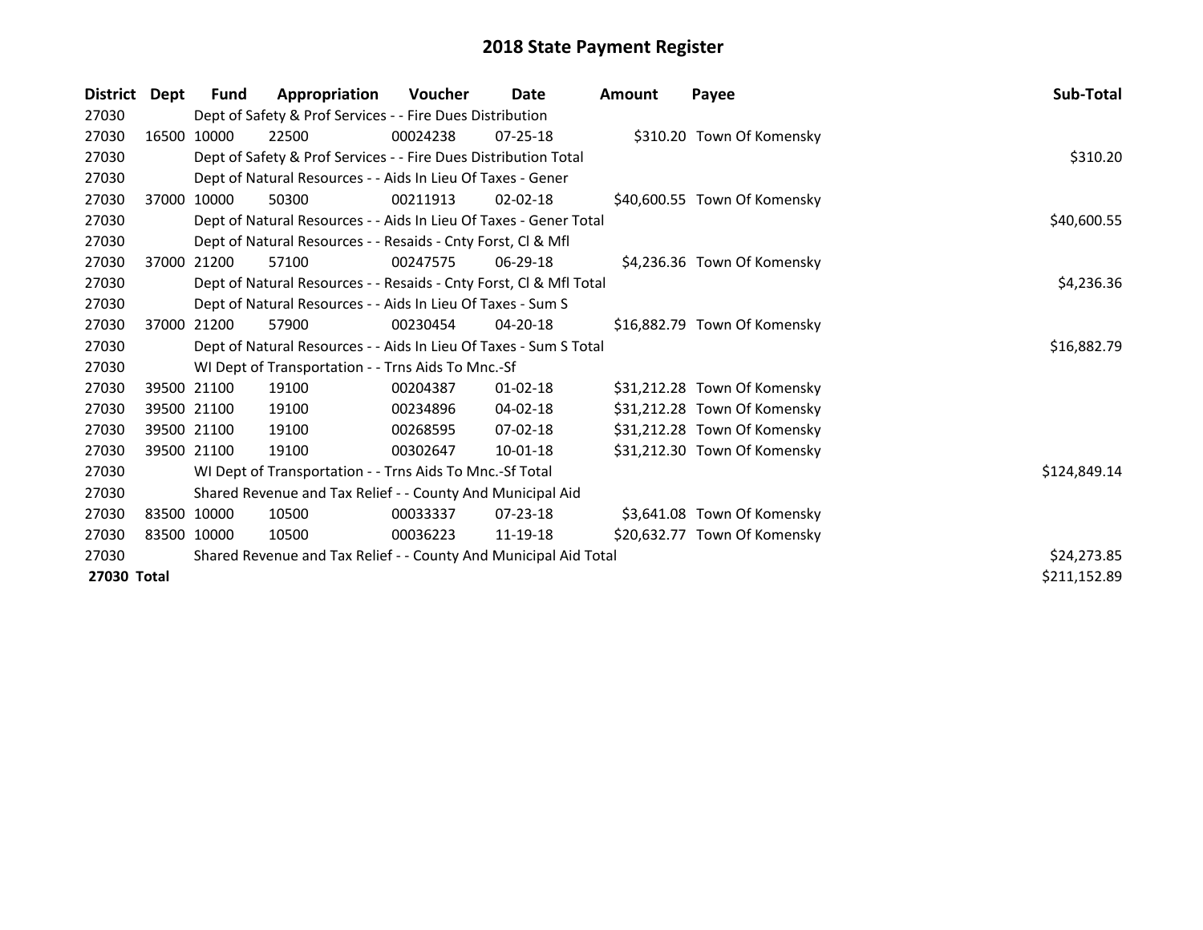# 2018 State Payment Register

| District | Dept | Fund | Appropriation | Voucher | Date | Amount | Payee | Sub-Total |
|---|---|---|---|---|---|---|---|---|
| 27030 | | Dept of Safety & Prof Services - - Fire Dues Distribution | | | | | | |
| 27030 | 16500 | 10000 | 22500 | 00024238 | 07-25-18 | $310.20 | Town Of Komensky | |
| 27030 | | Dept of Safety & Prof Services - - Fire Dues Distribution Total | | | | | | $310.20 |
| 27030 | | Dept of Natural Resources - - Aids In Lieu Of Taxes - Gener | | | | | | |
| 27030 | 37000 | 10000 | 50300 | 00211913 | 02-02-18 | $40,600.55 | Town Of Komensky | |
| 27030 | | Dept of Natural Resources - - Aids In Lieu Of Taxes - Gener Total | | | | | | $40,600.55 |
| 27030 | | Dept of Natural Resources - - Resaids - Cnty Forst, Cl & Mfl | | | | | | |
| 27030 | 37000 | 21200 | 57100 | 00247575 | 06-29-18 | $4,236.36 | Town Of Komensky | |
| 27030 | | Dept of Natural Resources - - Resaids - Cnty Forst, Cl & Mfl Total | | | | | | $4,236.36 |
| 27030 | | Dept of Natural Resources - - Aids In Lieu Of Taxes - Sum S | | | | | | |
| 27030 | 37000 | 21200 | 57900 | 00230454 | 04-20-18 | $16,882.79 | Town Of Komensky | |
| 27030 | | Dept of Natural Resources - - Aids In Lieu Of Taxes - Sum S Total | | | | | | $16,882.79 |
| 27030 | | WI Dept of Transportation - - Trns Aids To Mnc.-Sf | | | | | | |
| 27030 | 39500 | 21100 | 19100 | 00204387 | 01-02-18 | $31,212.28 | Town Of Komensky | |
| 27030 | 39500 | 21100 | 19100 | 00234896 | 04-02-18 | $31,212.28 | Town Of Komensky | |
| 27030 | 39500 | 21100 | 19100 | 00268595 | 07-02-18 | $31,212.28 | Town Of Komensky | |
| 27030 | 39500 | 21100 | 19100 | 00302647 | 10-01-18 | $31,212.30 | Town Of Komensky | |
| 27030 | | WI Dept of Transportation - - Trns Aids To Mnc.-Sf Total | | | | | | $124,849.14 |
| 27030 | | Shared Revenue and Tax Relief - - County And Municipal Aid | | | | | | |
| 27030 | 83500 | 10000 | 10500 | 00033337 | 07-23-18 | $3,641.08 | Town Of Komensky | |
| 27030 | 83500 | 10000 | 10500 | 00036223 | 11-19-18 | $20,632.77 | Town Of Komensky | |
| 27030 | | Shared Revenue and Tax Relief - - County And Municipal Aid Total | | | | | | $24,273.85 |
| **27030 Total** | | | | | | | | $211,152.89 |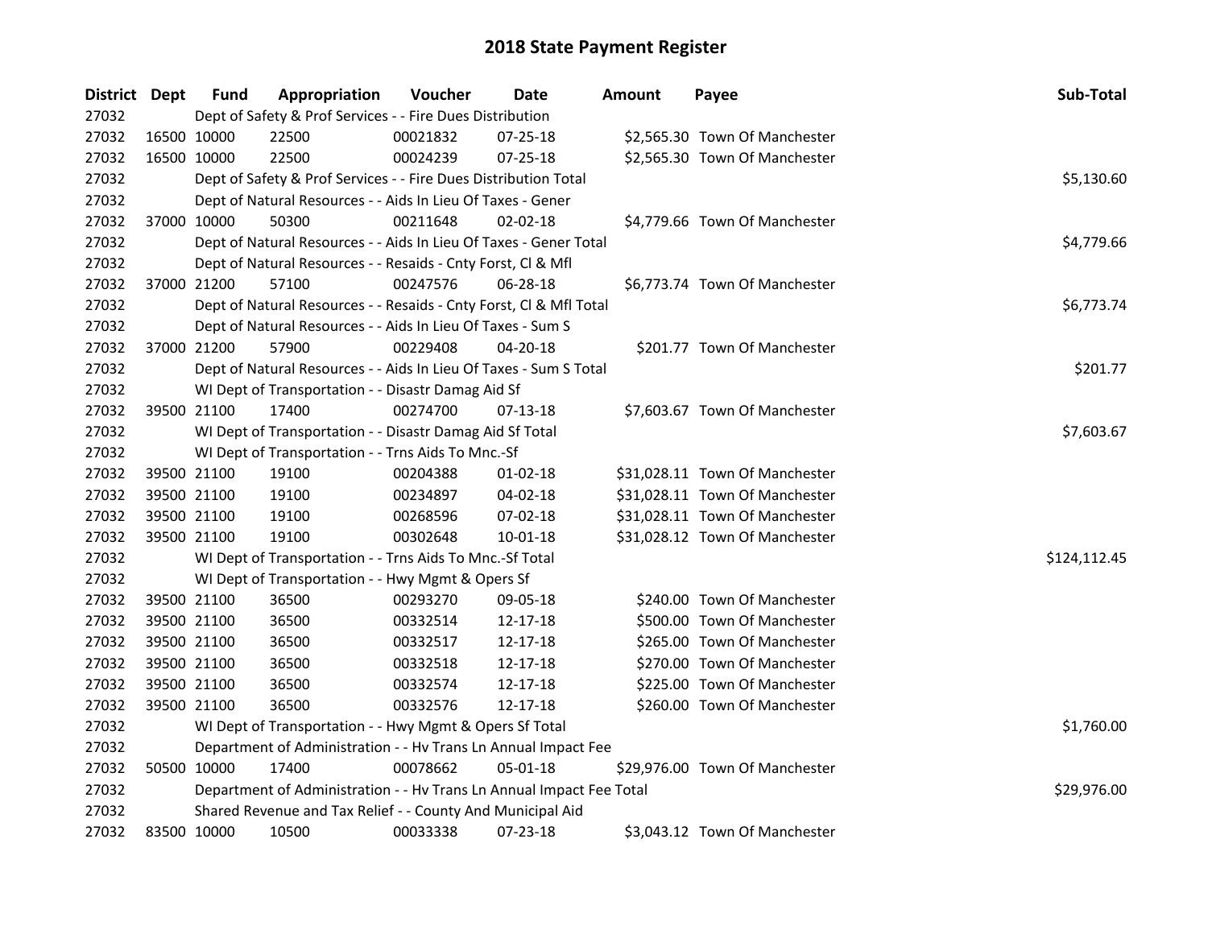# 2018 State Payment Register

| District | Dept | Fund | Appropriation | Voucher | Date | Amount | Payee | Sub-Total |
|---|---|---|---|---|---|---|---|---|
| 27032 | | | Dept of Safety & Prof Services - - Fire Dues Distribution | | | | | |
| 27032 | 16500 | 10000 | 22500 | 00021832 | 07-25-18 | $2,565.30 | Town Of Manchester | |
| 27032 | 16500 | 10000 | 22500 | 00024239 | 07-25-18 | $2,565.30 | Town Of Manchester | |
| 27032 | | | Dept of Safety & Prof Services - - Fire Dues Distribution Total | | | | | $5,130.60 |
| 27032 | | | Dept of Natural Resources - - Aids In Lieu Of Taxes - Gener | | | | | |
| 27032 | 37000 | 10000 | 50300 | 00211648 | 02-02-18 | $4,779.66 | Town Of Manchester | |
| 27032 | | | Dept of Natural Resources - - Aids In Lieu Of Taxes - Gener Total | | | | | $4,779.66 |
| 27032 | | | Dept of Natural Resources - - Resaids - Cnty Forst, Cl & Mfl | | | | | |
| 27032 | 37000 | 21200 | 57100 | 00247576 | 06-28-18 | $6,773.74 | Town Of Manchester | |
| 27032 | | | Dept of Natural Resources - - Resaids - Cnty Forst, Cl & Mfl Total | | | | | $6,773.74 |
| 27032 | | | Dept of Natural Resources - - Aids In Lieu Of Taxes - Sum S | | | | | |
| 27032 | 37000 | 21200 | 57900 | 00229408 | 04-20-18 | $201.77 | Town Of Manchester | |
| 27032 | | | Dept of Natural Resources - - Aids In Lieu Of Taxes - Sum S Total | | | | | $201.77 |
| 27032 | | | WI Dept of Transportation - - Disastr Damag Aid Sf | | | | | |
| 27032 | 39500 | 21100 | 17400 | 00274700 | 07-13-18 | $7,603.67 | Town Of Manchester | |
| 27032 | | | WI Dept of Transportation - - Disastr Damag Aid Sf Total | | | | | $7,603.67 |
| 27032 | | | WI Dept of Transportation - - Trns Aids To Mnc.-Sf | | | | | |
| 27032 | 39500 | 21100 | 19100 | 00204388 | 01-02-18 | $31,028.11 | Town Of Manchester | |
| 27032 | 39500 | 21100 | 19100 | 00234897 | 04-02-18 | $31,028.11 | Town Of Manchester | |
| 27032 | 39500 | 21100 | 19100 | 00268596 | 07-02-18 | $31,028.11 | Town Of Manchester | |
| 27032 | 39500 | 21100 | 19100 | 00302648 | 10-01-18 | $31,028.12 | Town Of Manchester | |
| 27032 | | | WI Dept of Transportation - - Trns Aids To Mnc.-Sf Total | | | | | $124,112.45 |
| 27032 | | | WI Dept of Transportation - - Hwy Mgmt & Opers Sf | | | | | |
| 27032 | 39500 | 21100 | 36500 | 00293270 | 09-05-18 | $240.00 | Town Of Manchester | |
| 27032 | 39500 | 21100 | 36500 | 00332514 | 12-17-18 | $500.00 | Town Of Manchester | |
| 27032 | 39500 | 21100 | 36500 | 00332517 | 12-17-18 | $265.00 | Town Of Manchester | |
| 27032 | 39500 | 21100 | 36500 | 00332518 | 12-17-18 | $270.00 | Town Of Manchester | |
| 27032 | 39500 | 21100 | 36500 | 00332574 | 12-17-18 | $225.00 | Town Of Manchester | |
| 27032 | 39500 | 21100 | 36500 | 00332576 | 12-17-18 | $260.00 | Town Of Manchester | |
| 27032 | | | WI Dept of Transportation - - Hwy Mgmt & Opers Sf Total | | | | | $1,760.00 |
| 27032 | | | Department of Administration - - Hv Trans Ln Annual Impact Fee | | | | | |
| 27032 | 50500 | 10000 | 17400 | 00078662 | 05-01-18 | $29,976.00 | Town Of Manchester | |
| 27032 | | | Department of Administration - - Hv Trans Ln Annual Impact Fee Total | | | | | $29,976.00 |
| 27032 | | | Shared Revenue and Tax Relief - - County And Municipal Aid | | | | | |
| 27032 | 83500 | 10000 | 10500 | 00033338 | 07-23-18 | $3,043.12 | Town Of Manchester | |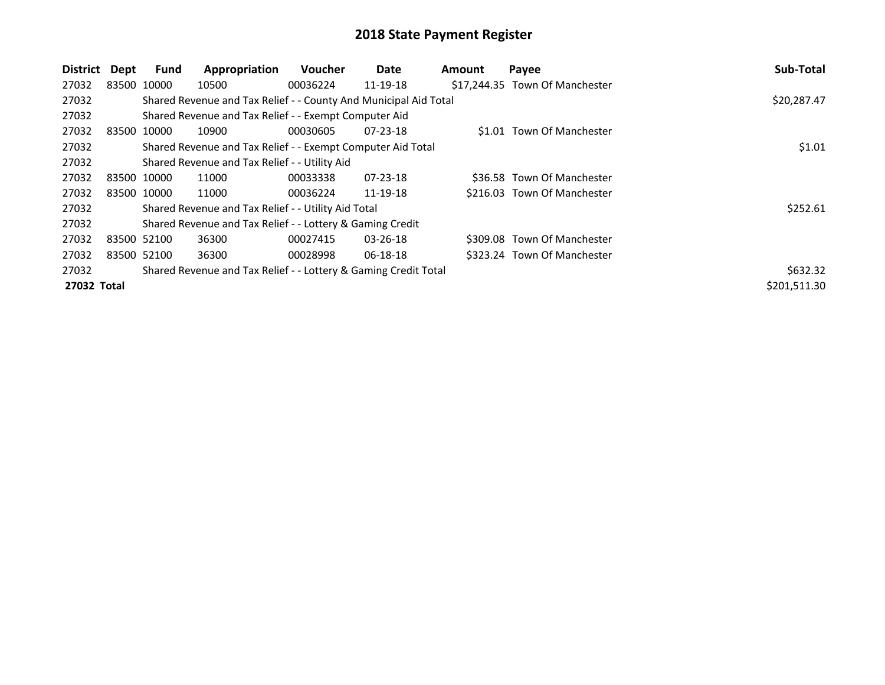# 2018 State Payment Register

| District | Dept | Fund | Appropriation | Voucher | Date | Amount | Payee | Sub-Total |
|---|---|---|---|---|---|---|---|---|
| 27032 | 83500 | 10000 | 10500 | 00036224 | 11-19-18 | $17,244.35 | Town Of Manchester | |
| 27032 | | Shared Revenue and Tax Relief - - County And Municipal Aid Total | | | | | | $20,287.47 |
| 27032 | | Shared Revenue and Tax Relief - - Exempt Computer Aid | | | | | | |
| 27032 | 83500 | 10000 | 10900 | 00030605 | 07-23-18 | $1.01 | Town Of Manchester | |
| 27032 | | Shared Revenue and Tax Relief - - Exempt Computer Aid Total | | | | | | $1.01 |
| 27032 | | Shared Revenue and Tax Relief - - Utility Aid | | | | | | |
| 27032 | 83500 | 10000 | 11000 | 00033338 | 07-23-18 | $36.58 | Town Of Manchester | |
| 27032 | 83500 | 10000 | 11000 | 00036224 | 11-19-18 | $216.03 | Town Of Manchester | |
| 27032 | | Shared Revenue and Tax Relief - - Utility Aid Total | | | | | | $252.61 |
| 27032 | | Shared Revenue and Tax Relief - - Lottery & Gaming Credit | | | | | | |
| 27032 | 83500 | 52100 | 36300 | 00027415 | 03-26-18 | $309.08 | Town Of Manchester | |
| 27032 | 83500 | 52100 | 36300 | 00028998 | 06-18-18 | $323.24 | Town Of Manchester | |
| 27032 | | Shared Revenue and Tax Relief - - Lottery & Gaming Credit Total | | | | | | $632.32 |
| **27032 Total** | | | | | | | | $201,511.30 |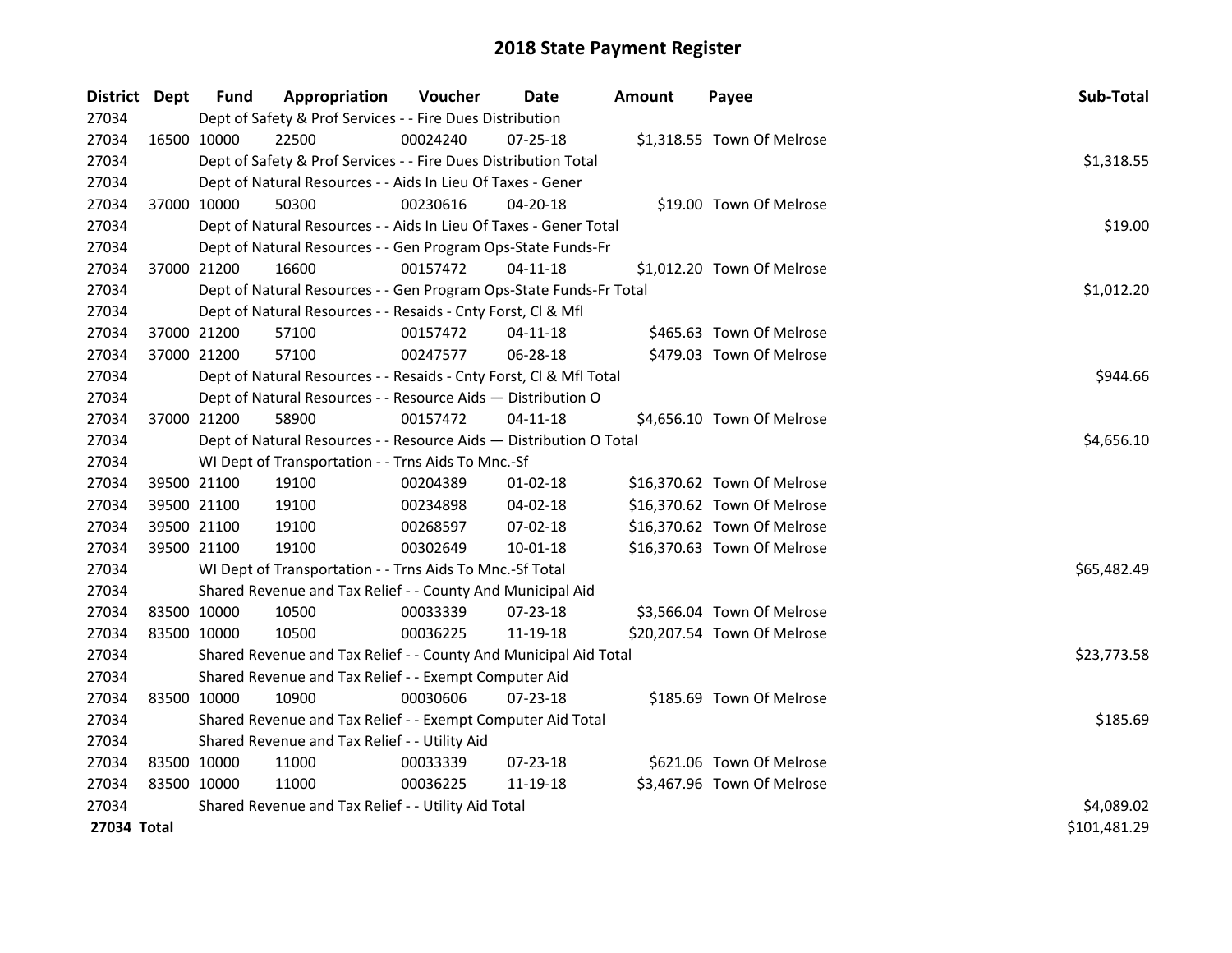# 2018 State Payment Register

| District | Dept | Fund | Appropriation | Voucher | Date | Amount | Payee | Sub-Total |
|---|---|---|---|---|---|---|---|---|
| 27034 | | Dept of Safety & Prof Services - - Fire Dues Distribution | | | | | | |
| 27034 | 16500 | 10000 | 22500 | 00024240 | 07-25-18 | $1,318.55 | Town Of Melrose | |
| 27034 | | Dept of Safety & Prof Services - - Fire Dues Distribution Total | | | | | | $1,318.55 |
| 27034 | | Dept of Natural Resources - - Aids In Lieu Of Taxes - Gener | | | | | | |
| 27034 | 37000 | 10000 | 50300 | 00230616 | 04-20-18 | $19.00 | Town Of Melrose | |
| 27034 | | Dept of Natural Resources - - Aids In Lieu Of Taxes - Gener Total | | | | | | $19.00 |
| 27034 | | Dept of Natural Resources - - Gen Program Ops-State Funds-Fr | | | | | | |
| 27034 | 37000 | 21200 | 16600 | 00157472 | 04-11-18 | $1,012.20 | Town Of Melrose | |
| 27034 | | Dept of Natural Resources - - Gen Program Ops-State Funds-Fr Total | | | | | | $1,012.20 |
| 27034 | | Dept of Natural Resources - - Resaids - Cnty Forst, Cl & Mfl | | | | | | |
| 27034 | 37000 | 21200 | 57100 | 00157472 | 04-11-18 | $465.63 | Town Of Melrose | |
| 27034 | 37000 | 21200 | 57100 | 00247577 | 06-28-18 | $479.03 | Town Of Melrose | |
| 27034 | | Dept of Natural Resources - - Resaids - Cnty Forst, Cl & Mfl Total | | | | | | $944.66 |
| 27034 | | Dept of Natural Resources - - Resource Aids — Distribution O | | | | | | |
| 27034 | 37000 | 21200 | 58900 | 00157472 | 04-11-18 | $4,656.10 | Town Of Melrose | |
| 27034 | | Dept of Natural Resources - - Resource Aids — Distribution O Total | | | | | | $4,656.10 |
| 27034 | | WI Dept of Transportation - - Trns Aids To Mnc.-Sf | | | | | | |
| 27034 | 39500 | 21100 | 19100 | 00204389 | 01-02-18 | $16,370.62 | Town Of Melrose | |
| 27034 | 39500 | 21100 | 19100 | 00234898 | 04-02-18 | $16,370.62 | Town Of Melrose | |
| 27034 | 39500 | 21100 | 19100 | 00268597 | 07-02-18 | $16,370.62 | Town Of Melrose | |
| 27034 | 39500 | 21100 | 19100 | 00302649 | 10-01-18 | $16,370.63 | Town Of Melrose | |
| 27034 | | WI Dept of Transportation - - Trns Aids To Mnc.-Sf Total | | | | | | $65,482.49 |
| 27034 | | Shared Revenue and Tax Relief - - County And Municipal Aid | | | | | | |
| 27034 | 83500 | 10000 | 10500 | 00033339 | 07-23-18 | $3,566.04 | Town Of Melrose | |
| 27034 | 83500 | 10000 | 10500 | 00036225 | 11-19-18 | $20,207.54 | Town Of Melrose | |
| 27034 | | Shared Revenue and Tax Relief - - County And Municipal Aid Total | | | | | | $23,773.58 |
| 27034 | | Shared Revenue and Tax Relief - - Exempt Computer Aid | | | | | | |
| 27034 | 83500 | 10000 | 10900 | 00030606 | 07-23-18 | $185.69 | Town Of Melrose | |
| 27034 | | Shared Revenue and Tax Relief - - Exempt Computer Aid Total | | | | | | $185.69 |
| 27034 | | Shared Revenue and Tax Relief - - Utility Aid | | | | | | |
| 27034 | 83500 | 10000 | 11000 | 00033339 | 07-23-18 | $621.06 | Town Of Melrose | |
| 27034 | 83500 | 10000 | 11000 | 00036225 | 11-19-18 | $3,467.96 | Town Of Melrose | |
| 27034 | | Shared Revenue and Tax Relief - - Utility Aid Total | | | | | | $4,089.02 |
| **27034 Total** | | | | | | | | $101,481.29 |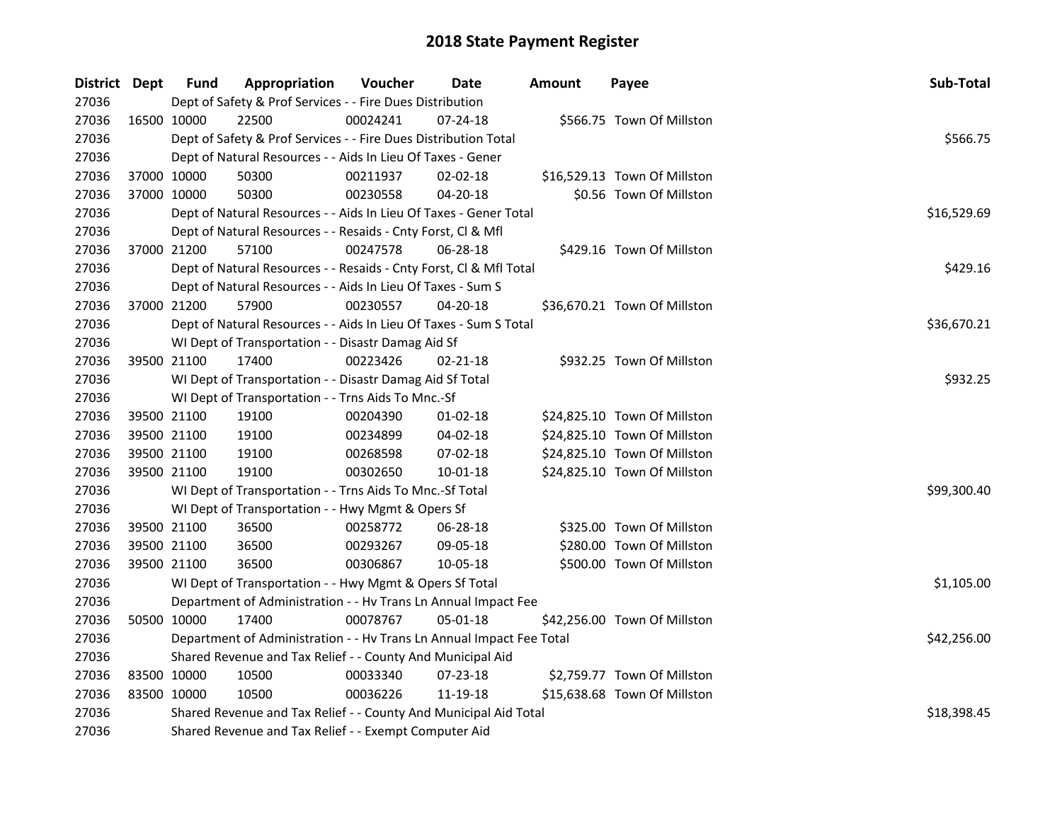# 2018 State Payment Register

| District | Dept | Fund | Appropriation | Voucher | Date | Amount | Payee | Sub-Total |
|---|---|---|---|---|---|---|---|---|
| 27036 | | Dept of Safety & Prof Services - - Fire Dues Distribution | | | | | | |
| 27036 | 16500 | 10000 | 22500 | 00024241 | 07-24-18 | $566.75 | Town Of Millston | |
| 27036 | | Dept of Safety & Prof Services - - Fire Dues Distribution Total | | | | | | $566.75 |
| 27036 | | Dept of Natural Resources - - Aids In Lieu Of Taxes - Gener | | | | | | |
| 27036 | 37000 | 10000 | 50300 | 00211937 | 02-02-18 | $16,529.13 | Town Of Millston | |
| 27036 | 37000 | 10000 | 50300 | 00230558 | 04-20-18 | $0.56 | Town Of Millston | |
| 27036 | | Dept of Natural Resources - - Aids In Lieu Of Taxes - Gener Total | | | | | | $16,529.69 |
| 27036 | | Dept of Natural Resources - - Resaids - Cnty Forst, Cl & Mfl | | | | | | |
| 27036 | 37000 | 21200 | 57100 | 00247578 | 06-28-18 | $429.16 | Town Of Millston | |
| 27036 | | Dept of Natural Resources - - Resaids - Cnty Forst, Cl & Mfl Total | | | | | | $429.16 |
| 27036 | | Dept of Natural Resources - - Aids In Lieu Of Taxes - Sum S | | | | | | |
| 27036 | 37000 | 21200 | 57900 | 00230557 | 04-20-18 | $36,670.21 | Town Of Millston | |
| 27036 | | Dept of Natural Resources - - Aids In Lieu Of Taxes - Sum S Total | | | | | | $36,670.21 |
| 27036 | | WI Dept of Transportation - - Disastr Damag Aid Sf | | | | | | |
| 27036 | 39500 | 21100 | 17400 | 00223426 | 02-21-18 | $932.25 | Town Of Millston | |
| 27036 | | WI Dept of Transportation - - Disastr Damag Aid Sf Total | | | | | | $932.25 |
| 27036 | | WI Dept of Transportation - - Trns Aids To Mnc.-Sf | | | | | | |
| 27036 | 39500 | 21100 | 19100 | 00204390 | 01-02-18 | $24,825.10 | Town Of Millston | |
| 27036 | 39500 | 21100 | 19100 | 00234899 | 04-02-18 | $24,825.10 | Town Of Millston | |
| 27036 | 39500 | 21100 | 19100 | 00268598 | 07-02-18 | $24,825.10 | Town Of Millston | |
| 27036 | 39500 | 21100 | 19100 | 00302650 | 10-01-18 | $24,825.10 | Town Of Millston | |
| 27036 | | WI Dept of Transportation - - Trns Aids To Mnc.-Sf Total | | | | | | $99,300.40 |
| 27036 | | WI Dept of Transportation - - Hwy Mgmt & Opers Sf | | | | | | |
| 27036 | 39500 | 21100 | 36500 | 00258772 | 06-28-18 | $325.00 | Town Of Millston | |
| 27036 | 39500 | 21100 | 36500 | 00293267 | 09-05-18 | $280.00 | Town Of Millston | |
| 27036 | 39500 | 21100 | 36500 | 00306867 | 10-05-18 | $500.00 | Town Of Millston | |
| 27036 | | WI Dept of Transportation - - Hwy Mgmt & Opers Sf Total | | | | | | $1,105.00 |
| 27036 | | Department of Administration - - Hv Trans Ln Annual Impact Fee | | | | | | |
| 27036 | 50500 | 10000 | 17400 | 00078767 | 05-01-18 | $42,256.00 | Town Of Millston | |
| 27036 | | Department of Administration - - Hv Trans Ln Annual Impact Fee Total | | | | | | $42,256.00 |
| 27036 | | Shared Revenue and Tax Relief - - County And Municipal Aid | | | | | | |
| 27036 | 83500 | 10000 | 10500 | 00033340 | 07-23-18 | $2,759.77 | Town Of Millston | |
| 27036 | 83500 | 10000 | 10500 | 00036226 | 11-19-18 | $15,638.68 | Town Of Millston | |
| 27036 | | Shared Revenue and Tax Relief - - County And Municipal Aid Total | | | | | | $18,398.45 |
| 27036 | | Shared Revenue and Tax Relief - - Exempt Computer Aid | | | | | | |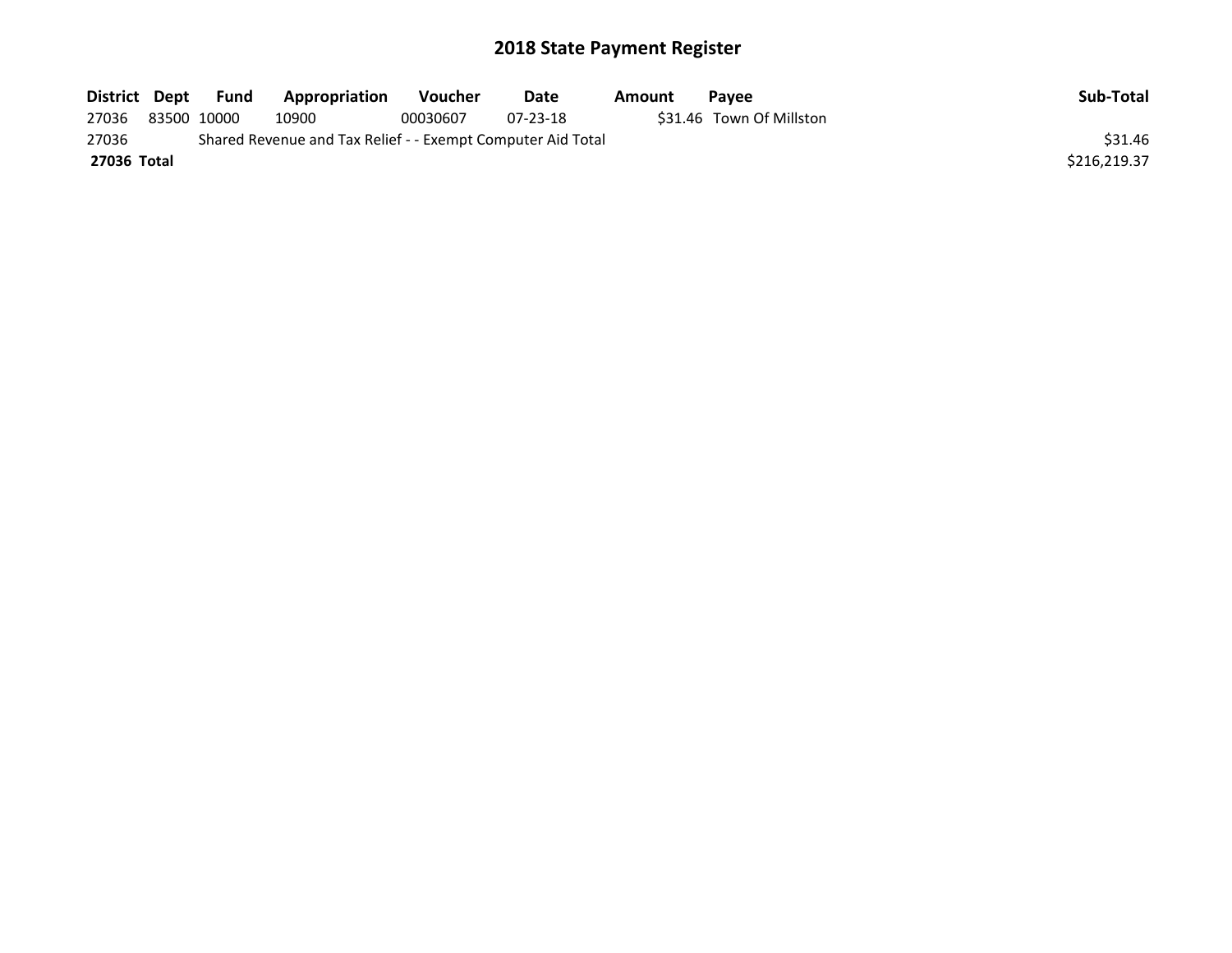# 2018 State Payment Register

| District | Dept | Fund | Appropriation | Voucher | Date | Amount | Payee | Sub-Total |
|---|---|---|---|---|---|---|---|---|
| 27036 | 83500 | 10000 | 10900 | 00030607 | 07-23-18 | $31.46 | Town Of Millston | |
| 27036 | | Shared Revenue and Tax Relief - - Exempt Computer Aid Total | | | | | | $31.46 |
| **27036** | **Total** | | | | | | | $216,219.37 |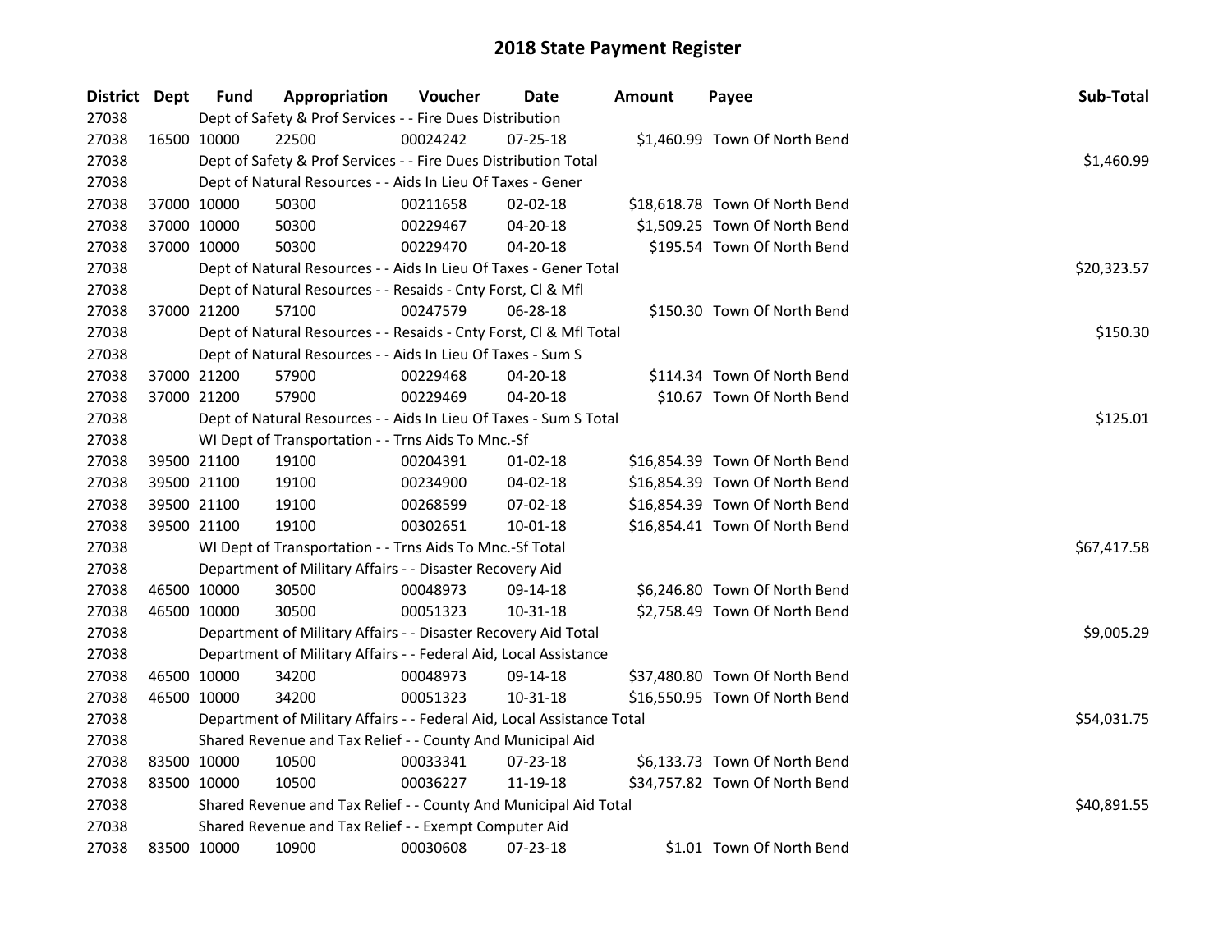# 2018 State Payment Register

| District | Dept | Fund | Appropriation | Voucher | Date | Amount | Payee | Sub-Total |
|---|---|---|---|---|---|---|---|---|
| 27038 | | Dept of Safety & Prof Services - - Fire Dues Distribution | | | | | | |
| 27038 | 16500 | 10000 | 22500 | 00024242 | 07-25-18 | $1,460.99 | Town Of North Bend | |
| 27038 | | Dept of Safety & Prof Services - - Fire Dues Distribution Total | | | | | | $1,460.99 |
| 27038 | | Dept of Natural Resources - - Aids In Lieu Of Taxes - Gener | | | | | | |
| 27038 | 37000 | 10000 | 50300 | 00211658 | 02-02-18 | $18,618.78 | Town Of North Bend | |
| 27038 | 37000 | 10000 | 50300 | 00229467 | 04-20-18 | $1,509.25 | Town Of North Bend | |
| 27038 | 37000 | 10000 | 50300 | 00229470 | 04-20-18 | $195.54 | Town Of North Bend | |
| 27038 | | Dept of Natural Resources - - Aids In Lieu Of Taxes - Gener Total | | | | | | $20,323.57 |
| 27038 | | Dept of Natural Resources - - Resaids - Cnty Forst, Cl & Mfl | | | | | | |
| 27038 | 37000 | 21200 | 57100 | 00247579 | 06-28-18 | $150.30 | Town Of North Bend | |
| 27038 | | Dept of Natural Resources - - Resaids - Cnty Forst, Cl & Mfl Total | | | | | | $150.30 |
| 27038 | | Dept of Natural Resources - - Aids In Lieu Of Taxes - Sum S | | | | | | |
| 27038 | 37000 | 21200 | 57900 | 00229468 | 04-20-18 | $114.34 | Town Of North Bend | |
| 27038 | 37000 | 21200 | 57900 | 00229469 | 04-20-18 | $10.67 | Town Of North Bend | |
| 27038 | | Dept of Natural Resources - - Aids In Lieu Of Taxes - Sum S Total | | | | | | $125.01 |
| 27038 | | WI Dept of Transportation - - Trns Aids To Mnc.-Sf | | | | | | |
| 27038 | 39500 | 21100 | 19100 | 00204391 | 01-02-18 | $16,854.39 | Town Of North Bend | |
| 27038 | 39500 | 21100 | 19100 | 00234900 | 04-02-18 | $16,854.39 | Town Of North Bend | |
| 27038 | 39500 | 21100 | 19100 | 00268599 | 07-02-18 | $16,854.39 | Town Of North Bend | |
| 27038 | 39500 | 21100 | 19100 | 00302651 | 10-01-18 | $16,854.41 | Town Of North Bend | |
| 27038 | | WI Dept of Transportation - - Trns Aids To Mnc.-Sf Total | | | | | | $67,417.58 |
| 27038 | | Department of Military Affairs - - Disaster Recovery Aid | | | | | | |
| 27038 | 46500 | 10000 | 30500 | 00048973 | 09-14-18 | $6,246.80 | Town Of North Bend | |
| 27038 | 46500 | 10000 | 30500 | 00051323 | 10-31-18 | $2,758.49 | Town Of North Bend | |
| 27038 | | Department of Military Affairs - - Disaster Recovery Aid Total | | | | | | $9,005.29 |
| 27038 | | Department of Military Affairs - - Federal Aid, Local Assistance | | | | | | |
| 27038 | 46500 | 10000 | 34200 | 00048973 | 09-14-18 | $37,480.80 | Town Of North Bend | |
| 27038 | 46500 | 10000 | 34200 | 00051323 | 10-31-18 | $16,550.95 | Town Of North Bend | |
| 27038 | | Department of Military Affairs - - Federal Aid, Local Assistance Total | | | | | | $54,031.75 |
| 27038 | | Shared Revenue and Tax Relief - - County And Municipal Aid | | | | | | |
| 27038 | 83500 | 10000 | 10500 | 00033341 | 07-23-18 | $6,133.73 | Town Of North Bend | |
| 27038 | 83500 | 10000 | 10500 | 00036227 | 11-19-18 | $34,757.82 | Town Of North Bend | |
| 27038 | | Shared Revenue and Tax Relief - - County And Municipal Aid Total | | | | | | $40,891.55 |
| 27038 | | Shared Revenue and Tax Relief - - Exempt Computer Aid | | | | | | |
| 27038 | 83500 | 10000 | 10900 | 00030608 | 07-23-18 | $1.01 | Town Of North Bend | |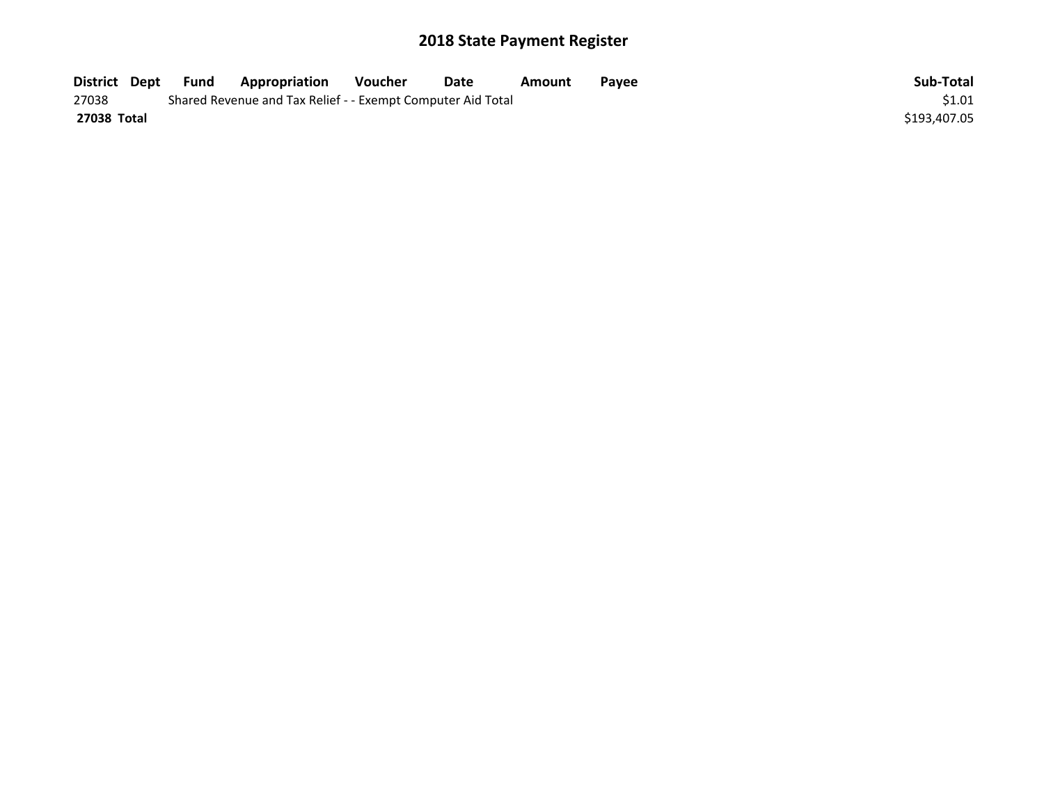# 2018 State Payment Register

| District | Dept | Fund | Appropriation | Voucher | Date | Amount | Payee | Sub-Total |
|---|---|---|---|---|---|---|---|---|
| 27038 | | Shared Revenue and Tax Relief - - Exempt Computer Aid Total | | | | | | $1.01 |
| **27038 Total** | | | | | | | | $193,407.05 |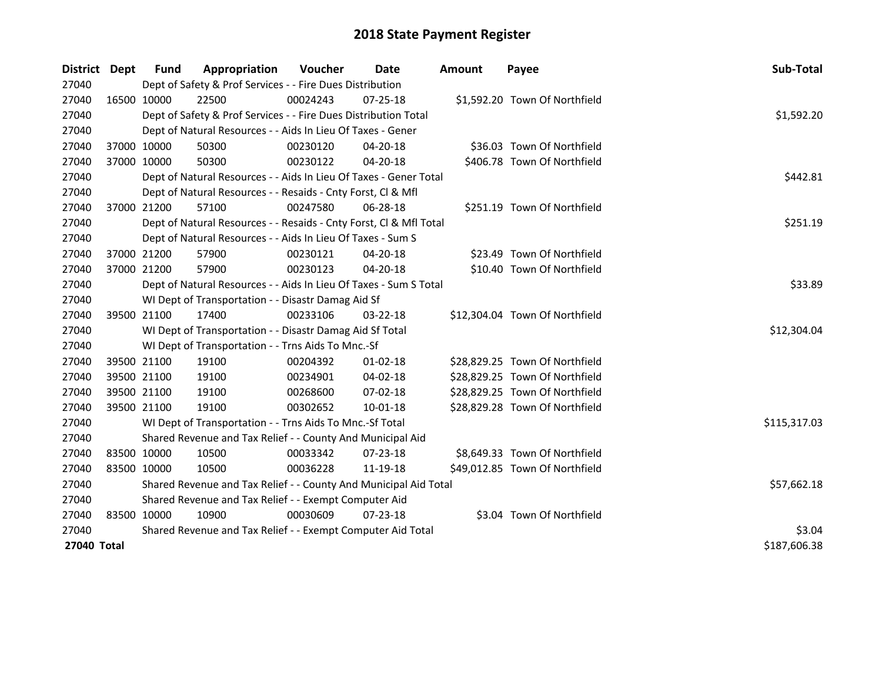# 2018 State Payment Register

| District | Dept | Fund | Appropriation | Voucher | Date | Amount | Payee | Sub-Total |
|---|---|---|---|---|---|---|---|---|
| 27040 | | Dept of Safety & Prof Services - - Fire Dues Distribution | | | | | | |
| 27040 | 16500 | 10000 | 22500 | 00024243 | 07-25-18 | $1,592.20 | Town Of Northfield | |
| 27040 | | Dept of Safety & Prof Services - - Fire Dues Distribution Total | | | | | | $1,592.20 |
| 27040 | | Dept of Natural Resources - - Aids In Lieu Of Taxes - Gener | | | | | | |
| 27040 | 37000 | 10000 | 50300 | 00230120 | 04-20-18 | $36.03 | Town Of Northfield | |
| 27040 | 37000 | 10000 | 50300 | 00230122 | 04-20-18 | $406.78 | Town Of Northfield | |
| 27040 | | Dept of Natural Resources - - Aids In Lieu Of Taxes - Gener Total | | | | | | $442.81 |
| 27040 | | Dept of Natural Resources - - Resaids - Cnty Forst, Cl & Mfl | | | | | | |
| 27040 | 37000 | 21200 | 57100 | 00247580 | 06-28-18 | $251.19 | Town Of Northfield | |
| 27040 | | Dept of Natural Resources - - Resaids - Cnty Forst, Cl & Mfl Total | | | | | | $251.19 |
| 27040 | | Dept of Natural Resources - - Aids In Lieu Of Taxes - Sum S | | | | | | |
| 27040 | 37000 | 21200 | 57900 | 00230121 | 04-20-18 | $23.49 | Town Of Northfield | |
| 27040 | 37000 | 21200 | 57900 | 00230123 | 04-20-18 | $10.40 | Town Of Northfield | |
| 27040 | | Dept of Natural Resources - - Aids In Lieu Of Taxes - Sum S Total | | | | | | $33.89 |
| 27040 | | WI Dept of Transportation - - Disastr Damag Aid Sf | | | | | | |
| 27040 | 39500 | 21100 | 17400 | 00233106 | 03-22-18 | $12,304.04 | Town Of Northfield | |
| 27040 | | WI Dept of Transportation - - Disastr Damag Aid Sf Total | | | | | | $12,304.04 |
| 27040 | | WI Dept of Transportation - - Trns Aids To Mnc.-Sf | | | | | | |
| 27040 | 39500 | 21100 | 19100 | 00204392 | 01-02-18 | $28,829.25 | Town Of Northfield | |
| 27040 | 39500 | 21100 | 19100 | 00234901 | 04-02-18 | $28,829.25 | Town Of Northfield | |
| 27040 | 39500 | 21100 | 19100 | 00268600 | 07-02-18 | $28,829.25 | Town Of Northfield | |
| 27040 | 39500 | 21100 | 19100 | 00302652 | 10-01-18 | $28,829.28 | Town Of Northfield | |
| 27040 | | WI Dept of Transportation - - Trns Aids To Mnc.-Sf Total | | | | | | $115,317.03 |
| 27040 | | Shared Revenue and Tax Relief - - County And Municipal Aid | | | | | | |
| 27040 | 83500 | 10000 | 10500 | 00033342 | 07-23-18 | $8,649.33 | Town Of Northfield | |
| 27040 | 83500 | 10000 | 10500 | 00036228 | 11-19-18 | $49,012.85 | Town Of Northfield | |
| 27040 | | Shared Revenue and Tax Relief - - County And Municipal Aid Total | | | | | | $57,662.18 |
| 27040 | | Shared Revenue and Tax Relief - - Exempt Computer Aid | | | | | | |
| 27040 | 83500 | 10000 | 10900 | 00030609 | 07-23-18 | $3.04 | Town Of Northfield | |
| 27040 | | Shared Revenue and Tax Relief - - Exempt Computer Aid Total | | | | | | $3.04 |
| **27040 Total** | | | | | | | | $187,606.38 |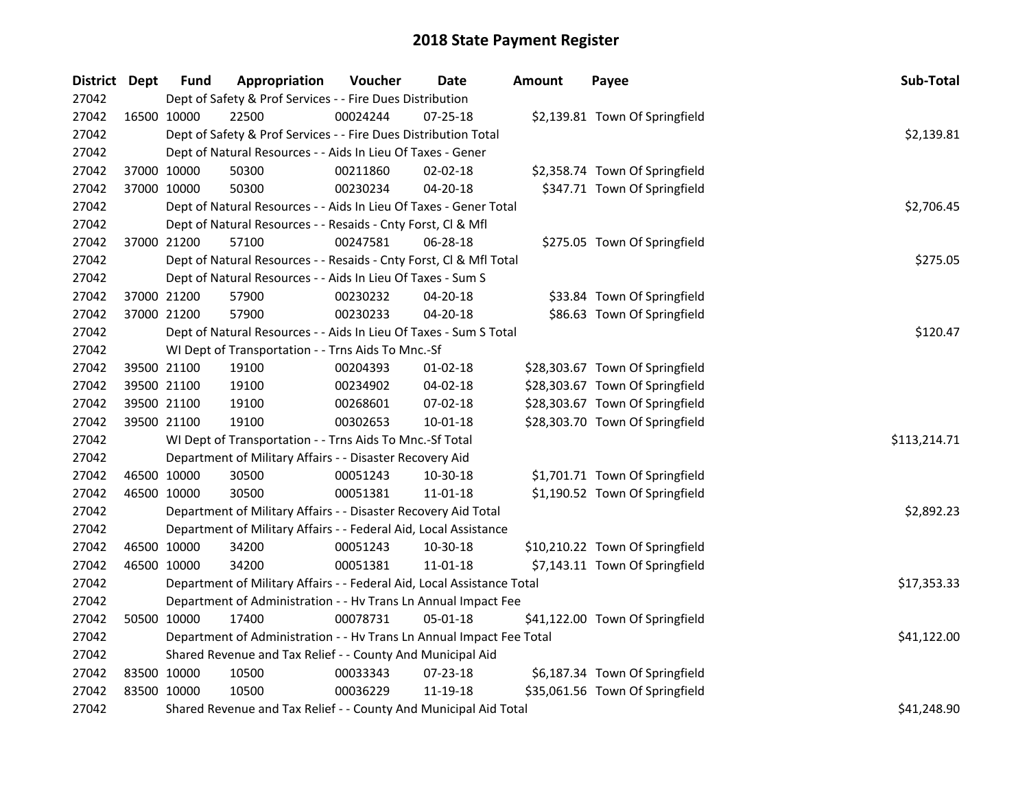# 2018 State Payment Register

| District | Dept | Fund | Appropriation | Voucher | Date | Amount | Payee | Sub-Total |
|---|---|---|---|---|---|---|---|---|
| 27042 | | Dept of Safety & Prof Services - - Fire Dues Distribution | | | | | | |
| 27042 | 16500 | 10000 | 22500 | 00024244 | 07-25-18 | $2,139.81 | Town Of Springfield | |
| 27042 | | Dept of Safety & Prof Services - - Fire Dues Distribution Total | | | | | | $2,139.81 |
| 27042 | | Dept of Natural Resources - - Aids In Lieu Of Taxes - Gener | | | | | | |
| 27042 | 37000 | 10000 | 50300 | 00211860 | 02-02-18 | $2,358.74 | Town Of Springfield | |
| 27042 | 37000 | 10000 | 50300 | 00230234 | 04-20-18 | $347.71 | Town Of Springfield | |
| 27042 | | Dept of Natural Resources - - Aids In Lieu Of Taxes - Gener Total | | | | | | $2,706.45 |
| 27042 | | Dept of Natural Resources - - Resaids - Cnty Forst, Cl & Mfl | | | | | | |
| 27042 | 37000 | 21200 | 57100 | 00247581 | 06-28-18 | $275.05 | Town Of Springfield | |
| 27042 | | Dept of Natural Resources - - Resaids - Cnty Forst, Cl & Mfl Total | | | | | | $275.05 |
| 27042 | | Dept of Natural Resources - - Aids In Lieu Of Taxes - Sum S | | | | | | |
| 27042 | 37000 | 21200 | 57900 | 00230232 | 04-20-18 | $33.84 | Town Of Springfield | |
| 27042 | 37000 | 21200 | 57900 | 00230233 | 04-20-18 | $86.63 | Town Of Springfield | |
| 27042 | | Dept of Natural Resources - - Aids In Lieu Of Taxes - Sum S Total | | | | | | $120.47 |
| 27042 | | WI Dept of Transportation - - Trns Aids To Mnc.-Sf | | | | | | |
| 27042 | 39500 | 21100 | 19100 | 00204393 | 01-02-18 | $28,303.67 | Town Of Springfield | |
| 27042 | 39500 | 21100 | 19100 | 00234902 | 04-02-18 | $28,303.67 | Town Of Springfield | |
| 27042 | 39500 | 21100 | 19100 | 00268601 | 07-02-18 | $28,303.67 | Town Of Springfield | |
| 27042 | 39500 | 21100 | 19100 | 00302653 | 10-01-18 | $28,303.70 | Town Of Springfield | |
| 27042 | | WI Dept of Transportation - - Trns Aids To Mnc.-Sf Total | | | | | | $113,214.71 |
| 27042 | | Department of Military Affairs - - Disaster Recovery Aid | | | | | | |
| 27042 | 46500 | 10000 | 30500 | 00051243 | 10-30-18 | $1,701.71 | Town Of Springfield | |
| 27042 | 46500 | 10000 | 30500 | 00051381 | 11-01-18 | $1,190.52 | Town Of Springfield | |
| 27042 | | Department of Military Affairs - - Disaster Recovery Aid Total | | | | | | $2,892.23 |
| 27042 | | Department of Military Affairs - - Federal Aid, Local Assistance | | | | | | |
| 27042 | 46500 | 10000 | 34200 | 00051243 | 10-30-18 | $10,210.22 | Town Of Springfield | |
| 27042 | 46500 | 10000 | 34200 | 00051381 | 11-01-18 | $7,143.11 | Town Of Springfield | |
| 27042 | | Department of Military Affairs - - Federal Aid, Local Assistance Total | | | | | | $17,353.33 |
| 27042 | | Department of Administration - - Hv Trans Ln Annual Impact Fee | | | | | | |
| 27042 | 50500 | 10000 | 17400 | 00078731 | 05-01-18 | $41,122.00 | Town Of Springfield | |
| 27042 | | Department of Administration - - Hv Trans Ln Annual Impact Fee Total | | | | | | $41,122.00 |
| 27042 | | Shared Revenue and Tax Relief - - County And Municipal Aid | | | | | | |
| 27042 | 83500 | 10000 | 10500 | 00033343 | 07-23-18 | $6,187.34 | Town Of Springfield | |
| 27042 | 83500 | 10000 | 10500 | 00036229 | 11-19-18 | $35,061.56 | Town Of Springfield | |
| 27042 | | Shared Revenue and Tax Relief - - County And Municipal Aid Total | | | | | | $41,248.90 |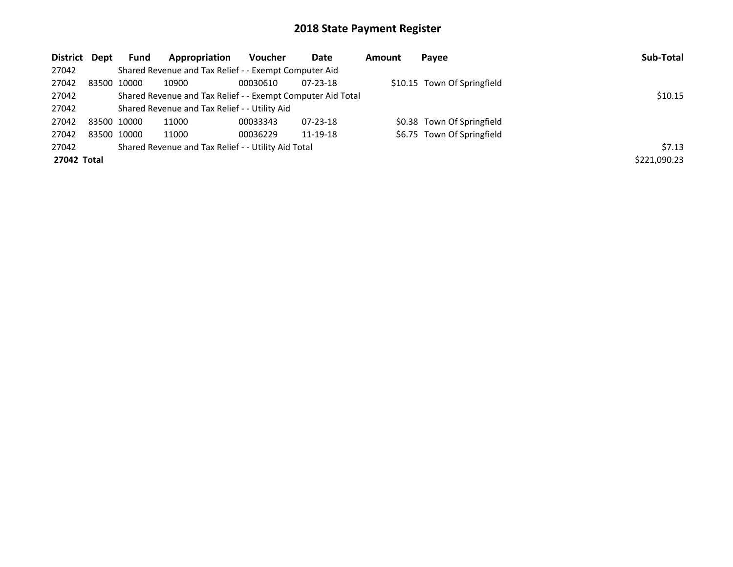# 2018 State Payment Register

| District | Dept | Fund | Appropriation | Voucher | Date | Amount | Payee | Sub-Total |
|---|---|---|---|---|---|---|---|---|
| 27042 | | Shared Revenue and Tax Relief - - Exempt Computer Aid | | | | | | |
| 27042 | 83500 | 10000 | 10900 | 00030610 | 07-23-18 | $10.15 | Town Of Springfield | |
| 27042 | | Shared Revenue and Tax Relief - - Exempt Computer Aid Total | | | | | | $10.15 |
| 27042 | | Shared Revenue and Tax Relief - - Utility Aid | | | | | | |
| 27042 | 83500 | 10000 | 11000 | 00033343 | 07-23-18 | $0.38 | Town Of Springfield | |
| 27042 | 83500 | 10000 | 11000 | 00036229 | 11-19-18 | $6.75 | Town Of Springfield | |
| 27042 | | Shared Revenue and Tax Relief - - Utility Aid Total | | | | | | $7.13 |
| **27042 Total** | | | | | | | | $221,090.23 |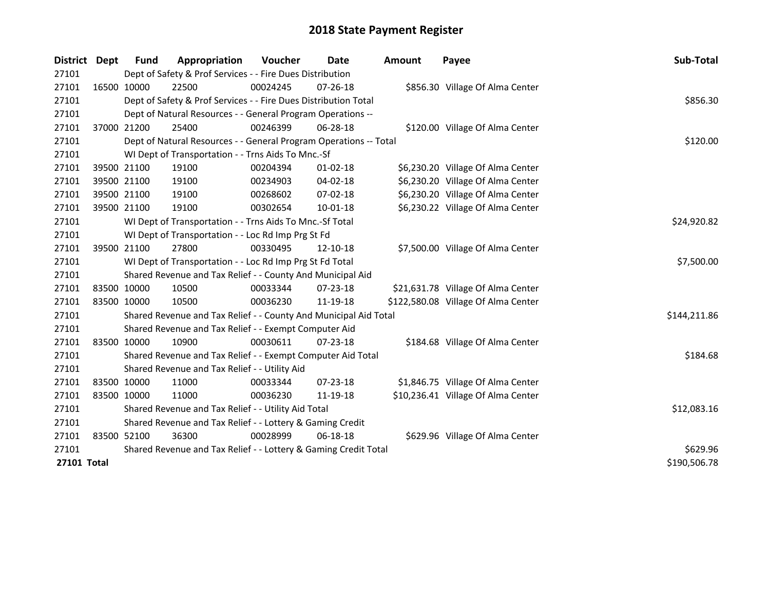# 2018 State Payment Register

| District | Dept | Fund | Appropriation | Voucher | Date | Amount | Payee | Sub-Total |
|---|---|---|---|---|---|---|---|---|
| 27101 | | Dept of Safety & Prof Services - - Fire Dues Distribution | | | | | | |
| 27101 | 16500 | 10000 | 22500 | 00024245 | 07-26-18 | $856.30 | Village Of Alma Center | |
| 27101 | | Dept of Safety & Prof Services - - Fire Dues Distribution Total | | | | | | $856.30 |
| 27101 | | Dept of Natural Resources - - General Program Operations -- | | | | | | |
| 27101 | 37000 | 21200 | 25400 | 00246399 | 06-28-18 | $120.00 | Village Of Alma Center | |
| 27101 | | Dept of Natural Resources - - General Program Operations -- Total | | | | | | $120.00 |
| 27101 | | WI Dept of Transportation - - Trns Aids To Mnc.-Sf | | | | | | |
| 27101 | 39500 | 21100 | 19100 | 00204394 | 01-02-18 | $6,230.20 | Village Of Alma Center | |
| 27101 | 39500 | 21100 | 19100 | 00234903 | 04-02-18 | $6,230.20 | Village Of Alma Center | |
| 27101 | 39500 | 21100 | 19100 | 00268602 | 07-02-18 | $6,230.20 | Village Of Alma Center | |
| 27101 | 39500 | 21100 | 19100 | 00302654 | 10-01-18 | $6,230.22 | Village Of Alma Center | |
| 27101 | | WI Dept of Transportation - - Trns Aids To Mnc.-Sf Total | | | | | | $24,920.82 |
| 27101 | | WI Dept of Transportation - - Loc Rd Imp Prg St Fd | | | | | | |
| 27101 | 39500 | 21100 | 27800 | 00330495 | 12-10-18 | $7,500.00 | Village Of Alma Center | |
| 27101 | | WI Dept of Transportation - - Loc Rd Imp Prg St Fd Total | | | | | | $7,500.00 |
| 27101 | | Shared Revenue and Tax Relief - - County And Municipal Aid | | | | | | |
| 27101 | 83500 | 10000 | 10500 | 00033344 | 07-23-18 | $21,631.78 | Village Of Alma Center | |
| 27101 | 83500 | 10000 | 10500 | 00036230 | 11-19-18 | $122,580.08 | Village Of Alma Center | |
| 27101 | | Shared Revenue and Tax Relief - - County And Municipal Aid Total | | | | | | $144,211.86 |
| 27101 | | Shared Revenue and Tax Relief - - Exempt Computer Aid | | | | | | |
| 27101 | 83500 | 10000 | 10900 | 00030611 | 07-23-18 | $184.68 | Village Of Alma Center | |
| 27101 | | Shared Revenue and Tax Relief - - Exempt Computer Aid Total | | | | | | $184.68 |
| 27101 | | Shared Revenue and Tax Relief - - Utility Aid | | | | | | |
| 27101 | 83500 | 10000 | 11000 | 00033344 | 07-23-18 | $1,846.75 | Village Of Alma Center | |
| 27101 | 83500 | 10000 | 11000 | 00036230 | 11-19-18 | $10,236.41 | Village Of Alma Center | |
| 27101 | | Shared Revenue and Tax Relief - - Utility Aid Total | | | | | | $12,083.16 |
| 27101 | | Shared Revenue and Tax Relief - - Lottery & Gaming Credit | | | | | | |
| 27101 | 83500 | 52100 | 36300 | 00028999 | 06-18-18 | $629.96 | Village Of Alma Center | |
| 27101 | | Shared Revenue and Tax Relief - - Lottery & Gaming Credit Total | | | | | | $629.96 |
| **27101 Total** | | | | | | | | $190,506.78 |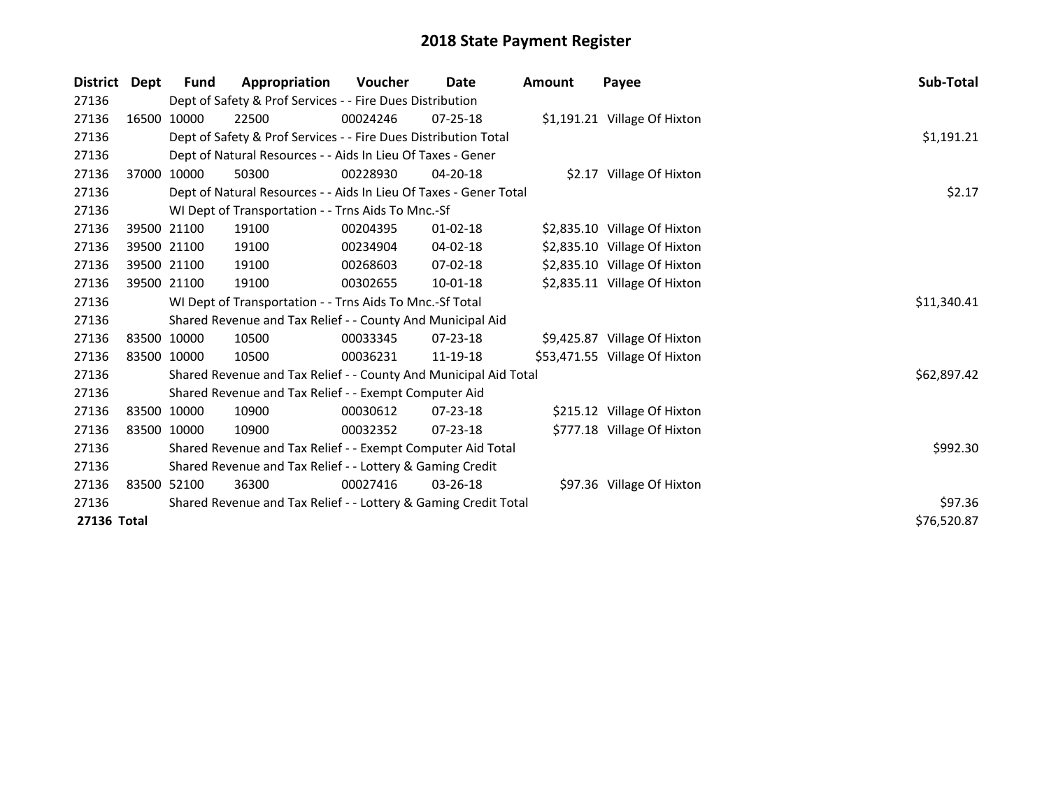# 2018 State Payment Register

| District | Dept | Fund | Appropriation | Voucher | Date | Amount | Payee | Sub-Total |
|---|---|---|---|---|---|---|---|---|
| 27136 | | Dept of Safety & Prof Services - - Fire Dues Distribution | | | | | | |
| 27136 | 16500 | 10000 | 22500 | 00024246 | 07-25-18 | $1,191.21 | Village Of Hixton | |
| 27136 | | Dept of Safety & Prof Services - - Fire Dues Distribution Total | | | | | | $1,191.21 |
| 27136 | | Dept of Natural Resources - - Aids In Lieu Of Taxes - Gener | | | | | | |
| 27136 | 37000 | 10000 | 50300 | 00228930 | 04-20-18 | $2.17 | Village Of Hixton | |
| 27136 | | Dept of Natural Resources - - Aids In Lieu Of Taxes - Gener Total | | | | | | $2.17 |
| 27136 | | WI Dept of Transportation - - Trns Aids To Mnc.-Sf | | | | | | |
| 27136 | 39500 | 21100 | 19100 | 00204395 | 01-02-18 | $2,835.10 | Village Of Hixton | |
| 27136 | 39500 | 21100 | 19100 | 00234904 | 04-02-18 | $2,835.10 | Village Of Hixton | |
| 27136 | 39500 | 21100 | 19100 | 00268603 | 07-02-18 | $2,835.10 | Village Of Hixton | |
| 27136 | 39500 | 21100 | 19100 | 00302655 | 10-01-18 | $2,835.11 | Village Of Hixton | |
| 27136 | | WI Dept of Transportation - - Trns Aids To Mnc.-Sf Total | | | | | | $11,340.41 |
| 27136 | | Shared Revenue and Tax Relief - - County And Municipal Aid | | | | | | |
| 27136 | 83500 | 10000 | 10500 | 00033345 | 07-23-18 | $9,425.87 | Village Of Hixton | |
| 27136 | 83500 | 10000 | 10500 | 00036231 | 11-19-18 | $53,471.55 | Village Of Hixton | |
| 27136 | | Shared Revenue and Tax Relief - - County And Municipal Aid Total | | | | | | $62,897.42 |
| 27136 | | Shared Revenue and Tax Relief - - Exempt Computer Aid | | | | | | |
| 27136 | 83500 | 10000 | 10900 | 00030612 | 07-23-18 | $215.12 | Village Of Hixton | |
| 27136 | 83500 | 10000 | 10900 | 00032352 | 07-23-18 | $777.18 | Village Of Hixton | |
| 27136 | | Shared Revenue and Tax Relief - - Exempt Computer Aid Total | | | | | | $992.30 |
| 27136 | | Shared Revenue and Tax Relief - - Lottery & Gaming Credit | | | | | | |
| 27136 | 83500 | 52100 | 36300 | 00027416 | 03-26-18 | $97.36 | Village Of Hixton | |
| 27136 | | Shared Revenue and Tax Relief - - Lottery & Gaming Credit Total | | | | | | $97.36 |
| **27136 Total** | | | | | | | | $76,520.87 |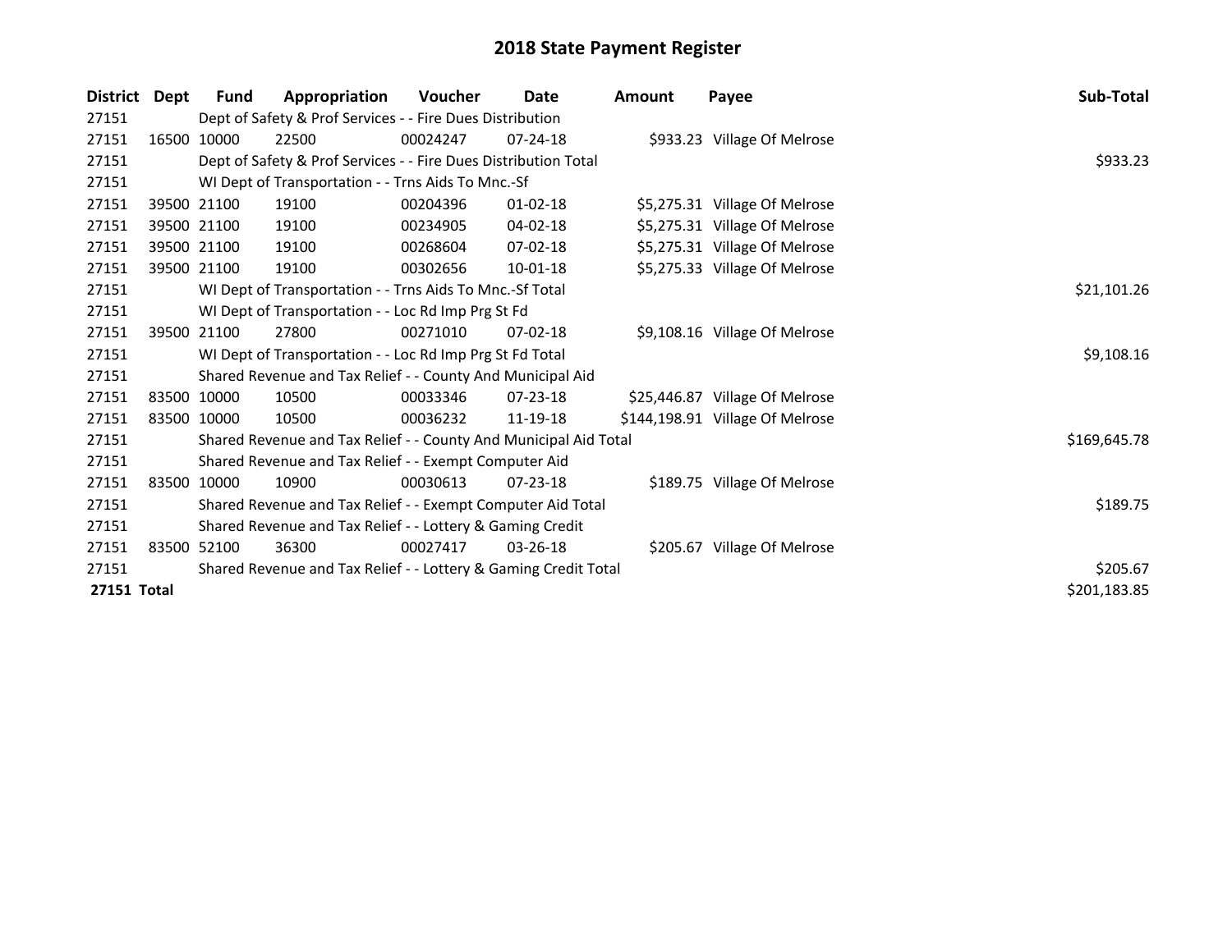# 2018 State Payment Register

| District | Dept | Fund | Appropriation | Voucher | Date | Amount | Payee | Sub-Total |
|---|---|---|---|---|---|---|---|---|
| 27151 | | Dept of Safety & Prof Services - - Fire Dues Distribution | | | | | | |
| 27151 | 16500 | 10000 | 22500 | 00024247 | 07-24-18 | $933.23 | Village Of Melrose | |
| 27151 | | Dept of Safety & Prof Services - - Fire Dues Distribution Total | | | | | | $933.23 |
| 27151 | | WI Dept of Transportation - - Trns Aids To Mnc.-Sf | | | | | | |
| 27151 | 39500 | 21100 | 19100 | 00204396 | 01-02-18 | $5,275.31 | Village Of Melrose | |
| 27151 | 39500 | 21100 | 19100 | 00234905 | 04-02-18 | $5,275.31 | Village Of Melrose | |
| 27151 | 39500 | 21100 | 19100 | 00268604 | 07-02-18 | $5,275.31 | Village Of Melrose | |
| 27151 | 39500 | 21100 | 19100 | 00302656 | 10-01-18 | $5,275.33 | Village Of Melrose | |
| 27151 | | WI Dept of Transportation - - Trns Aids To Mnc.-Sf Total | | | | | | $21,101.26 |
| 27151 | | WI Dept of Transportation - - Loc Rd Imp Prg St Fd | | | | | | |
| 27151 | 39500 | 21100 | 27800 | 00271010 | 07-02-18 | $9,108.16 | Village Of Melrose | |
| 27151 | | WI Dept of Transportation - - Loc Rd Imp Prg St Fd Total | | | | | | $9,108.16 |
| 27151 | | Shared Revenue and Tax Relief - - County And Municipal Aid | | | | | | |
| 27151 | 83500 | 10000 | 10500 | 00033346 | 07-23-18 | $25,446.87 | Village Of Melrose | |
| 27151 | 83500 | 10000 | 10500 | 00036232 | 11-19-18 | $144,198.91 | Village Of Melrose | |
| 27151 | | Shared Revenue and Tax Relief - - County And Municipal Aid Total | | | | | | $169,645.78 |
| 27151 | | Shared Revenue and Tax Relief - - Exempt Computer Aid | | | | | | |
| 27151 | 83500 | 10000 | 10900 | 00030613 | 07-23-18 | $189.75 | Village Of Melrose | |
| 27151 | | Shared Revenue and Tax Relief - - Exempt Computer Aid Total | | | | | | $189.75 |
| 27151 | | Shared Revenue and Tax Relief - - Lottery & Gaming Credit | | | | | | |
| 27151 | 83500 | 52100 | 36300 | 00027417 | 03-26-18 | $205.67 | Village Of Melrose | |
| 27151 | | Shared Revenue and Tax Relief - - Lottery & Gaming Credit Total | | | | | | $205.67 |
| **27151 Total** | | | | | | | | $201,183.85 |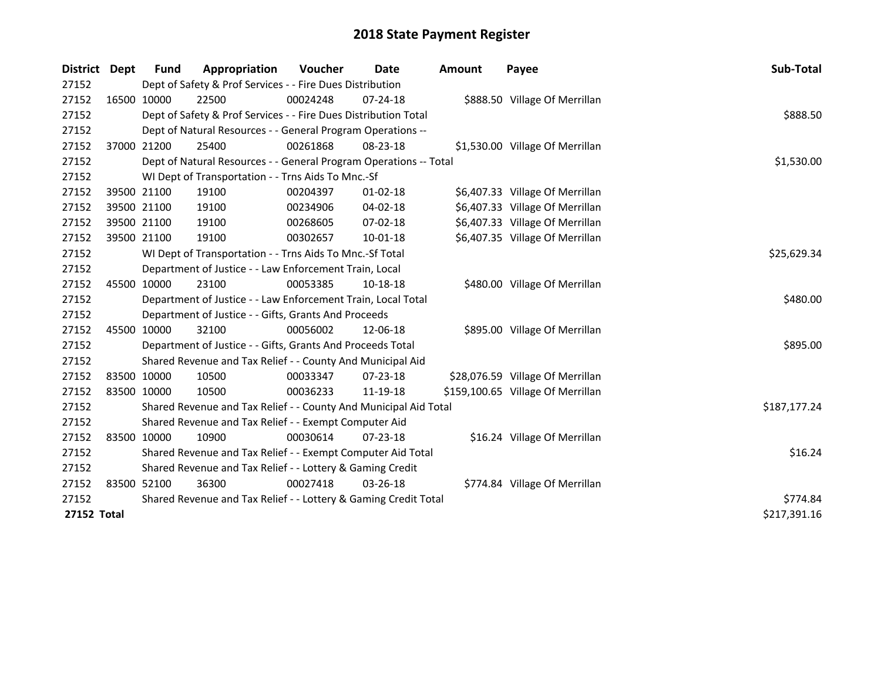# 2018 State Payment Register

| District | Dept | Fund | Appropriation | Voucher | Date | Amount | Payee | Sub-Total |
|---|---|---|---|---|---|---|---|---|
| 27152 | | Dept of Safety & Prof Services - - Fire Dues Distribution | | | | | | |
| 27152 | 16500 | 10000 | 22500 | 00024248 | 07-24-18 | $888.50 | Village Of Merrillan | |
| 27152 | | Dept of Safety & Prof Services - - Fire Dues Distribution Total | | | | | | $888.50 |
| 27152 | | Dept of Natural Resources - - General Program Operations -- | | | | | | |
| 27152 | 37000 | 21200 | 25400 | 00261868 | 08-23-18 | $1,530.00 | Village Of Merrillan | |
| 27152 | | Dept of Natural Resources - - General Program Operations -- Total | | | | | | $1,530.00 |
| 27152 | | WI Dept of Transportation - - Trns Aids To Mnc.-Sf | | | | | | |
| 27152 | 39500 | 21100 | 19100 | 00204397 | 01-02-18 | $6,407.33 | Village Of Merrillan | |
| 27152 | 39500 | 21100 | 19100 | 00234906 | 04-02-18 | $6,407.33 | Village Of Merrillan | |
| 27152 | 39500 | 21100 | 19100 | 00268605 | 07-02-18 | $6,407.33 | Village Of Merrillan | |
| 27152 | 39500 | 21100 | 19100 | 00302657 | 10-01-18 | $6,407.35 | Village Of Merrillan | |
| 27152 | | WI Dept of Transportation - - Trns Aids To Mnc.-Sf Total | | | | | | $25,629.34 |
| 27152 | | Department of Justice - - Law Enforcement Train, Local | | | | | | |
| 27152 | 45500 | 10000 | 23100 | 00053385 | 10-18-18 | $480.00 | Village Of Merrillan | |
| 27152 | | Department of Justice - - Law Enforcement Train, Local Total | | | | | | $480.00 |
| 27152 | | Department of Justice - - Gifts, Grants And Proceeds | | | | | | |
| 27152 | 45500 | 10000 | 32100 | 00056002 | 12-06-18 | $895.00 | Village Of Merrillan | |
| 27152 | | Department of Justice - - Gifts, Grants And Proceeds Total | | | | | | $895.00 |
| 27152 | | Shared Revenue and Tax Relief - - County And Municipal Aid | | | | | | |
| 27152 | 83500 | 10000 | 10500 | 00033347 | 07-23-18 | $28,076.59 | Village Of Merrillan | |
| 27152 | 83500 | 10000 | 10500 | 00036233 | 11-19-18 | $159,100.65 | Village Of Merrillan | |
| 27152 | | Shared Revenue and Tax Relief - - County And Municipal Aid Total | | | | | | $187,177.24 |
| 27152 | | Shared Revenue and Tax Relief - - Exempt Computer Aid | | | | | | |
| 27152 | 83500 | 10000 | 10900 | 00030614 | 07-23-18 | $16.24 | Village Of Merrillan | |
| 27152 | | Shared Revenue and Tax Relief - - Exempt Computer Aid Total | | | | | | $16.24 |
| 27152 | | Shared Revenue and Tax Relief - - Lottery & Gaming Credit | | | | | | |
| 27152 | 83500 | 52100 | 36300 | 00027418 | 03-26-18 | $774.84 | Village Of Merrillan | |
| 27152 | | Shared Revenue and Tax Relief - - Lottery & Gaming Credit Total | | | | | | $774.84 |
| **27152 Total** | | | | | | | | $217,391.16 |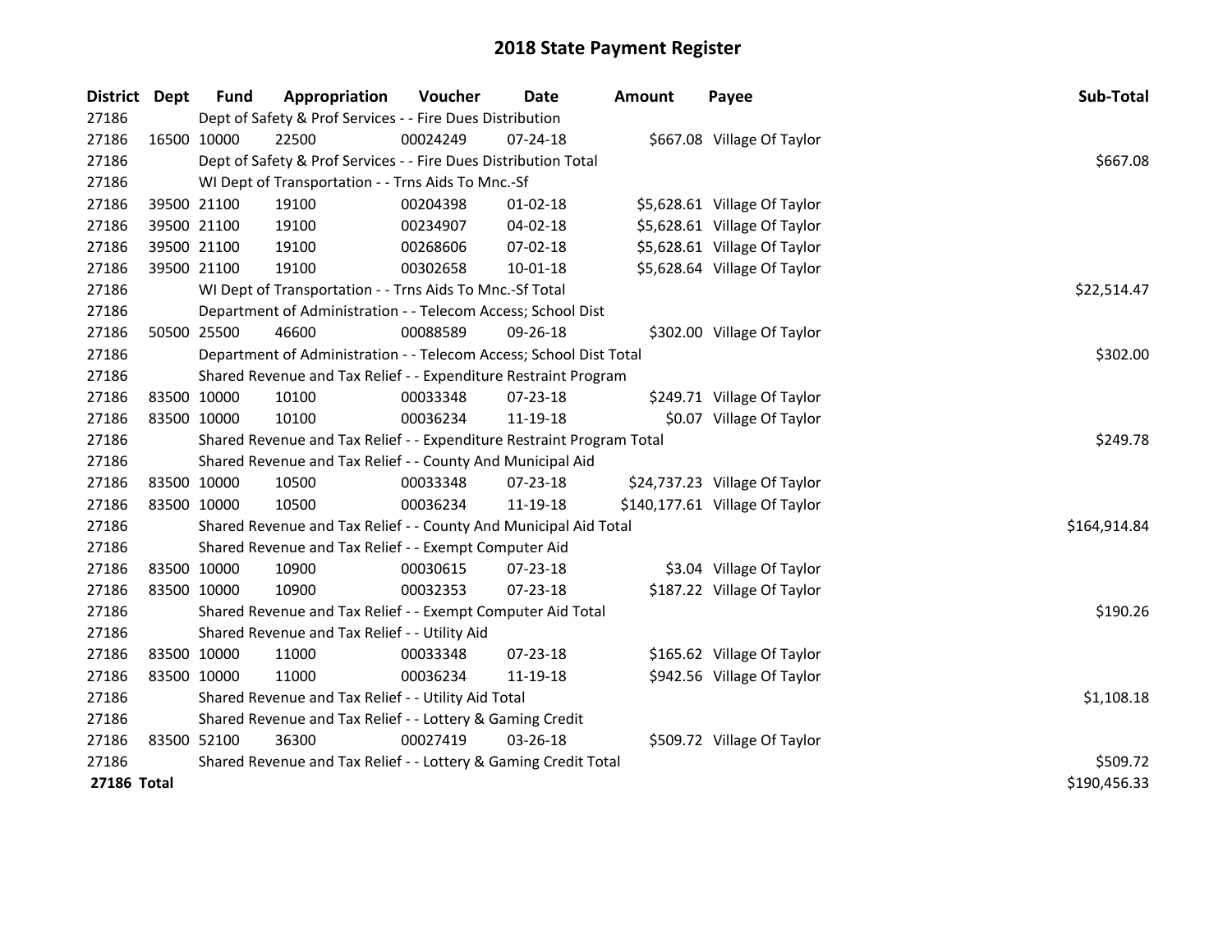# 2018 State Payment Register

| District | Dept | Fund | Appropriation | Voucher | Date | Amount | Payee | Sub-Total |
|---|---|---|---|---|---|---|---|---|
| 27186 | | Dept of Safety & Prof Services - - Fire Dues Distribution | | | | | | |
| 27186 | 16500 | 10000 | 22500 | 00024249 | 07-24-18 | $667.08 | Village Of Taylor | |
| 27186 | | Dept of Safety & Prof Services - - Fire Dues Distribution Total | | | | | | $667.08 |
| 27186 | | WI Dept of Transportation - - Trns Aids To Mnc.-Sf | | | | | | |
| 27186 | 39500 | 21100 | 19100 | 00204398 | 01-02-18 | $5,628.61 | Village Of Taylor | |
| 27186 | 39500 | 21100 | 19100 | 00234907 | 04-02-18 | $5,628.61 | Village Of Taylor | |
| 27186 | 39500 | 21100 | 19100 | 00268606 | 07-02-18 | $5,628.61 | Village Of Taylor | |
| 27186 | 39500 | 21100 | 19100 | 00302658 | 10-01-18 | $5,628.64 | Village Of Taylor | |
| 27186 | | WI Dept of Transportation - - Trns Aids To Mnc.-Sf Total | | | | | | $22,514.47 |
| 27186 | | Department of Administration - - Telecom Access; School Dist | | | | | | |
| 27186 | 50500 | 25500 | 46600 | 00088589 | 09-26-18 | $302.00 | Village Of Taylor | |
| 27186 | | Department of Administration - - Telecom Access; School Dist Total | | | | | | $302.00 |
| 27186 | | Shared Revenue and Tax Relief - - Expenditure Restraint Program | | | | | | |
| 27186 | 83500 | 10000 | 10100 | 00033348 | 07-23-18 | $249.71 | Village Of Taylor | |
| 27186 | 83500 | 10000 | 10100 | 00036234 | 11-19-18 | $0.07 | Village Of Taylor | |
| 27186 | | Shared Revenue and Tax Relief - - Expenditure Restraint Program Total | | | | | | $249.78 |
| 27186 | | Shared Revenue and Tax Relief - - County And Municipal Aid | | | | | | |
| 27186 | 83500 | 10000 | 10500 | 00033348 | 07-23-18 | $24,737.23 | Village Of Taylor | |
| 27186 | 83500 | 10000 | 10500 | 00036234 | 11-19-18 | $140,177.61 | Village Of Taylor | |
| 27186 | | Shared Revenue and Tax Relief - - County And Municipal Aid Total | | | | | | $164,914.84 |
| 27186 | | Shared Revenue and Tax Relief - - Exempt Computer Aid | | | | | | |
| 27186 | 83500 | 10000 | 10900 | 00030615 | 07-23-18 | $3.04 | Village Of Taylor | |
| 27186 | 83500 | 10000 | 10900 | 00032353 | 07-23-18 | $187.22 | Village Of Taylor | |
| 27186 | | Shared Revenue and Tax Relief - - Exempt Computer Aid Total | | | | | | $190.26 |
| 27186 | | Shared Revenue and Tax Relief - - Utility Aid | | | | | | |
| 27186 | 83500 | 10000 | 11000 | 00033348 | 07-23-18 | $165.62 | Village Of Taylor | |
| 27186 | 83500 | 10000 | 11000 | 00036234 | 11-19-18 | $942.56 | Village Of Taylor | |
| 27186 | | Shared Revenue and Tax Relief - - Utility Aid Total | | | | | | $1,108.18 |
| 27186 | | Shared Revenue and Tax Relief - - Lottery & Gaming Credit | | | | | | |
| 27186 | 83500 | 52100 | 36300 | 00027419 | 03-26-18 | $509.72 | Village Of Taylor | |
| 27186 | | Shared Revenue and Tax Relief - - Lottery & Gaming Credit Total | | | | | | $509.72 |
| **27186 Total** | | | | | | | | $190,456.33 |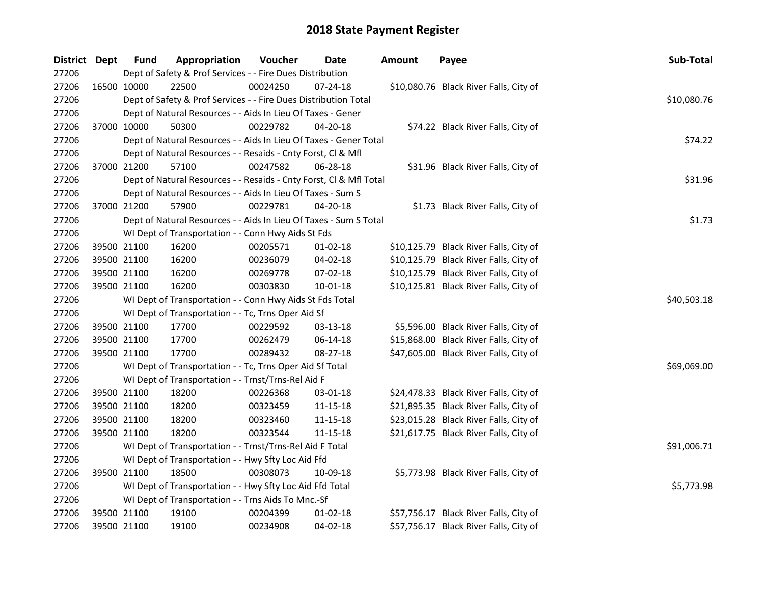# 2018 State Payment Register

| District | Dept | Fund | Appropriation | Voucher | Date | Amount | Payee | Sub-Total |
|---|---|---|---|---|---|---|---|---|
| 27206 | | Dept of Safety & Prof Services - - Fire Dues Distribution | | | | | | |
| 27206 | 16500 | 10000 | 22500 | 00024250 | 07-24-18 | $10,080.76 | Black River Falls, City of | |
| 27206 | | Dept of Safety & Prof Services - - Fire Dues Distribution Total | | | | | | $10,080.76 |
| 27206 | | Dept of Natural Resources - - Aids In Lieu Of Taxes - Gener | | | | | | |
| 27206 | 37000 | 10000 | 50300 | 00229782 | 04-20-18 | $74.22 | Black River Falls, City of | |
| 27206 | | Dept of Natural Resources - - Aids In Lieu Of Taxes - Gener Total | | | | | | $74.22 |
| 27206 | | Dept of Natural Resources - - Resaids - Cnty Forst, Cl & Mfl | | | | | | |
| 27206 | 37000 | 21200 | 57100 | 00247582 | 06-28-18 | $31.96 | Black River Falls, City of | |
| 27206 | | Dept of Natural Resources - - Resaids - Cnty Forst, Cl & Mfl Total | | | | | | $31.96 |
| 27206 | | Dept of Natural Resources - - Aids In Lieu Of Taxes - Sum S | | | | | | |
| 27206 | 37000 | 21200 | 57900 | 00229781 | 04-20-18 | $1.73 | Black River Falls, City of | |
| 27206 | | Dept of Natural Resources - - Aids In Lieu Of Taxes - Sum S Total | | | | | | $1.73 |
| 27206 | | WI Dept of Transportation - - Conn Hwy Aids St Fds | | | | | | |
| 27206 | 39500 | 21100 | 16200 | 00205571 | 01-02-18 | $10,125.79 | Black River Falls, City of | |
| 27206 | 39500 | 21100 | 16200 | 00236079 | 04-02-18 | $10,125.79 | Black River Falls, City of | |
| 27206 | 39500 | 21100 | 16200 | 00269778 | 07-02-18 | $10,125.79 | Black River Falls, City of | |
| 27206 | 39500 | 21100 | 16200 | 00303830 | 10-01-18 | $10,125.81 | Black River Falls, City of | |
| 27206 | | WI Dept of Transportation - - Conn Hwy Aids St Fds Total | | | | | | $40,503.18 |
| 27206 | | WI Dept of Transportation - - Tc, Trns Oper Aid Sf | | | | | | |
| 27206 | 39500 | 21100 | 17700 | 00229592 | 03-13-18 | $5,596.00 | Black River Falls, City of | |
| 27206 | 39500 | 21100 | 17700 | 00262479 | 06-14-18 | $15,868.00 | Black River Falls, City of | |
| 27206 | 39500 | 21100 | 17700 | 00289432 | 08-27-18 | $47,605.00 | Black River Falls, City of | |
| 27206 | | WI Dept of Transportation - - Tc, Trns Oper Aid Sf Total | | | | | | $69,069.00 |
| 27206 | | WI Dept of Transportation - - Trnst/Trns-Rel Aid F | | | | | | |
| 27206 | 39500 | 21100 | 18200 | 00226368 | 03-01-18 | $24,478.33 | Black River Falls, City of | |
| 27206 | 39500 | 21100 | 18200 | 00323459 | 11-15-18 | $21,895.35 | Black River Falls, City of | |
| 27206 | 39500 | 21100 | 18200 | 00323460 | 11-15-18 | $23,015.28 | Black River Falls, City of | |
| 27206 | 39500 | 21100 | 18200 | 00323544 | 11-15-18 | $21,617.75 | Black River Falls, City of | |
| 27206 | | WI Dept of Transportation - - Trnst/Trns-Rel Aid F Total | | | | | | $91,006.71 |
| 27206 | | WI Dept of Transportation - - Hwy Sfty Loc Aid Ffd | | | | | | |
| 27206 | 39500 | 21100 | 18500 | 00308073 | 10-09-18 | $5,773.98 | Black River Falls, City of | |
| 27206 | | WI Dept of Transportation - - Hwy Sfty Loc Aid Ffd Total | | | | | | $5,773.98 |
| 27206 | | WI Dept of Transportation - - Trns Aids To Mnc.-Sf | | | | | | |
| 27206 | 39500 | 21100 | 19100 | 00204399 | 01-02-18 | $57,756.17 | Black River Falls, City of | |
| 27206 | 39500 | 21100 | 19100 | 00234908 | 04-02-18 | $57,756.17 | Black River Falls, City of | |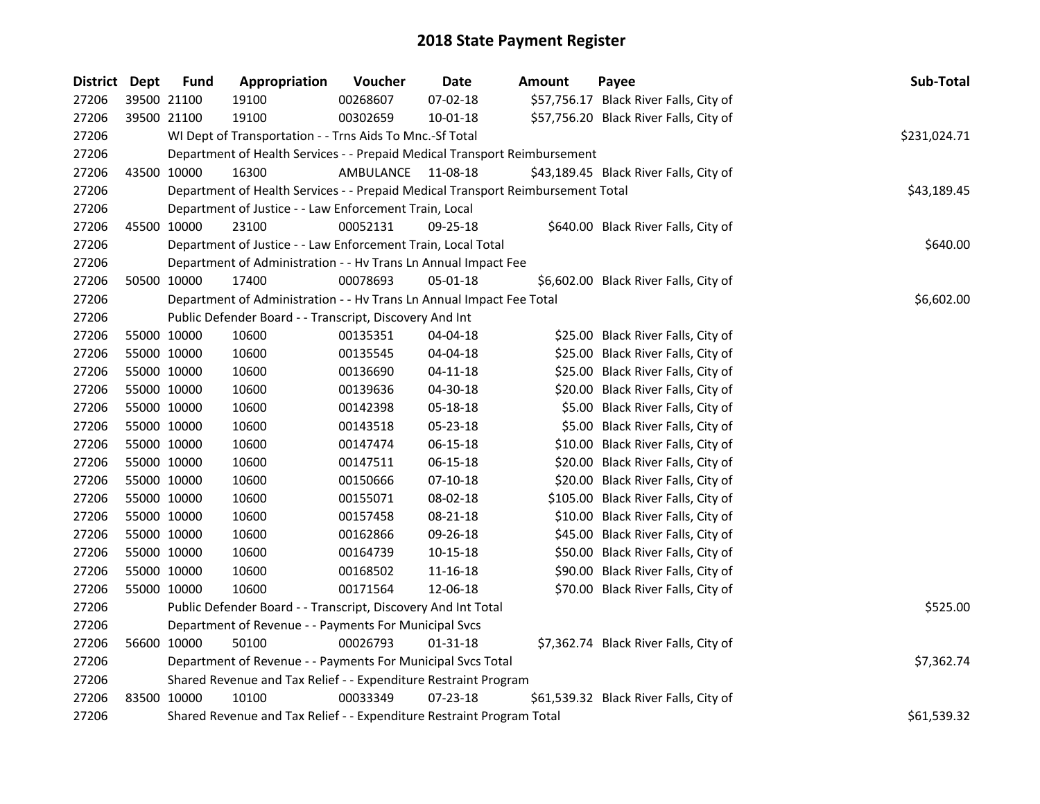## 2018 State Payment Register

| District | Dept | Fund | Appropriation | Voucher | Date | Amount | Payee | Sub-Total |
|---|---|---|---|---|---|---|---|---|
| 27206 | 39500 | 21100 | 19100 | 00268607 | 07-02-18 | $57,756.17 | Black River Falls, City of | |
| 27206 | 39500 | 21100 | 19100 | 00302659 | 10-01-18 | $57,756.20 | Black River Falls, City of | |
| 27206 | | WI Dept of Transportation - - Trns Aids To Mnc.-Sf Total | | | | | | $231,024.71 |
| 27206 | | Department of Health Services - - Prepaid Medical Transport Reimbursement | | | | | | |
| 27206 | 43500 | 10000 | 16300 | AMBULANCE | 11-08-18 | $43,189.45 | Black River Falls, City of | |
| 27206 | | Department of Health Services - - Prepaid Medical Transport Reimbursement Total | | | | | | $43,189.45 |
| 27206 | | Department of Justice - - Law Enforcement Train, Local | | | | | | |
| 27206 | 45500 | 10000 | 23100 | 00052131 | 09-25-18 | $640.00 | Black River Falls, City of | |
| 27206 | | Department of Justice - - Law Enforcement Train, Local Total | | | | | | $640.00 |
| 27206 | | Department of Administration - - Hv Trans Ln Annual Impact Fee | | | | | | |
| 27206 | 50500 | 10000 | 17400 | 00078693 | 05-01-18 | $6,602.00 | Black River Falls, City of | |
| 27206 | | Department of Administration - - Hv Trans Ln Annual Impact Fee Total | | | | | | $6,602.00 |
| 27206 | | Public Defender Board - - Transcript, Discovery And Int | | | | | | |
| 27206 | 55000 | 10000 | 10600 | 00135351 | 04-04-18 | $25.00 | Black River Falls, City of | |
| 27206 | 55000 | 10000 | 10600 | 00135545 | 04-04-18 | $25.00 | Black River Falls, City of | |
| 27206 | 55000 | 10000 | 10600 | 00136690 | 04-11-18 | $25.00 | Black River Falls, City of | |
| 27206 | 55000 | 10000 | 10600 | 00139636 | 04-30-18 | $20.00 | Black River Falls, City of | |
| 27206 | 55000 | 10000 | 10600 | 00142398 | 05-18-18 | $5.00 | Black River Falls, City of | |
| 27206 | 55000 | 10000 | 10600 | 00143518 | 05-23-18 | $5.00 | Black River Falls, City of | |
| 27206 | 55000 | 10000 | 10600 | 00147474 | 06-15-18 | $10.00 | Black River Falls, City of | |
| 27206 | 55000 | 10000 | 10600 | 00147511 | 06-15-18 | $20.00 | Black River Falls, City of | |
| 27206 | 55000 | 10000 | 10600 | 00150666 | 07-10-18 | $20.00 | Black River Falls, City of | |
| 27206 | 55000 | 10000 | 10600 | 00155071 | 08-02-18 | $105.00 | Black River Falls, City of | |
| 27206 | 55000 | 10000 | 10600 | 00157458 | 08-21-18 | $10.00 | Black River Falls, City of | |
| 27206 | 55000 | 10000 | 10600 | 00162866 | 09-26-18 | $45.00 | Black River Falls, City of | |
| 27206 | 55000 | 10000 | 10600 | 00164739 | 10-15-18 | $50.00 | Black River Falls, City of | |
| 27206 | 55000 | 10000 | 10600 | 00168502 | 11-16-18 | $90.00 | Black River Falls, City of | |
| 27206 | 55000 | 10000 | 10600 | 00171564 | 12-06-18 | $70.00 | Black River Falls, City of | |
| 27206 | | Public Defender Board - - Transcript, Discovery And Int Total | | | | | | $525.00 |
| 27206 | | Department of Revenue - - Payments For Municipal Svcs | | | | | | |
| 27206 | 56600 | 10000 | 50100 | 00026793 | 01-31-18 | $7,362.74 | Black River Falls, City of | |
| 27206 | | Department of Revenue - - Payments For Municipal Svcs Total | | | | | | $7,362.74 |
| 27206 | | Shared Revenue and Tax Relief - - Expenditure Restraint Program | | | | | | |
| 27206 | 83500 | 10000 | 10100 | 00033349 | 07-23-18 | $61,539.32 | Black River Falls, City of | |
| 27206 | | Shared Revenue and Tax Relief - - Expenditure Restraint Program Total | | | | | | $61,539.32 |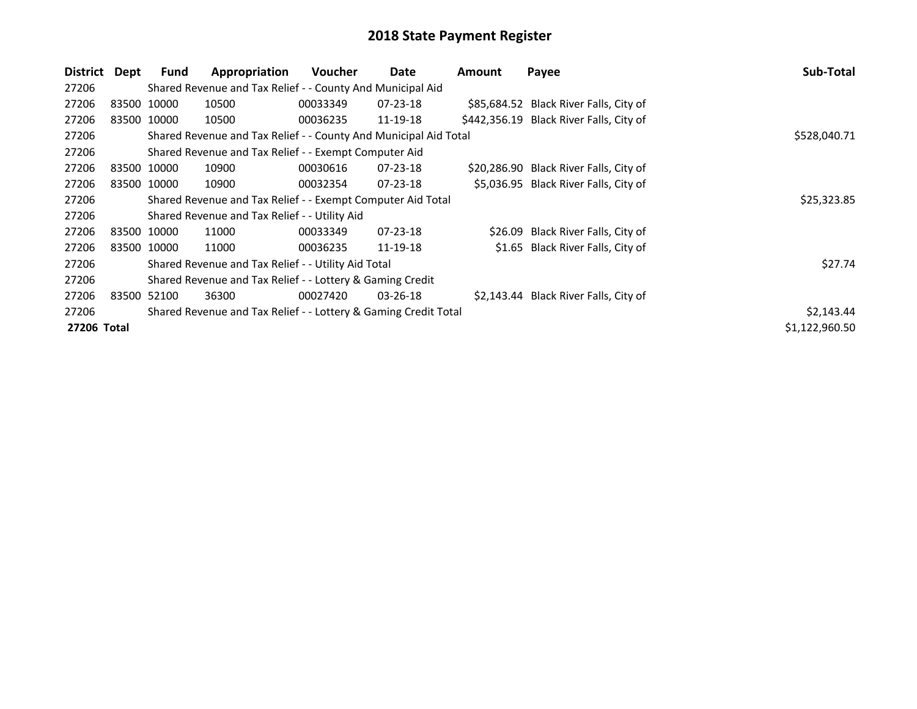# 2018 State Payment Register

| District | Dept | Fund | Appropriation | Voucher | Date | Amount | Payee | Sub-Total |
|---|---|---|---|---|---|---|---|---|
| 27206 | | Shared Revenue and Tax Relief - - County And Municipal Aid | | | | | | |
| 27206 | 83500 | 10000 | 10500 | 00033349 | 07-23-18 | $85,684.52 | Black River Falls, City of | |
| 27206 | 83500 | 10000 | 10500 | 00036235 | 11-19-18 | $442,356.19 | Black River Falls, City of | |
| 27206 | | Shared Revenue and Tax Relief - - County And Municipal Aid Total | | | | | | $528,040.71 |
| 27206 | | Shared Revenue and Tax Relief - - Exempt Computer Aid | | | | | | |
| 27206 | 83500 | 10000 | 10900 | 00030616 | 07-23-18 | $20,286.90 | Black River Falls, City of | |
| 27206 | 83500 | 10000 | 10900 | 00032354 | 07-23-18 | $5,036.95 | Black River Falls, City of | |
| 27206 | | Shared Revenue and Tax Relief - - Exempt Computer Aid Total | | | | | | $25,323.85 |
| 27206 | | Shared Revenue and Tax Relief - - Utility Aid | | | | | | |
| 27206 | 83500 | 10000 | 11000 | 00033349 | 07-23-18 | $26.09 | Black River Falls, City of | |
| 27206 | 83500 | 10000 | 11000 | 00036235 | 11-19-18 | $1.65 | Black River Falls, City of | |
| 27206 | | Shared Revenue and Tax Relief - - Utility Aid Total | | | | | | $27.74 |
| 27206 | | Shared Revenue and Tax Relief - - Lottery & Gaming Credit | | | | | | |
| 27206 | 83500 | 52100 | 36300 | 00027420 | 03-26-18 | $2,143.44 | Black River Falls, City of | |
| 27206 | | Shared Revenue and Tax Relief - - Lottery & Gaming Credit Total | | | | | | $2,143.44 |
| **27206 Total** | | | | | | | | $1,122,960.50 |